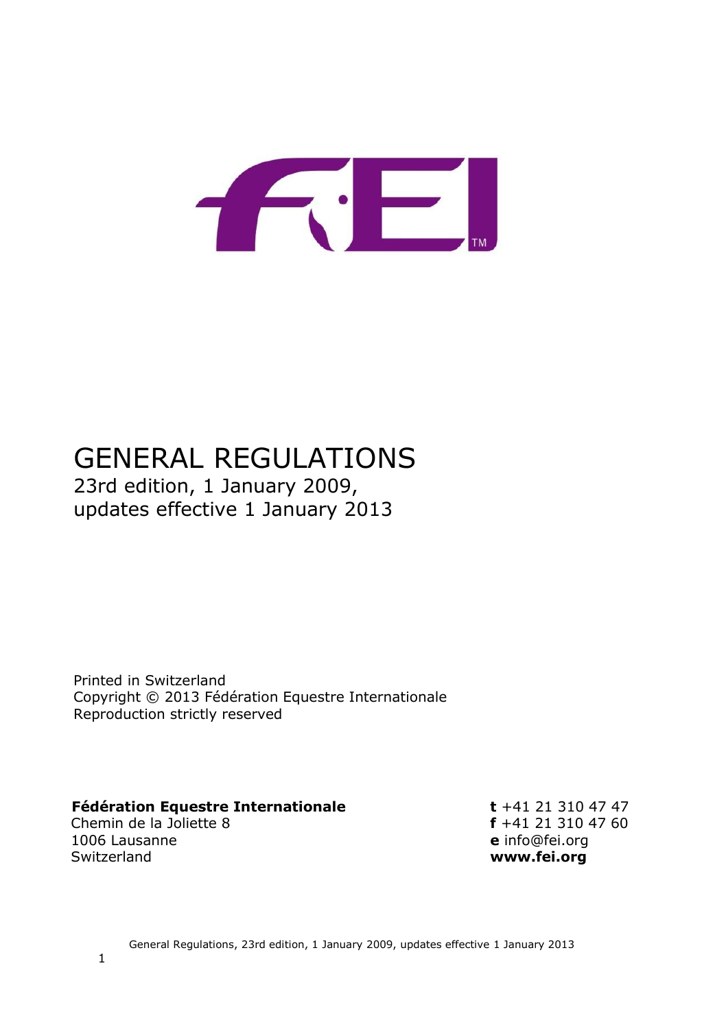# GENERAL REGULATIONS

23rd edition, 1 January 2009,
updates effective 1 January 2013

Printed in Switzerland
Copyright © 2013 Fédération Equestre Internationale
Reproduction strictly reserved

**Fédération Equestre Internationale**
Chemin de la Joliette 8
1006 Lausanne
Switzerland

**t** +41 21 310 47 47
**f** +41 21 310 47 60
**e** info@fei.org
**www.fei.org**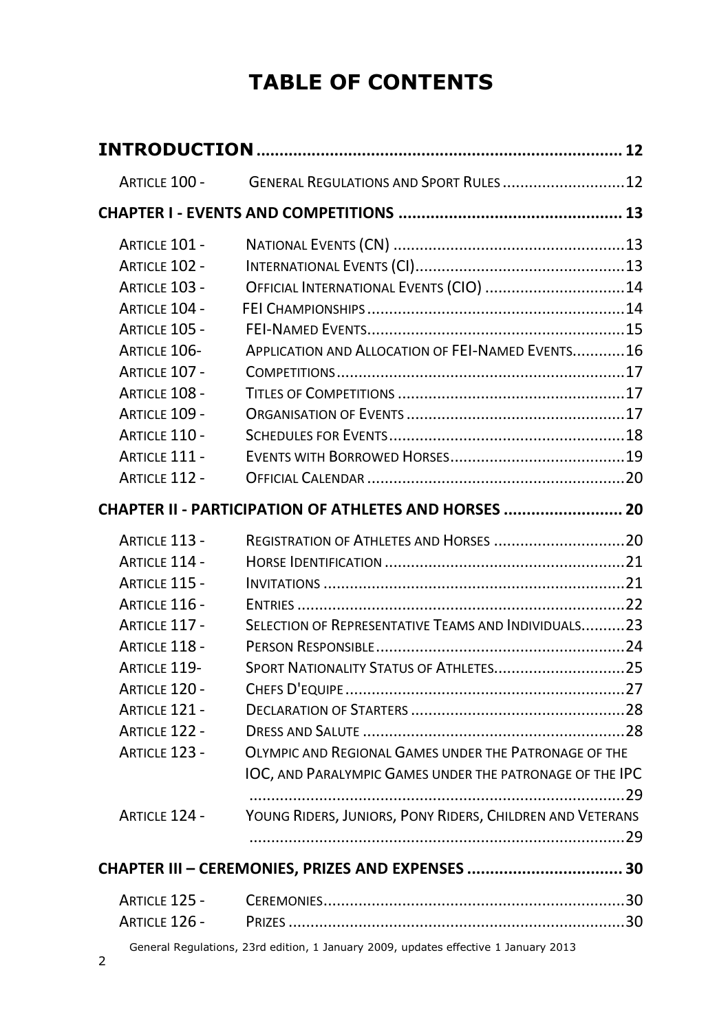# TABLE OF CONTENTS

**INTRODUCTION** ..... 12

| | | |
|---|---|---|
| Article 100 - | General Regulations and Sport Rules | 12 |

**CHAPTER I - EVENTS AND COMPETITIONS** ..... 13

| | | |
|---|---|---|
| Article 101 - | National Events (CN) | 13 |
| Article 102 - | International Events (CI) | 13 |
| Article 103 - | Official International Events (CIO) | 14 |
| Article 104 - | FEI Championships | 14 |
| Article 105 - | FEI-Named Events | 15 |
| Article 106- | Application and Allocation of FEI-Named Events | 16 |
| Article 107 - | Competitions | 17 |
| Article 108 - | Titles of Competitions | 17 |
| Article 109 - | Organisation of Events | 17 |
| Article 110 - | Schedules for Events | 18 |
| Article 111 - | Events with Borrowed Horses | 19 |
| Article 112 - | Official Calendar | 20 |

**CHAPTER II - PARTICIPATION OF ATHLETES AND HORSES** ..... 20

| | | |
|---|---|---|
| Article 113 - | Registration of Athletes and Horses | 20 |
| Article 114 - | Horse Identification | 21 |
| Article 115 - | Invitations | 21 |
| Article 116 - | Entries | 22 |
| Article 117 - | Selection of Representative Teams and Individuals | 23 |
| Article 118 - | Person Responsible | 24 |
| Article 119- | Sport Nationality Status of Athletes | 25 |
| Article 120 - | Chefs D'equipe | 27 |
| Article 121 - | Declaration of Starters | 28 |
| Article 122 - | Dress and Salute | 28 |
| Article 123 - | Olympic and Regional Games under the Patronage of the IOC, and Paralympic Games under the patronage of the IPC | 29 |
| Article 124 - | Young Riders, Juniors, Pony Riders, Children and Veterans | 29 |

**CHAPTER III – CEREMONIES, PRIZES AND EXPENSES** ..... 30

| | | |
|---|---|---|
| Article 125 - | Ceremonies | 30 |
| Article 126 - | Prizes | 30 |

General Regulations, 23rd edition, 1 January 2009, updates effective 1 January 2013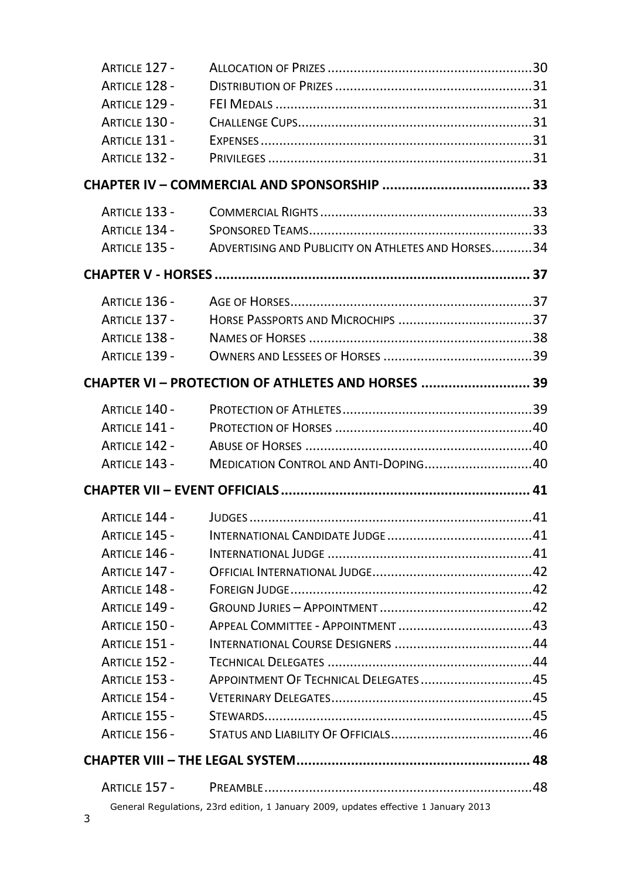| | | |
|---|---|---|
| Article 127 - | Allocation of Prizes | 30 |
| Article 128 - | Distribution of Prizes | 31 |
| Article 129 - | FEI Medals | 31 |
| Article 130 - | Challenge Cups | 31 |
| Article 131 - | Expenses | 31 |
| Article 132 - | Privileges | 31 |

**CHAPTER IV – COMMERCIAL AND SPONSORSHIP ...................................... 33**

| | | |
|---|---|---|
| Article 133 - | Commercial Rights | 33 |
| Article 134 - | Sponsored Teams | 33 |
| Article 135 - | Advertising and Publicity on Athletes and Horses | 34 |

**CHAPTER V - HORSES ................................................................................. 37**

| | | |
|---|---|---|
| Article 136 - | Age of Horses | 37 |
| Article 137 - | Horse Passports and Microchips | 37 |
| Article 138 - | Names of Horses | 38 |
| Article 139 - | Owners and Lessees of Horses | 39 |

**CHAPTER VI – PROTECTION OF ATHLETES AND HORSES ............................ 39**

| | | |
|---|---|---|
| Article 140 - | Protection of Athletes | 39 |
| Article 141 - | Protection of Horses | 40 |
| Article 142 - | Abuse of Horses | 40 |
| Article 143 - | Medication Control and Anti-Doping | 40 |

**CHAPTER VII – EVENT OFFICIALS ................................................................ 41**

| | | |
|---|---|---|
| Article 144 - | Judges | 41 |
| Article 145 - | International Candidate Judge | 41 |
| Article 146 - | International Judge | 41 |
| Article 147 - | Official International Judge | 42 |
| Article 148 - | Foreign Judge | 42 |
| Article 149 - | Ground Juries – Appointment | 42 |
| Article 150 - | Appeal Committee - Appointment | 43 |
| Article 151 - | International Course Designers | 44 |
| Article 152 - | Technical Delegates | 44 |
| Article 153 - | Appointment Of Technical Delegates | 45 |
| Article 154 - | Veterinary Delegates | 45 |
| Article 155 - | Stewards | 45 |
| Article 156 - | Status and Liability Of Officials | 46 |

**CHAPTER VIII – THE LEGAL SYSTEM ............................................................ 48**

| | | |
|---|---|---|
| Article 157 - | Preamble | 48 |

General Regulations, 23rd edition, 1 January 2009, updates effective 1 January 2013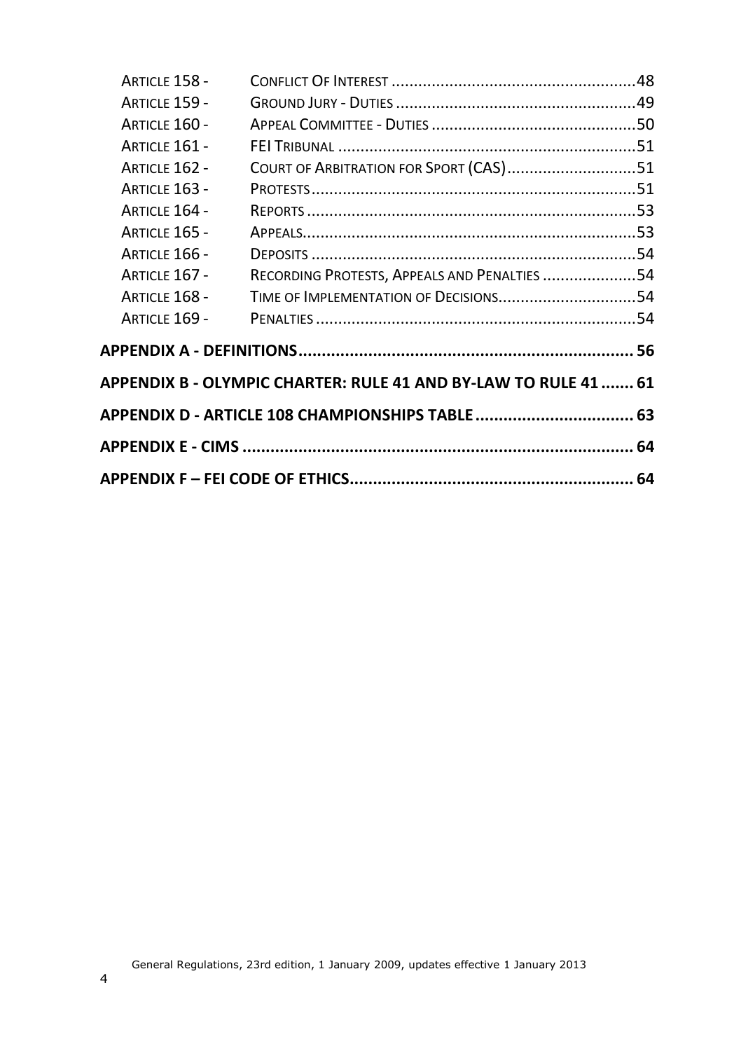| | | |
|---|---|---|
| ARTICLE 158 - | CONFLICT OF INTEREST | 48 |
| ARTICLE 159 - | GROUND JURY - DUTIES | 49 |
| ARTICLE 160 - | APPEAL COMMITTEE - DUTIES | 50 |
| ARTICLE 161 - | FEI TRIBUNAL | 51 |
| ARTICLE 162 - | COURT OF ARBITRATION FOR SPORT (CAS) | 51 |
| ARTICLE 163 - | PROTESTS | 51 |
| ARTICLE 164 - | REPORTS | 53 |
| ARTICLE 165 - | APPEALS | 53 |
| ARTICLE 166 - | DEPOSITS | 54 |
| ARTICLE 167 - | RECORDING PROTESTS, APPEALS AND PENALTIES | 54 |
| ARTICLE 168 - | TIME OF IMPLEMENTATION OF DECISIONS | 54 |
| ARTICLE 169 - | PENALTIES | 54 |

**APPENDIX A - DEFINITIONS** ........ 56

**APPENDIX B - OLYMPIC CHARTER: RULE 41 AND BY-LAW TO RULE 41** ........ 61

**APPENDIX D - ARTICLE 108 CHAMPIONSHIPS TABLE** ........ 63

**APPENDIX E - CIMS** ........ 64

**APPENDIX F – FEI CODE OF ETHICS** ........ 64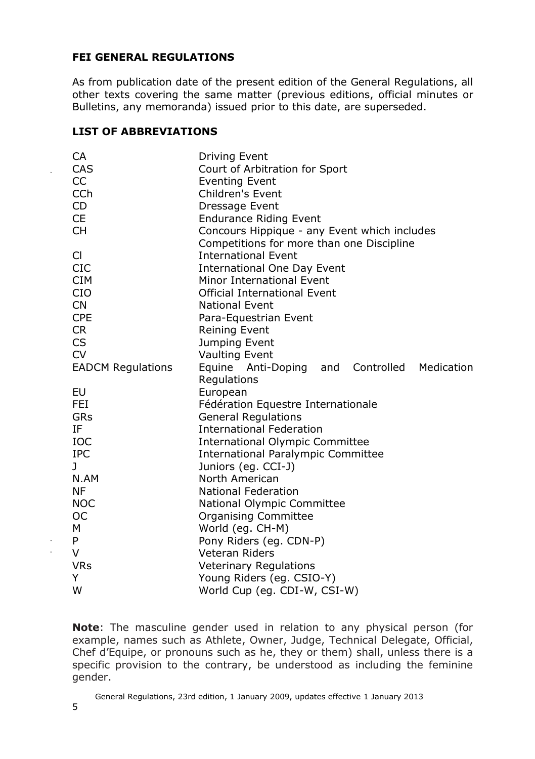## FEI GENERAL REGULATIONS

As from publication date of the present edition of the General Regulations, all other texts covering the same matter (previous editions, official minutes or Bulletins, any memoranda) issued prior to this date, are superseded.

## LIST OF ABBREVIATIONS

| | |
|---|---|
| CA | Driving Event |
| CAS | Court of Arbitration for Sport |
| CC | Eventing Event |
| CCh | Children's Event |
| CD | Dressage Event |
| CE | Endurance Riding Event |
| CH | Concours Hippique - any Event which includes Competitions for more than one Discipline |
| CI | International Event |
| CIC | International One Day Event |
| CIM | Minor International Event |
| CIO | Official International Event |
| CN | National Event |
| CPE | Para-Equestrian Event |
| CR | Reining Event |
| CS | Jumping Event |
| CV | Vaulting Event |
| EADCM Regulations | Equine Anti-Doping and Controlled Medication Regulations |
| EU | European |
| FEI | Fédération Equestre Internationale |
| GRs | General Regulations |
| IF | International Federation |
| IOC | International Olympic Committee |
| IPC | International Paralympic Committee |
| J | Juniors (eg. CCI-J) |
| N.AM | North American |
| NF | National Federation |
| NOC | National Olympic Committee |
| OC | Organising Committee |
| M | World (eg. CH-M) |
| P | Pony Riders (eg. CDN-P) |
| V | Veteran Riders |
| VRs | Veterinary Regulations |
| Y | Young Riders (eg. CSIO-Y) |
| W | World Cup (eg. CDI-W, CSI-W) |

**Note**: The masculine gender used in relation to any physical person (for example, names such as Athlete, Owner, Judge, Technical Delegate, Official, Chef d'Equipe, or pronouns such as he, they or them) shall, unless there is a specific provision to the contrary, be understood as including the feminine gender.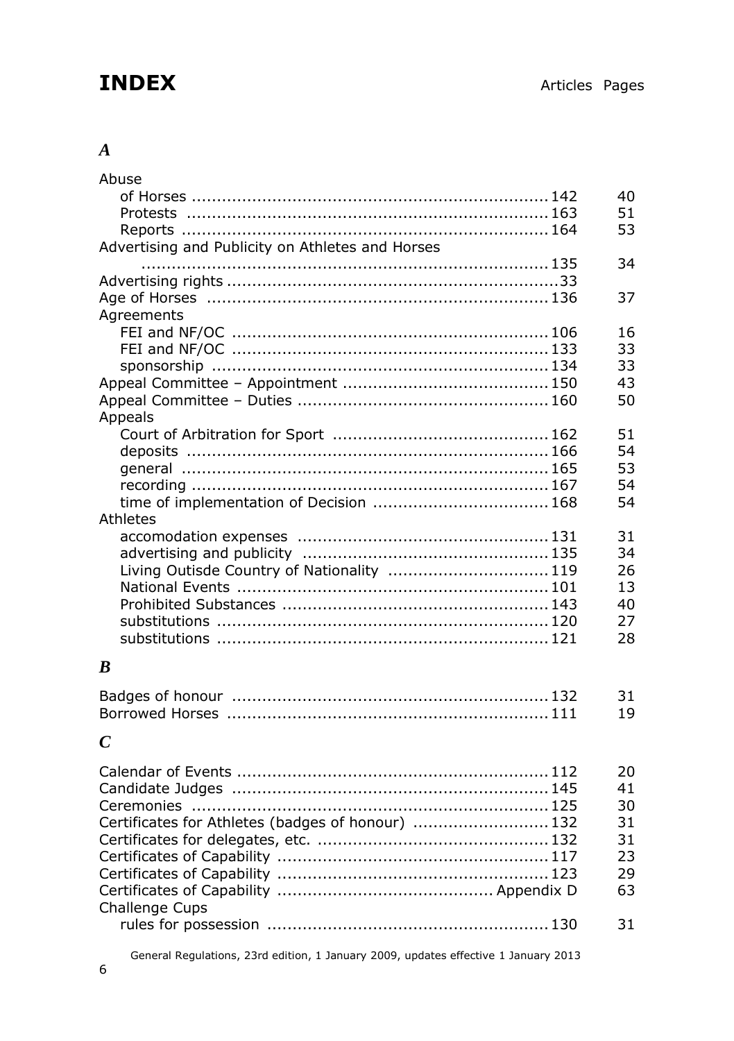# INDEX

| | Articles | Pages |
|---|---|---|
| ***A*** | | |
| Abuse | | |
| of Horses | 142 | 40 |
| Protests | 163 | 51 |
| Reports | 164 | 53 |
| Advertising and Publicity on Athletes and Horses | 135 | 34 |
| Advertising rights | 33 | |
| Age of Horses | 136 | 37 |
| Agreements | | |
| FEI and NF/OC | 106 | 16 |
| FEI and NF/OC | 133 | 33 |
| sponsorship | 134 | 33 |
| Appeal Committee – Appointment | 150 | 43 |
| Appeal Committee – Duties | 160 | 50 |
| Appeals | | |
| Court of Arbitration for Sport | 162 | 51 |
| deposits | 166 | 54 |
| general | 165 | 53 |
| recording | 167 | 54 |
| time of implementation of Decision | 168 | 54 |
| Athletes | | |
| accomodation expenses | 131 | 31 |
| advertising and publicity | 135 | 34 |
| Living Outisde Country of Nationality | 119 | 26 |
| National Events | 101 | 13 |
| Prohibited Substances | 143 | 40 |
| substitutions | 120 | 27 |
| substitutions | 121 | 28 |
| ***B*** | | |
| Badges of honour | 132 | 31 |
| Borrowed Horses | 111 | 19 |
| ***C*** | | |
| Calendar of Events | 112 | 20 |
| Candidate Judges | 145 | 41 |
| Ceremonies | 125 | 30 |
| Certificates for Athletes (badges of honour) | 132 | 31 |
| Certificates for delegates, etc. | 132 | 31 |
| Certificates of Capability | 117 | 23 |
| Certificates of Capability | 123 | 29 |
| Certificates of Capability | Appendix D | 63 |
| Challenge Cups | | |
| rules for possession | 130 | 31 |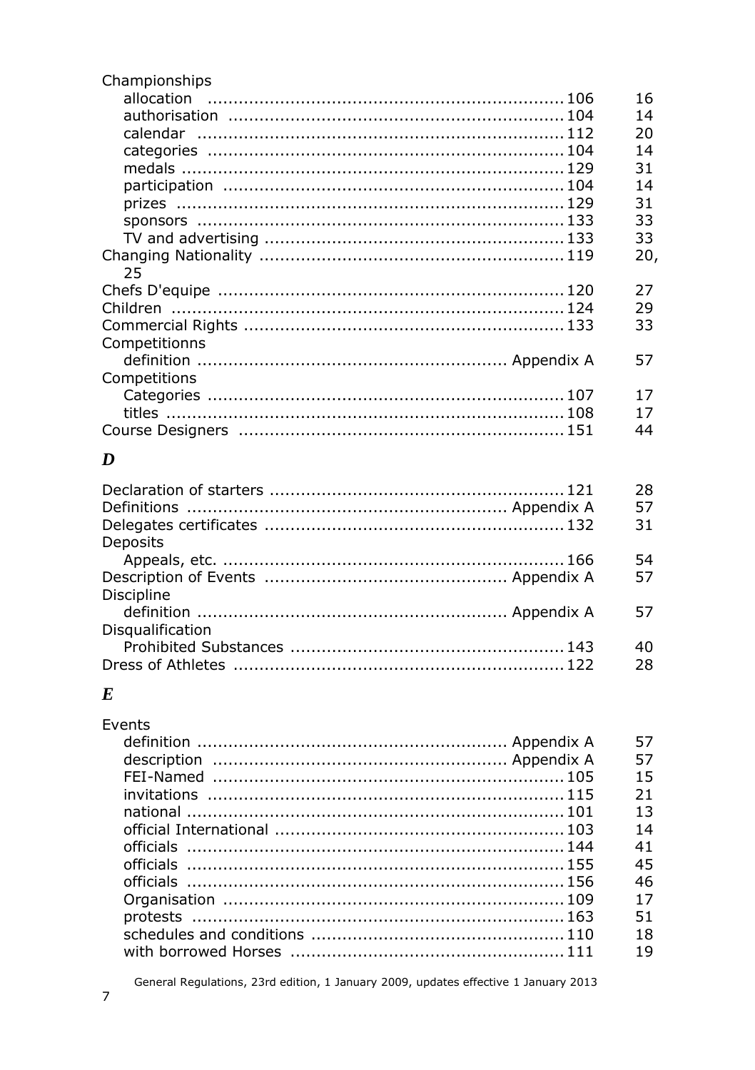Championships
- allocation ........................................................................ 106 16
- authorisation ................................................................... 104 14
- calendar .......................................................................... 112 20
- categories ....................................................................... 104 14
- medals ............................................................................ 129 31
- participation .................................................................... 104 14
- prizes .............................................................................. 129 31
- sponsors .......................................................................... 133 33
- TV and advertising ............................................................ 133 33

Changing Nationality ............................................................... 119 20, 25

Chefs D'equipe ....................................................................... 120 27

Children ................................................................................ 124 29

Commercial Rights .................................................................. 133 33

Competitionns
- definition .......................................................... Appendix A 57

Competitions
- Categories ....................................................................... 107 17
- titles ................................................................................ 108 17

Course Designers ..................................................................... 151 44

## *D*

Declaration of starters ............................................................ 121 28

Definitions ............................................................ Appendix A 57

Delegates certificates .............................................................. 132 31

Deposits
- Appeals, etc. .................................................................... 166 54

Description of Events .............................................. Appendix A 57

Discipline
- definition .......................................................... Appendix A 57

Disqualification
- Prohibited Substances ...................................................... 143 40

Dress of Athletes .................................................................... 122 28

## *E*

Events
- definition .......................................................... Appendix A 57
- description ....................................................... Appendix A 57
- FEI-Named ....................................................................... 105 15
- invitations ........................................................................ 115 21
- national ............................................................................ 101 13
- official International ......................................................... 103 14
- officials ............................................................................ 144 41
- officials ............................................................................ 155 45
- officials ............................................................................ 156 46
- Organisation ..................................................................... 109 17
- protests ............................................................................ 163 51
- schedules and conditions ................................................... 110 18
- with borrowed Horses ....................................................... 111 19

General Regulations, 23rd edition, 1 January 2009, updates effective 1 January 2013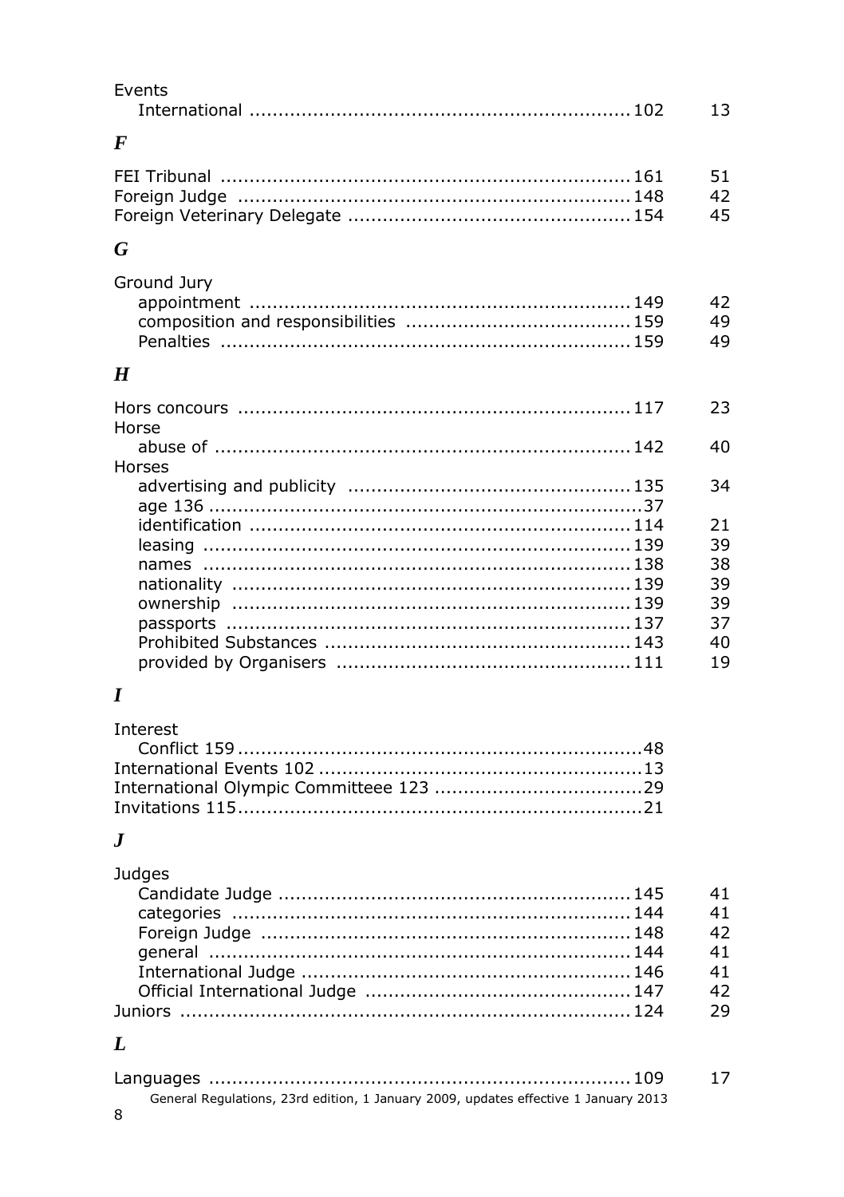Events
- International ........ 102 — 13

### *F*

FEI Tribunal ........ 161 — 51
Foreign Judge ........ 148 — 42
Foreign Veterinary Delegate ........ 154 — 45

### *G*

Ground Jury
- appointment ........ 149 — 42
- composition and responsibilities ........ 159 — 49
- Penalties ........ 159 — 49

### *H*

Hors concours ........ 117 — 23
Horse
- abuse of ........ 142 — 40

Horses
- advertising and publicity ........ 135 — 34
- age 136 ........ 37
- identification ........ 114 — 21
- leasing ........ 139 — 39
- names ........ 138 — 38
- nationality ........ 139 — 39
- ownership ........ 139 — 39
- passports ........ 137 — 37
- Prohibited Substances ........ 143 — 40
- provided by Organisers ........ 111 — 19

### *I*

Interest
- Conflict 159 ........ 48

International Events 102 ........ 13
International Olympic Committeee 123 ........ 29
Invitations 115 ........ 21

### *J*

Judges
- Candidate Judge ........ 145 — 41
- categories ........ 144 — 41
- Foreign Judge ........ 148 — 42
- general ........ 144 — 41
- International Judge ........ 146 — 41
- Official International Judge ........ 147 — 42

Juniors ........ 124 — 29

### *L*

Languages ........ 109 — 17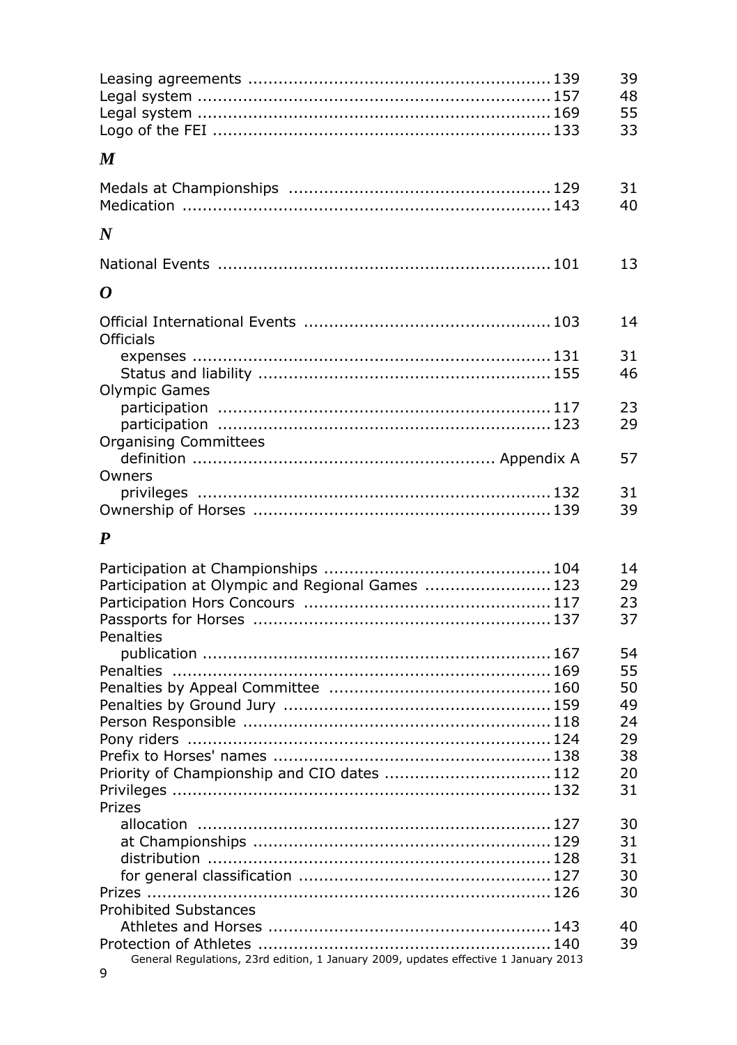Leasing agreements ........................................................... 139 39
Legal system ..................................................................... 157 48
Legal system ..................................................................... 169 55
Logo of the FEI ................................................................. 133 33

## *M*

Medals at Championships .................................................. 129 31
Medication ........................................................................ 143 40

## *N*

National Events ................................................................ 101 13

## *O*

Official International Events ............................................... 103 14
Officials
  expenses ...................................................................... 131 31
  Status and liability ......................................................... 155 46
Olympic Games
  participation ................................................................. 117 23
  participation ................................................................. 123 29
Organising Committees
  definition ........................................................... Appendix A 57
Owners
  privileges ..................................................................... 132 31
Ownership of Horses .......................................................... 139 39

## *P*

Participation at Championships ............................................ 104 14
Participation at Olympic and Regional Games ......................... 123 29
Participation Hors Concours ................................................ 117 23
Passports for Horses .......................................................... 137 37
Penalties
  publication .................................................................... 167 54
Penalties .......................................................................... 169 55
Penalties by Appeal Committee ........................................... 160 50
Penalties by Ground Jury .................................................... 159 49
Person Responsible ........................................................... 118 24
Pony riders ....................................................................... 124 29
Prefix to Horses' names ...................................................... 138 38
Priority of Championship and CIO dates ................................ 112 20
Privileges ......................................................................... 132 31
Prizes
  allocation ..................................................................... 127 30
  at Championships .......................................................... 129 31
  distribution .................................................................. 128 31
  for general classification ................................................. 127 30
Prizes .............................................................................. 126 30
Prohibited Substances
  Athletes and Horses ....................................................... 143 40
Protection of Athletes ........................................................ 140 39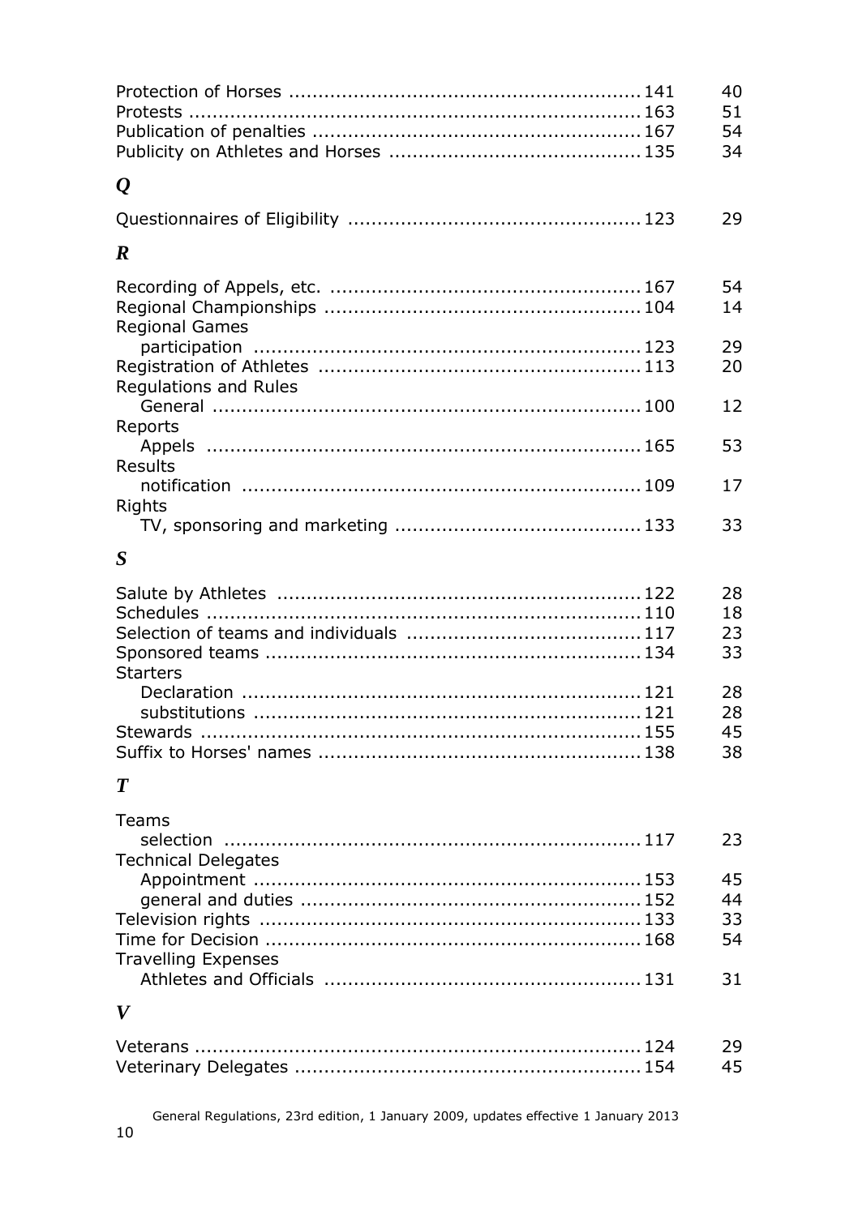| | | |
|---|---|---|
| Protection of Horses | 141 | 40 |
| Protests | 163 | 51 |
| Publication of penalties | 167 | 54 |
| Publicity on Athletes and Horses | 135 | 34 |

## *Q*

| | | |
|---|---|---|
| Questionnaires of Eligibility | 123 | 29 |

## *R*

| | | |
|---|---|---|
| Recording of Appels, etc. | 167 | 54 |
| Regional Championships | 104 | 14 |
| Regional Games | | |
| participation | 123 | 29 |
| Registration of Athletes | 113 | 20 |
| Regulations and Rules | | |
| General | 100 | 12 |
| Reports | | |
| Appels | 165 | 53 |
| Results | | |
| notification | 109 | 17 |
| Rights | | |
| TV, sponsoring and marketing | 133 | 33 |

## *S*

| | | |
|---|---|---|
| Salute by Athletes | 122 | 28 |
| Schedules | 110 | 18 |
| Selection of teams and individuals | 117 | 23 |
| Sponsored teams | 134 | 33 |
| Starters | | |
| Declaration | 121 | 28 |
| substitutions | 121 | 28 |
| Stewards | 155 | 45 |
| Suffix to Horses' names | 138 | 38 |

## *T*

| | | |
|---|---|---|
| Teams | | |
| selection | 117 | 23 |
| Technical Delegates | | |
| Appointment | 153 | 45 |
| general and duties | 152 | 44 |
| Television rights | 133 | 33 |
| Time for Decision | 168 | 54 |
| Travelling Expenses | | |
| Athletes and Officials | 131 | 31 |

## *V*

| | | |
|---|---|---|
| Veterans | 124 | 29 |
| Veterinary Delegates | 154 | 45 |

General Regulations, 23rd edition, 1 January 2009, updates effective 1 January 2013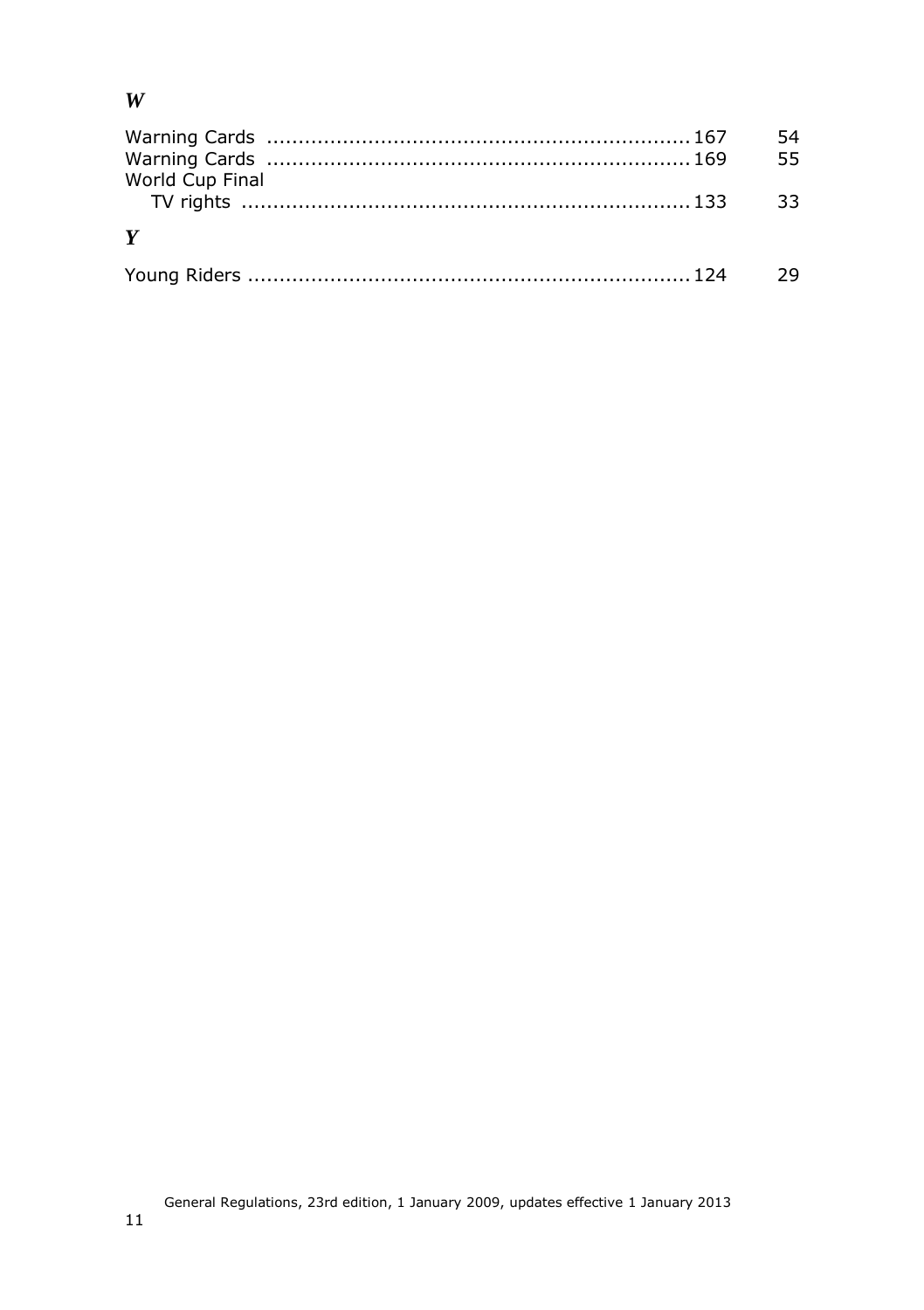### *W*

Warning Cards ..................................................................167 54
Warning Cards ..................................................................169 55
World Cup Final
    TV rights ......................................................................133 33

### *Y*

Young Riders ....................................................................124 29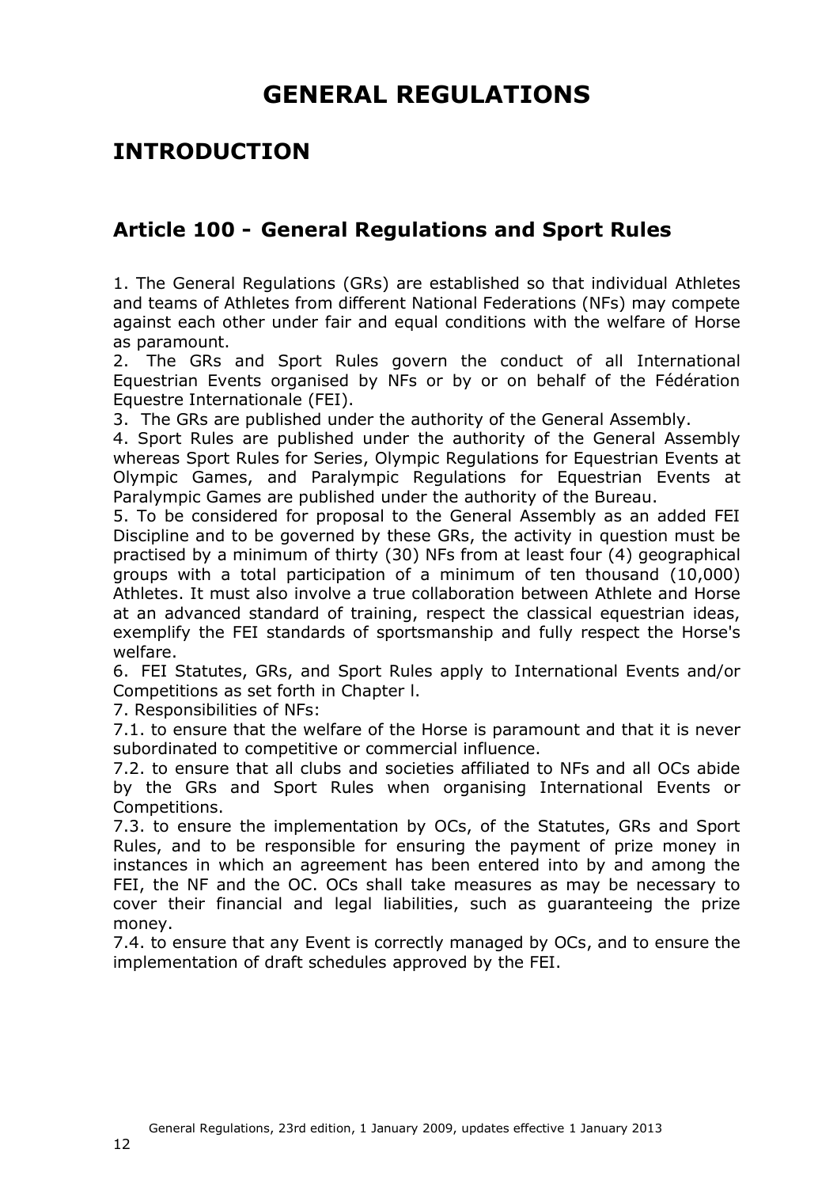# GENERAL REGULATIONS

## INTRODUCTION

### Article 100 - General Regulations and Sport Rules

1. The General Regulations (GRs) are established so that individual Athletes and teams of Athletes from different National Federations (NFs) may compete against each other under fair and equal conditions with the welfare of Horse as paramount.
2. The GRs and Sport Rules govern the conduct of all International Equestrian Events organised by NFs or by or on behalf of the Fédération Equestre Internationale (FEI).
3. The GRs are published under the authority of the General Assembly.
4. Sport Rules are published under the authority of the General Assembly whereas Sport Rules for Series, Olympic Regulations for Equestrian Events at Olympic Games, and Paralympic Regulations for Equestrian Events at Paralympic Games are published under the authority of the Bureau.
5. To be considered for proposal to the General Assembly as an added FEI Discipline and to be governed by these GRs, the activity in question must be practised by a minimum of thirty (30) NFs from at least four (4) geographical groups with a total participation of a minimum of ten thousand (10,000) Athletes. It must also involve a true collaboration between Athlete and Horse at an advanced standard of training, respect the classical equestrian ideas, exemplify the FEI standards of sportsmanship and fully respect the Horse's welfare.
6. FEI Statutes, GRs, and Sport Rules apply to International Events and/or Competitions as set forth in Chapter l.
7. Responsibilities of NFs:

7.1. to ensure that the welfare of the Horse is paramount and that it is never subordinated to competitive or commercial influence.

7.2. to ensure that all clubs and societies affiliated to NFs and all OCs abide by the GRs and Sport Rules when organising International Events or Competitions.

7.3. to ensure the implementation by OCs, of the Statutes, GRs and Sport Rules, and to be responsible for ensuring the payment of prize money in instances in which an agreement has been entered into by and among the FEI, the NF and the OC. OCs shall take measures as may be necessary to cover their financial and legal liabilities, such as guaranteeing the prize money.

7.4. to ensure that any Event is correctly managed by OCs, and to ensure the implementation of draft schedules approved by the FEI.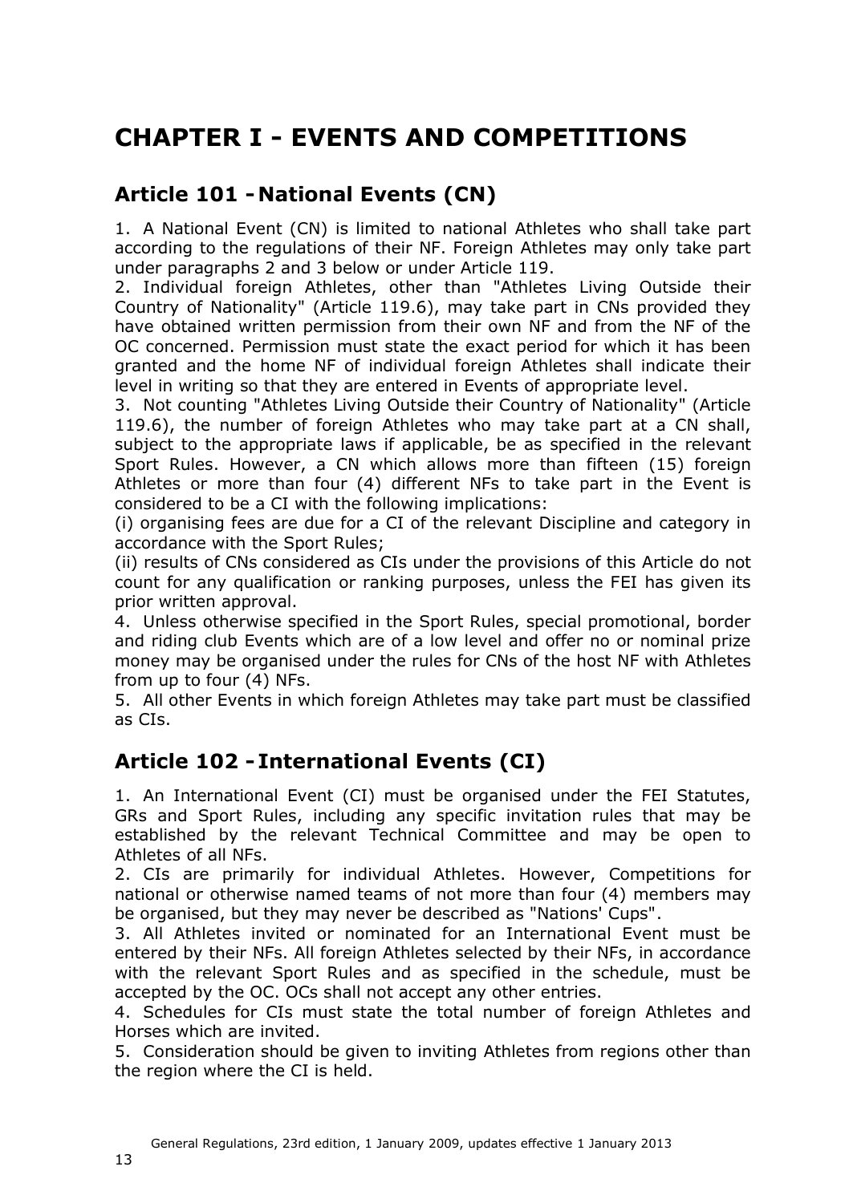# CHAPTER I - EVENTS AND COMPETITIONS

## Article 101 - National Events (CN)

1. A National Event (CN) is limited to national Athletes who shall take part according to the regulations of their NF. Foreign Athletes may only take part under paragraphs 2 and 3 below or under Article 119.
2. Individual foreign Athletes, other than "Athletes Living Outside their Country of Nationality" (Article 119.6), may take part in CNs provided they have obtained written permission from their own NF and from the NF of the OC concerned. Permission must state the exact period for which it has been granted and the home NF of individual foreign Athletes shall indicate their level in writing so that they are entered in Events of appropriate level.
3. Not counting "Athletes Living Outside their Country of Nationality" (Article 119.6), the number of foreign Athletes who may take part at a CN shall, subject to the appropriate laws if applicable, be as specified in the relevant Sport Rules. However, a CN which allows more than fifteen (15) foreign Athletes or more than four (4) different NFs to take part in the Event is considered to be a CI with the following implications:
(i) organising fees are due for a CI of the relevant Discipline and category in accordance with the Sport Rules;
(ii) results of CNs considered as CIs under the provisions of this Article do not count for any qualification or ranking purposes, unless the FEI has given its prior written approval.
4. Unless otherwise specified in the Sport Rules, special promotional, border and riding club Events which are of a low level and offer no or nominal prize money may be organised under the rules for CNs of the host NF with Athletes from up to four (4) NFs.
5. All other Events in which foreign Athletes may take part must be classified as CIs.

## Article 102 - International Events (CI)

1. An International Event (CI) must be organised under the FEI Statutes, GRs and Sport Rules, including any specific invitation rules that may be established by the relevant Technical Committee and may be open to Athletes of all NFs.
2. CIs are primarily for individual Athletes. However, Competitions for national or otherwise named teams of not more than four (4) members may be organised, but they may never be described as "Nations' Cups".
3. All Athletes invited or nominated for an International Event must be entered by their NFs. All foreign Athletes selected by their NFs, in accordance with the relevant Sport Rules and as specified in the schedule, must be accepted by the OC. OCs shall not accept any other entries.
4. Schedules for CIs must state the total number of foreign Athletes and Horses which are invited.
5. Consideration should be given to inviting Athletes from regions other than the region where the CI is held.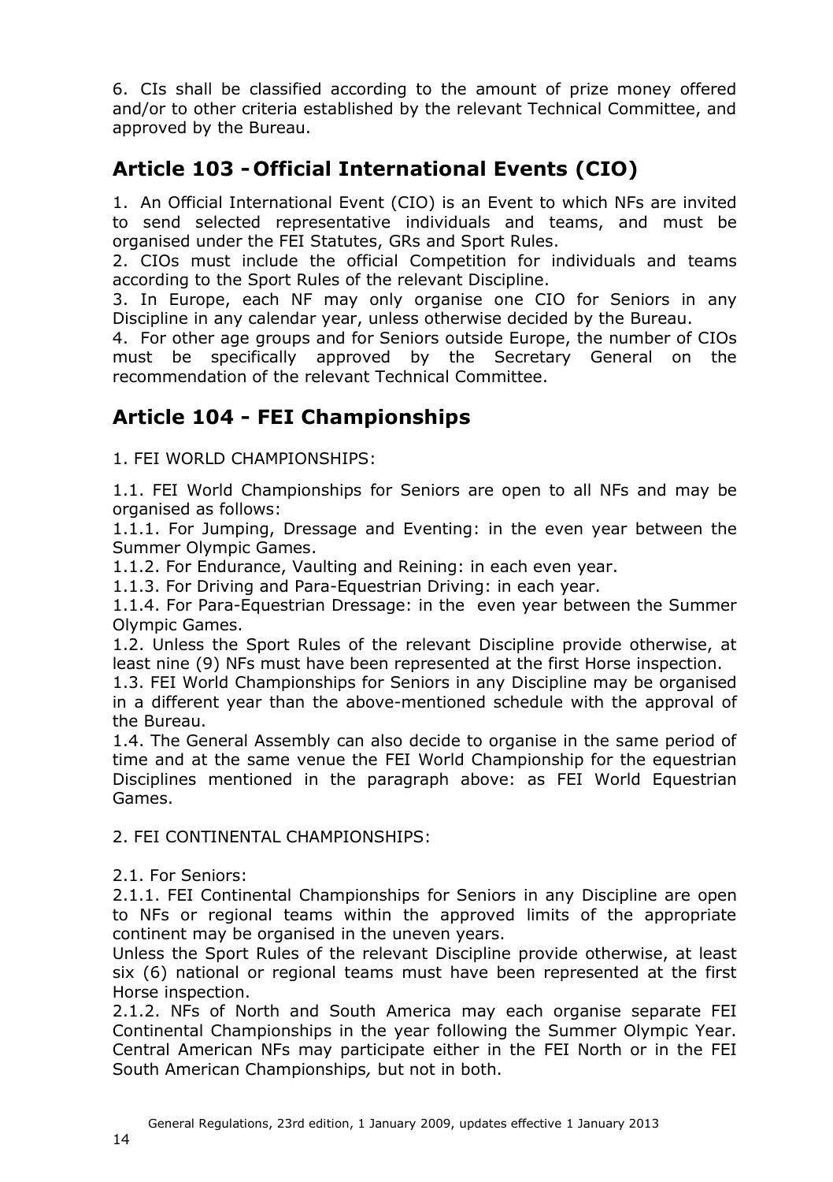6. CIs shall be classified according to the amount of prize money offered and/or to other criteria established by the relevant Technical Committee, and approved by the Bureau.

## Article 103 - Official International Events (CIO)

1. An Official International Event (CIO) is an Event to which NFs are invited to send selected representative individuals and teams, and must be organised under the FEI Statutes, GRs and Sport Rules.
2. CIOs must include the official Competition for individuals and teams according to the Sport Rules of the relevant Discipline.
3. In Europe, each NF may only organise one CIO for Seniors in any Discipline in any calendar year, unless otherwise decided by the Bureau.
4. For other age groups and for Seniors outside Europe, the number of CIOs must be specifically approved by the Secretary General on the recommendation of the relevant Technical Committee.

## Article 104 - FEI Championships

1. FEI WORLD CHAMPIONSHIPS:

1.1. FEI World Championships for Seniors are open to all NFs and may be organised as follows:
1.1.1. For Jumping, Dressage and Eventing: in the even year between the Summer Olympic Games.
1.1.2. For Endurance, Vaulting and Reining: in each even year.
1.1.3. For Driving and Para-Equestrian Driving: in each year.
1.1.4. For Para-Equestrian Dressage: in the even year between the Summer Olympic Games.
1.2. Unless the Sport Rules of the relevant Discipline provide otherwise, at least nine (9) NFs must have been represented at the first Horse inspection.
1.3. FEI World Championships for Seniors in any Discipline may be organised in a different year than the above-mentioned schedule with the approval of the Bureau.
1.4. The General Assembly can also decide to organise in the same period of time and at the same venue the FEI World Championship for the equestrian Disciplines mentioned in the paragraph above: as FEI World Equestrian Games.

2. FEI CONTINENTAL CHAMPIONSHIPS:

2.1. For Seniors:
2.1.1. FEI Continental Championships for Seniors in any Discipline are open to NFs or regional teams within the approved limits of the appropriate continent may be organised in the uneven years.
Unless the Sport Rules of the relevant Discipline provide otherwise, at least six (6) national or regional teams must have been represented at the first Horse inspection.
2.1.2. NFs of North and South America may each organise separate FEI Continental Championships in the year following the Summer Olympic Year. Central American NFs may participate either in the FEI North or in the FEI South American Championships*,* but not in both.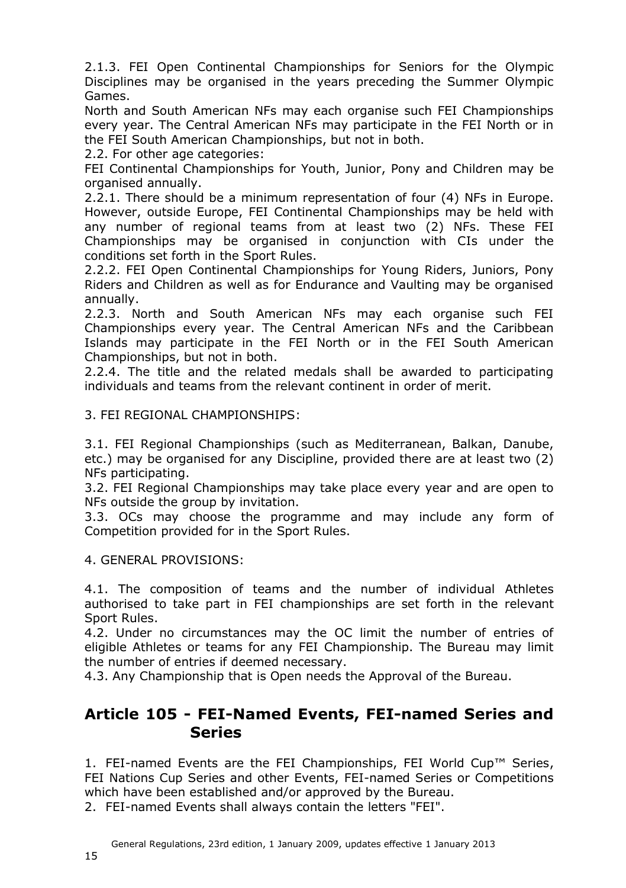2.1.3. FEI Open Continental Championships for Seniors for the Olympic Disciplines may be organised in the years preceding the Summer Olympic Games.

North and South American NFs may each organise such FEI Championships every year. The Central American NFs may participate in the FEI North or in the FEI South American Championships, but not in both.

2.2. For other age categories:

FEI Continental Championships for Youth, Junior, Pony and Children may be organised annually.

2.2.1. There should be a minimum representation of four (4) NFs in Europe. However, outside Europe, FEI Continental Championships may be held with any number of regional teams from at least two (2) NFs. These FEI Championships may be organised in conjunction with CIs under the conditions set forth in the Sport Rules.

2.2.2. FEI Open Continental Championships for Young Riders, Juniors, Pony Riders and Children as well as for Endurance and Vaulting may be organised annually.

2.2.3. North and South American NFs may each organise such FEI Championships every year. The Central American NFs and the Caribbean Islands may participate in the FEI North or in the FEI South American Championships, but not in both.

2.2.4. The title and the related medals shall be awarded to participating individuals and teams from the relevant continent in order of merit.

3. FEI REGIONAL CHAMPIONSHIPS:

3.1. FEI Regional Championships (such as Mediterranean, Balkan, Danube, etc.) may be organised for any Discipline, provided there are at least two (2) NFs participating.

3.2. FEI Regional Championships may take place every year and are open to NFs outside the group by invitation.

3.3. OCs may choose the programme and may include any form of Competition provided for in the Sport Rules.

4. GENERAL PROVISIONS:

4.1. The composition of teams and the number of individual Athletes authorised to take part in FEI championships are set forth in the relevant Sport Rules.

4.2. Under no circumstances may the OC limit the number of entries of eligible Athletes or teams for any FEI Championship. The Bureau may limit the number of entries if deemed necessary.

4.3. Any Championship that is Open needs the Approval of the Bureau.

## Article 105 - FEI-Named Events, FEI-named Series and Series

1. FEI-named Events are the FEI Championships, FEI World Cup™ Series, FEI Nations Cup Series and other Events, FEI-named Series or Competitions which have been established and/or approved by the Bureau.
2. FEI-named Events shall always contain the letters "FEI".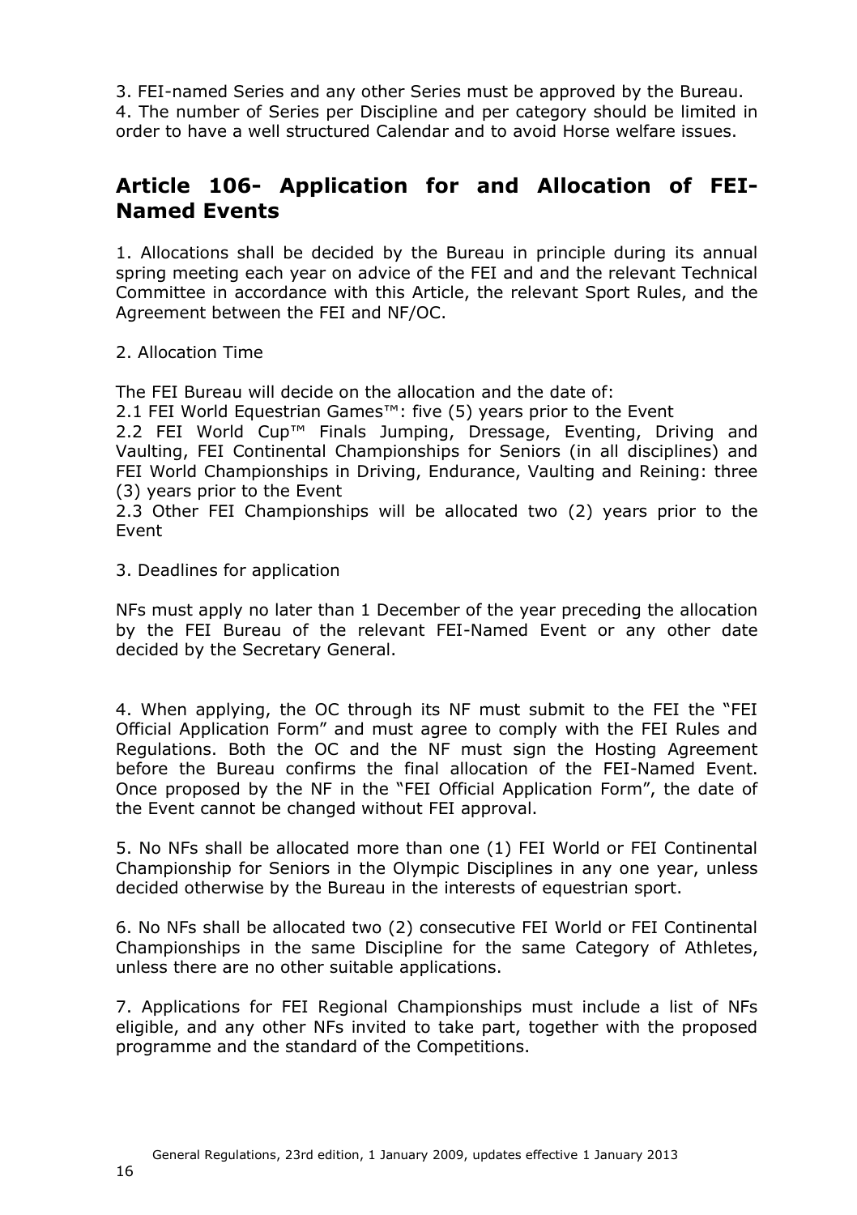3. FEI-named Series and any other Series must be approved by the Bureau.
4. The number of Series per Discipline and per category should be limited in order to have a well structured Calendar and to avoid Horse welfare issues.

## Article 106- Application for and Allocation of FEI-Named Events

1. Allocations shall be decided by the Bureau in principle during its annual spring meeting each year on advice of the FEI and and the relevant Technical Committee in accordance with this Article, the relevant Sport Rules, and the Agreement between the FEI and NF/OC.

2. Allocation Time

The FEI Bureau will decide on the allocation and the date of:
2.1 FEI World Equestrian Games™: five (5) years prior to the Event
2.2 FEI World Cup™ Finals Jumping, Dressage, Eventing, Driving and Vaulting, FEI Continental Championships for Seniors (in all disciplines) and FEI World Championships in Driving, Endurance, Vaulting and Reining: three (3) years prior to the Event
2.3 Other FEI Championships will be allocated two (2) years prior to the Event

3. Deadlines for application

NFs must apply no later than 1 December of the year preceding the allocation by the FEI Bureau of the relevant FEI-Named Event or any other date decided by the Secretary General.

4. When applying, the OC through its NF must submit to the FEI the "FEI Official Application Form" and must agree to comply with the FEI Rules and Regulations. Both the OC and the NF must sign the Hosting Agreement before the Bureau confirms the final allocation of the FEI-Named Event. Once proposed by the NF in the "FEI Official Application Form", the date of the Event cannot be changed without FEI approval.

5. No NFs shall be allocated more than one (1) FEI World or FEI Continental Championship for Seniors in the Olympic Disciplines in any one year, unless decided otherwise by the Bureau in the interests of equestrian sport.

6. No NFs shall be allocated two (2) consecutive FEI World or FEI Continental Championships in the same Discipline for the same Category of Athletes, unless there are no other suitable applications.

7. Applications for FEI Regional Championships must include a list of NFs eligible, and any other NFs invited to take part, together with the proposed programme and the standard of the Competitions.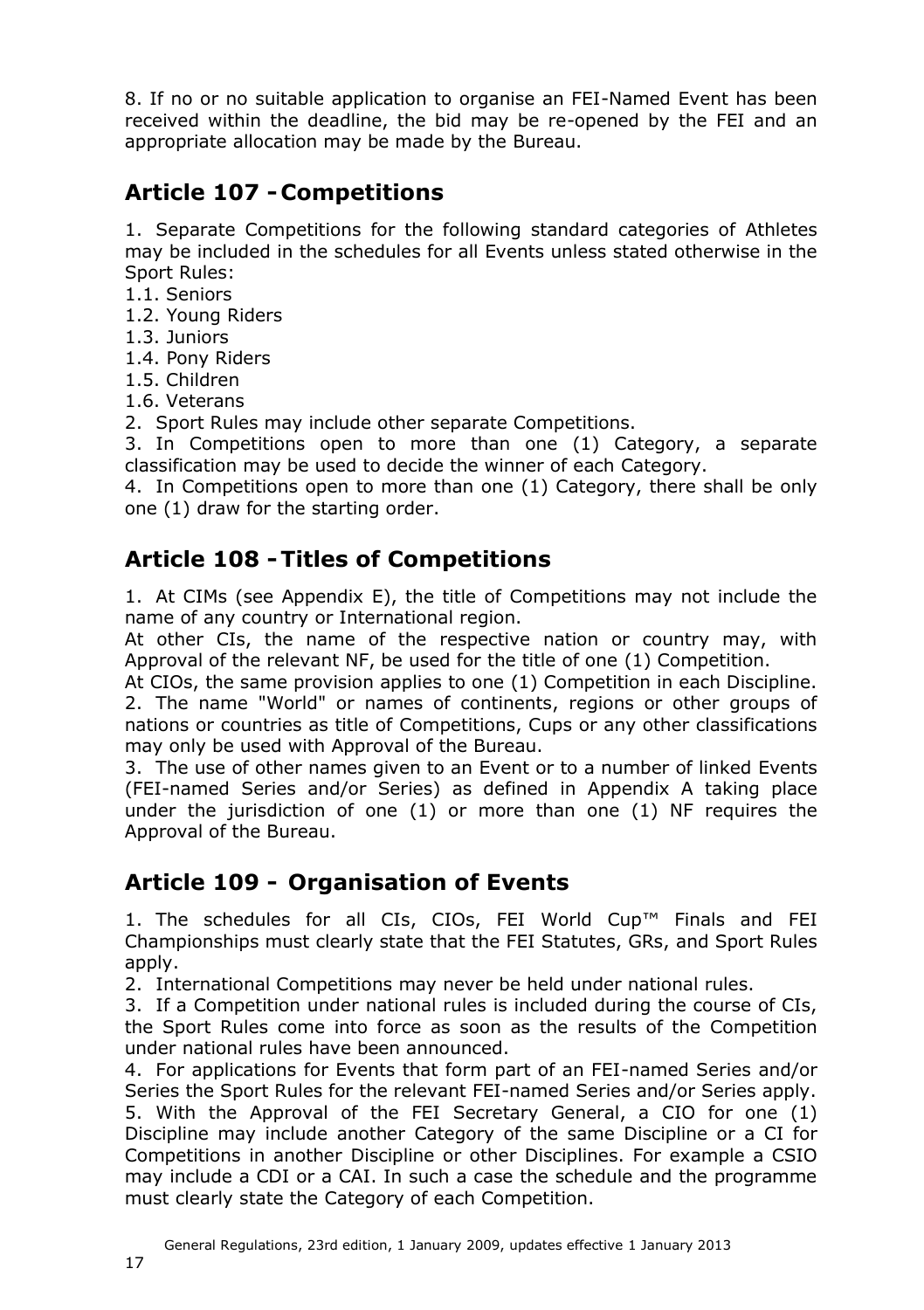8. If no or no suitable application to organise an FEI-Named Event has been received within the deadline, the bid may be re-opened by the FEI and an appropriate allocation may be made by the Bureau.

## Article 107 - Competitions

1. Separate Competitions for the following standard categories of Athletes may be included in the schedules for all Events unless stated otherwise in the Sport Rules:
1.1. Seniors
1.2. Young Riders
1.3. Juniors
1.4. Pony Riders
1.5. Children
1.6. Veterans
2. Sport Rules may include other separate Competitions.
3. In Competitions open to more than one (1) Category, a separate classification may be used to decide the winner of each Category.
4. In Competitions open to more than one (1) Category, there shall be only one (1) draw for the starting order.

## Article 108 - Titles of Competitions

1. At CIMs (see Appendix E), the title of Competitions may not include the name of any country or International region.
At other CIs, the name of the respective nation or country may, with Approval of the relevant NF, be used for the title of one (1) Competition.
At CIOs, the same provision applies to one (1) Competition in each Discipline.
2. The name "World" or names of continents, regions or other groups of nations or countries as title of Competitions, Cups or any other classifications may only be used with Approval of the Bureau.
3. The use of other names given to an Event or to a number of linked Events (FEI-named Series and/or Series) as defined in Appendix A taking place under the jurisdiction of one (1) or more than one (1) NF requires the Approval of the Bureau.

## Article 109 - Organisation of Events

1. The schedules for all CIs, CIOs, FEI World Cup™ Finals and FEI Championships must clearly state that the FEI Statutes, GRs, and Sport Rules apply.
2. International Competitions may never be held under national rules.
3. If a Competition under national rules is included during the course of CIs, the Sport Rules come into force as soon as the results of the Competition under national rules have been announced.
4. For applications for Events that form part of an FEI-named Series and/or Series the Sport Rules for the relevant FEI-named Series and/or Series apply.
5. With the Approval of the FEI Secretary General, a CIO for one (1) Discipline may include another Category of the same Discipline or a CI for Competitions in another Discipline or other Disciplines. For example a CSIO may include a CDI or a CAI. In such a case the schedule and the programme must clearly state the Category of each Competition.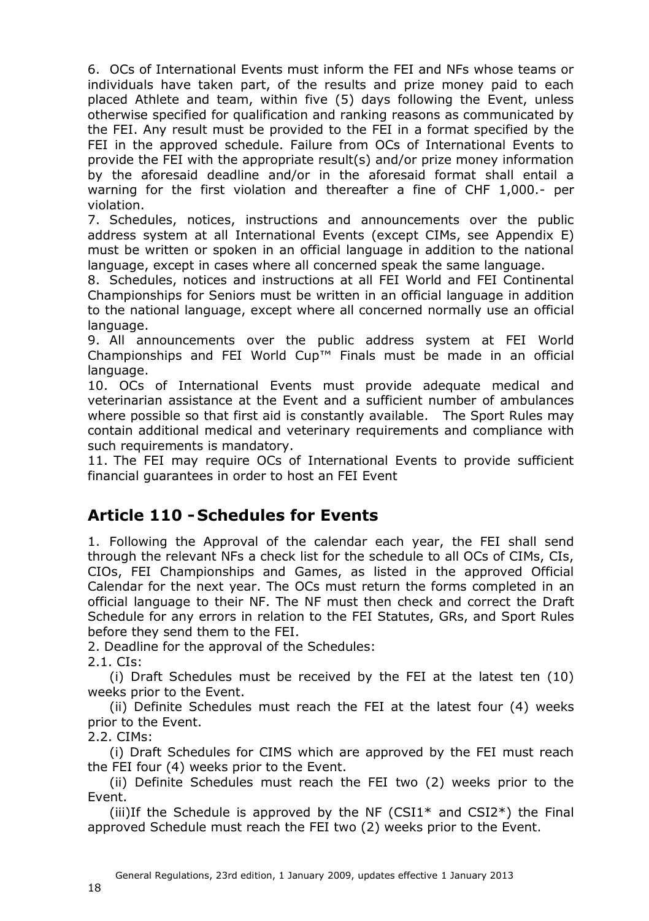6. OCs of International Events must inform the FEI and NFs whose teams or individuals have taken part, of the results and prize money paid to each placed Athlete and team, within five (5) days following the Event, unless otherwise specified for qualification and ranking reasons as communicated by the FEI. Any result must be provided to the FEI in a format specified by the FEI in the approved schedule. Failure from OCs of International Events to provide the FEI with the appropriate result(s) and/or prize money information by the aforesaid deadline and/or in the aforesaid format shall entail a warning for the first violation and thereafter a fine of CHF 1,000.- per violation.

7. Schedules, notices, instructions and announcements over the public address system at all International Events (except CIMs, see Appendix E) must be written or spoken in an official language in addition to the national language, except in cases where all concerned speak the same language.

8. Schedules, notices and instructions at all FEI World and FEI Continental Championships for Seniors must be written in an official language in addition to the national language, except where all concerned normally use an official language.

9. All announcements over the public address system at FEI World Championships and FEI World Cup™ Finals must be made in an official language.

10. OCs of International Events must provide adequate medical and veterinarian assistance at the Event and a sufficient number of ambulances where possible so that first aid is constantly available. The Sport Rules may contain additional medical and veterinary requirements and compliance with such requirements is mandatory.

11. The FEI may require OCs of International Events to provide sufficient financial guarantees in order to host an FEI Event

## Article 110 - Schedules for Events

1. Following the Approval of the calendar each year, the FEI shall send through the relevant NFs a check list for the schedule to all OCs of CIMs, CIs, CIOs, FEI Championships and Games, as listed in the approved Official Calendar for the next year. The OCs must return the forms completed in an official language to their NF. The NF must then check and correct the Draft Schedule for any errors in relation to the FEI Statutes, GRs, and Sport Rules before they send them to the FEI.

2. Deadline for the approval of the Schedules:

2.1. CIs:

(i) Draft Schedules must be received by the FEI at the latest ten (10) weeks prior to the Event.

(ii) Definite Schedules must reach the FEI at the latest four (4) weeks prior to the Event.

2.2. CIMs:

(i) Draft Schedules for CIMS which are approved by the FEI must reach the FEI four (4) weeks prior to the Event.

(ii) Definite Schedules must reach the FEI two (2) weeks prior to the Event.

(iii)If the Schedule is approved by the NF (CSI1* and CSI2*) the Final approved Schedule must reach the FEI two (2) weeks prior to the Event.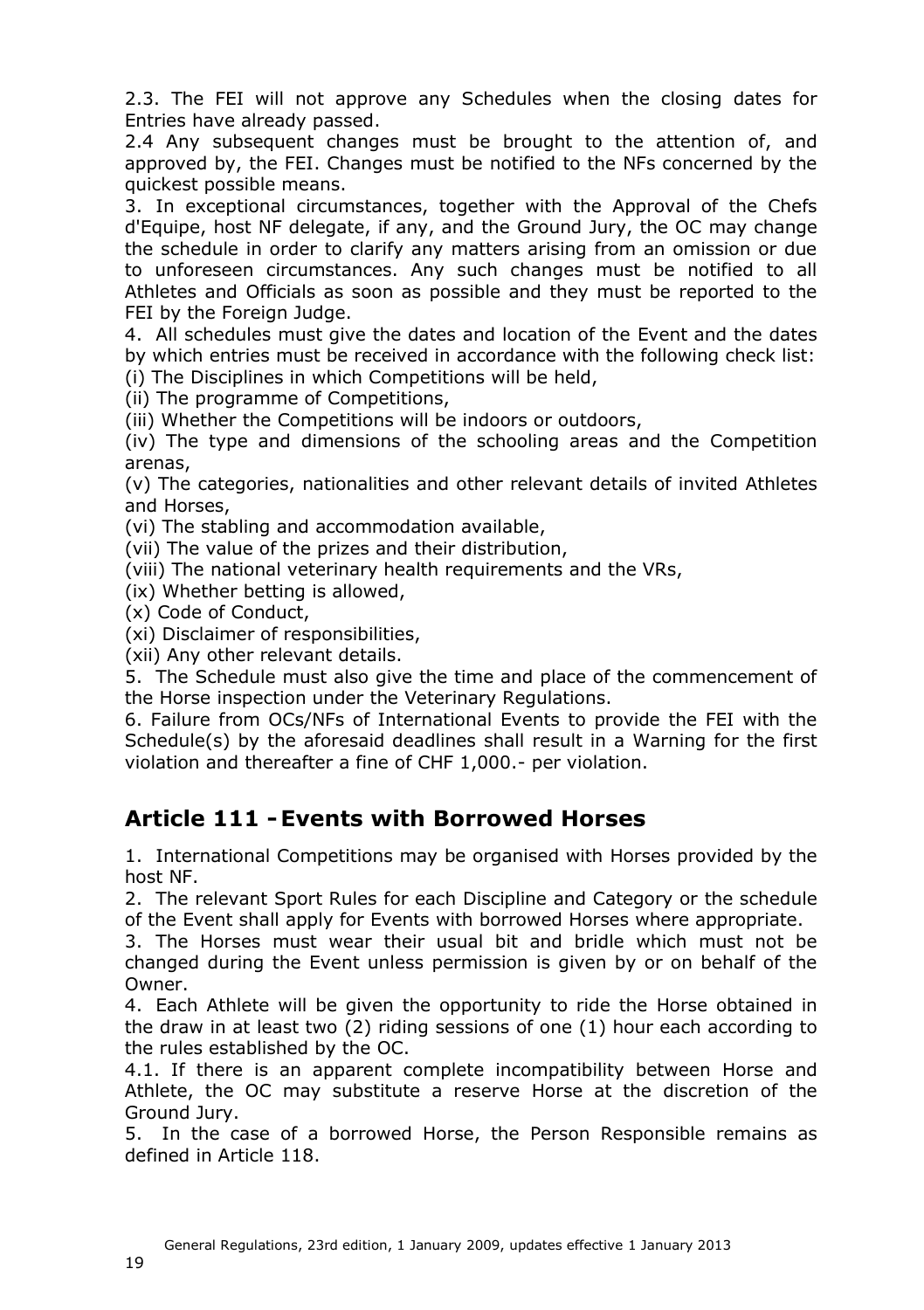2.3. The FEI will not approve any Schedules when the closing dates for Entries have already passed.

2.4 Any subsequent changes must be brought to the attention of, and approved by, the FEI. Changes must be notified to the NFs concerned by the quickest possible means.

3. In exceptional circumstances, together with the Approval of the Chefs d'Equipe, host NF delegate, if any, and the Ground Jury, the OC may change the schedule in order to clarify any matters arising from an omission or due to unforeseen circumstances. Any such changes must be notified to all Athletes and Officials as soon as possible and they must be reported to the FEI by the Foreign Judge.

4. All schedules must give the dates and location of the Event and the dates by which entries must be received in accordance with the following check list:

(i) The Disciplines in which Competitions will be held,

(ii) The programme of Competitions,

(iii) Whether the Competitions will be indoors or outdoors,

(iv) The type and dimensions of the schooling areas and the Competition arenas,

(v) The categories, nationalities and other relevant details of invited Athletes and Horses,

(vi) The stabling and accommodation available,

(vii) The value of the prizes and their distribution,

(viii) The national veterinary health requirements and the VRs,

(ix) Whether betting is allowed,

(x) Code of Conduct,

(xi) Disclaimer of responsibilities,

(xii) Any other relevant details.

5. The Schedule must also give the time and place of the commencement of the Horse inspection under the Veterinary Regulations.

6. Failure from OCs/NFs of International Events to provide the FEI with the Schedule(s) by the aforesaid deadlines shall result in a Warning for the first violation and thereafter a fine of CHF 1,000.- per violation.

## Article 111 - Events with Borrowed Horses

1. International Competitions may be organised with Horses provided by the host NF.

2. The relevant Sport Rules for each Discipline and Category or the schedule of the Event shall apply for Events with borrowed Horses where appropriate.

3. The Horses must wear their usual bit and bridle which must not be changed during the Event unless permission is given by or on behalf of the Owner.

4. Each Athlete will be given the opportunity to ride the Horse obtained in the draw in at least two (2) riding sessions of one (1) hour each according to the rules established by the OC.

4.1. If there is an apparent complete incompatibility between Horse and Athlete, the OC may substitute a reserve Horse at the discretion of the Ground Jury.

5. In the case of a borrowed Horse, the Person Responsible remains as defined in Article 118.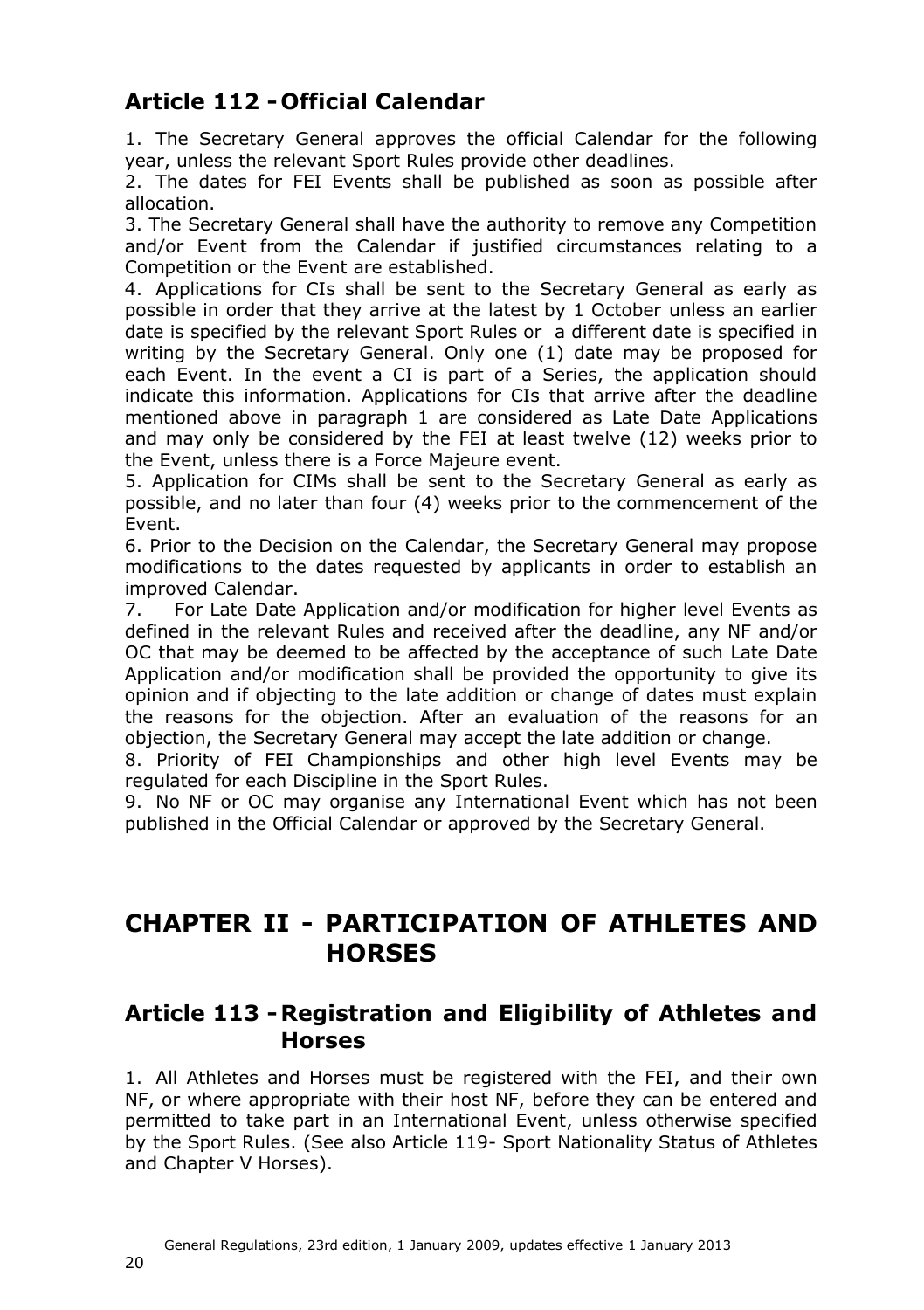## Article 112 - Official Calendar

1. The Secretary General approves the official Calendar for the following year, unless the relevant Sport Rules provide other deadlines.
2. The dates for FEI Events shall be published as soon as possible after allocation.
3. The Secretary General shall have the authority to remove any Competition and/or Event from the Calendar if justified circumstances relating to a Competition or the Event are established.
4. Applications for CIs shall be sent to the Secretary General as early as possible in order that they arrive at the latest by 1 October unless an earlier date is specified by the relevant Sport Rules or a different date is specified in writing by the Secretary General. Only one (1) date may be proposed for each Event. In the event a CI is part of a Series, the application should indicate this information. Applications for CIs that arrive after the deadline mentioned above in paragraph 1 are considered as Late Date Applications and may only be considered by the FEI at least twelve (12) weeks prior to the Event, unless there is a Force Majeure event.
5. Application for CIMs shall be sent to the Secretary General as early as possible, and no later than four (4) weeks prior to the commencement of the Event.
6. Prior to the Decision on the Calendar, the Secretary General may propose modifications to the dates requested by applicants in order to establish an improved Calendar.
7. For Late Date Application and/or modification for higher level Events as defined in the relevant Rules and received after the deadline, any NF and/or OC that may be deemed to be affected by the acceptance of such Late Date Application and/or modification shall be provided the opportunity to give its opinion and if objecting to the late addition or change of dates must explain the reasons for the objection. After an evaluation of the reasons for an objection, the Secretary General may accept the late addition or change.
8. Priority of FEI Championships and other high level Events may be regulated for each Discipline in the Sport Rules.
9. No NF or OC may organise any International Event which has not been published in the Official Calendar or approved by the Secretary General.

# CHAPTER II - PARTICIPATION OF ATHLETES AND HORSES

## Article 113 - Registration and Eligibility of Athletes and Horses

1. All Athletes and Horses must be registered with the FEI, and their own NF, or where appropriate with their host NF, before they can be entered and permitted to take part in an International Event, unless otherwise specified by the Sport Rules. (See also Article 119- Sport Nationality Status of Athletes and Chapter V Horses).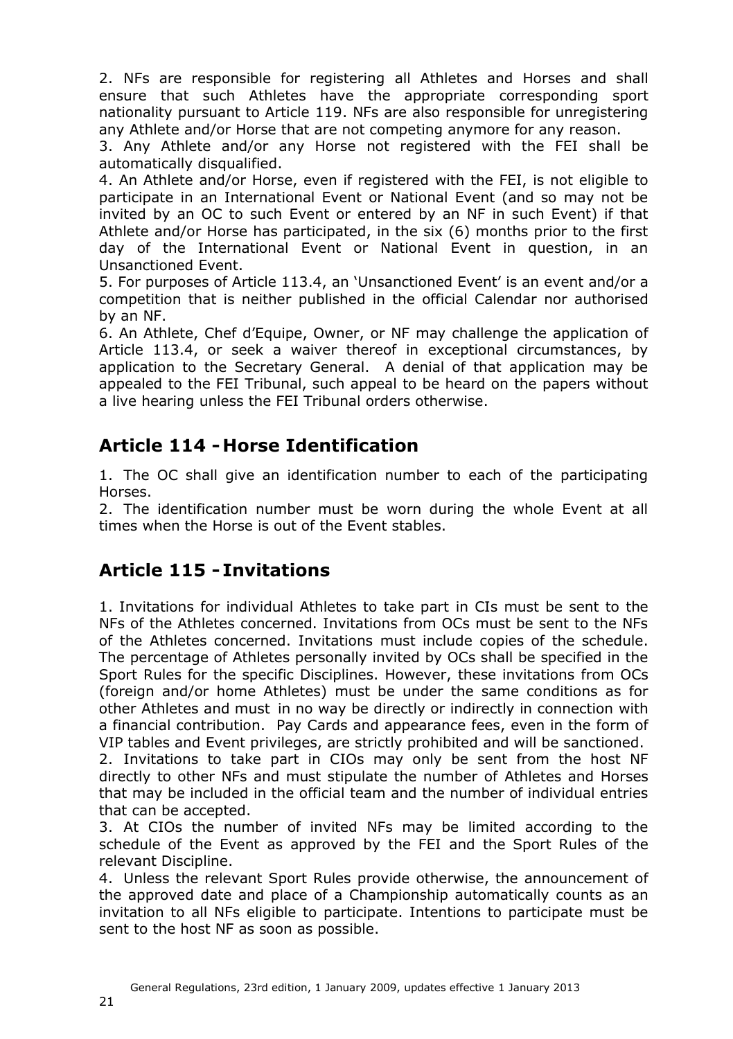2. NFs are responsible for registering all Athletes and Horses and shall ensure that such Athletes have the appropriate corresponding sport nationality pursuant to Article 119. NFs are also responsible for unregistering any Athlete and/or Horse that are not competing anymore for any reason.

3. Any Athlete and/or any Horse not registered with the FEI shall be automatically disqualified.

4. An Athlete and/or Horse, even if registered with the FEI, is not eligible to participate in an International Event or National Event (and so may not be invited by an OC to such Event or entered by an NF in such Event) if that Athlete and/or Horse has participated, in the six (6) months prior to the first day of the International Event or National Event in question, in an Unsanctioned Event.

5. For purposes of Article 113.4, an 'Unsanctioned Event' is an event and/or a competition that is neither published in the official Calendar nor authorised by an NF.

6. An Athlete, Chef d'Equipe, Owner, or NF may challenge the application of Article 113.4, or seek a waiver thereof in exceptional circumstances, by application to the Secretary General. A denial of that application may be appealed to the FEI Tribunal, such appeal to be heard on the papers without a live hearing unless the FEI Tribunal orders otherwise.

## Article 114 - Horse Identification

1. The OC shall give an identification number to each of the participating Horses.

2. The identification number must be worn during the whole Event at all times when the Horse is out of the Event stables.

## Article 115 - Invitations

1. Invitations for individual Athletes to take part in CIs must be sent to the NFs of the Athletes concerned. Invitations from OCs must be sent to the NFs of the Athletes concerned. Invitations must include copies of the schedule. The percentage of Athletes personally invited by OCs shall be specified in the Sport Rules for the specific Disciplines. However, these invitations from OCs (foreign and/or home Athletes) must be under the same conditions as for other Athletes and must in no way be directly or indirectly in connection with a financial contribution. Pay Cards and appearance fees, even in the form of VIP tables and Event privileges, are strictly prohibited and will be sanctioned.

2. Invitations to take part in CIOs may only be sent from the host NF directly to other NFs and must stipulate the number of Athletes and Horses that may be included in the official team and the number of individual entries that can be accepted.

3. At CIOs the number of invited NFs may be limited according to the schedule of the Event as approved by the FEI and the Sport Rules of the relevant Discipline.

4. Unless the relevant Sport Rules provide otherwise, the announcement of the approved date and place of a Championship automatically counts as an invitation to all NFs eligible to participate. Intentions to participate must be sent to the host NF as soon as possible.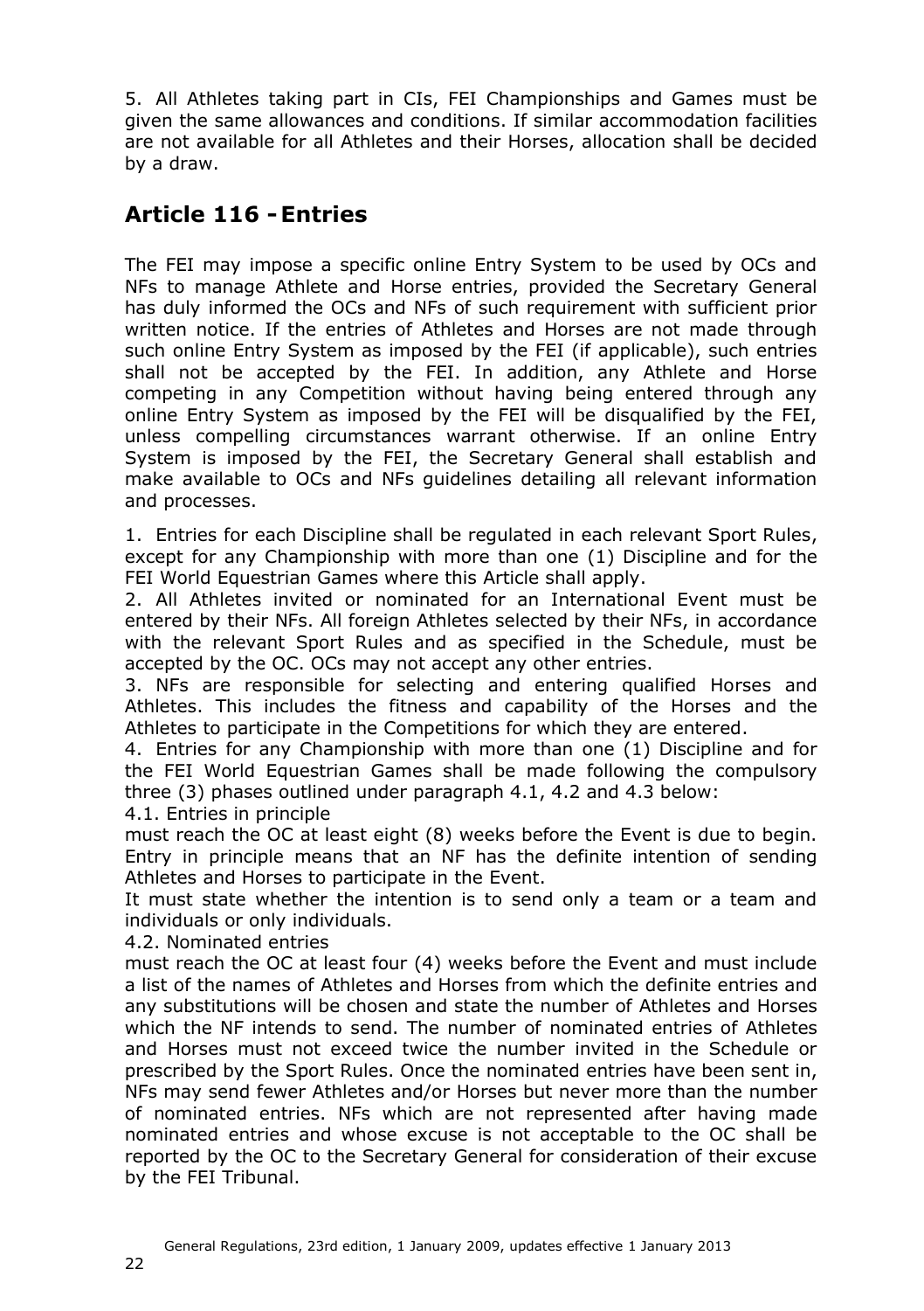5. All Athletes taking part in CIs, FEI Championships and Games must be given the same allowances and conditions. If similar accommodation facilities are not available for all Athletes and their Horses, allocation shall be decided by a draw.

## Article 116 - Entries

The FEI may impose a specific online Entry System to be used by OCs and NFs to manage Athlete and Horse entries, provided the Secretary General has duly informed the OCs and NFs of such requirement with sufficient prior written notice. If the entries of Athletes and Horses are not made through such online Entry System as imposed by the FEI (if applicable), such entries shall not be accepted by the FEI. In addition, any Athlete and Horse competing in any Competition without having being entered through any online Entry System as imposed by the FEI will be disqualified by the FEI, unless compelling circumstances warrant otherwise. If an online Entry System is imposed by the FEI, the Secretary General shall establish and make available to OCs and NFs guidelines detailing all relevant information and processes.

1. Entries for each Discipline shall be regulated in each relevant Sport Rules, except for any Championship with more than one (1) Discipline and for the FEI World Equestrian Games where this Article shall apply.
2. All Athletes invited or nominated for an International Event must be entered by their NFs. All foreign Athletes selected by their NFs, in accordance with the relevant Sport Rules and as specified in the Schedule, must be accepted by the OC. OCs may not accept any other entries.
3. NFs are responsible for selecting and entering qualified Horses and Athletes. This includes the fitness and capability of the Horses and the Athletes to participate in the Competitions for which they are entered.
4. Entries for any Championship with more than one (1) Discipline and for the FEI World Equestrian Games shall be made following the compulsory three (3) phases outlined under paragraph 4.1, 4.2 and 4.3 below:

4.1. Entries in principle
must reach the OC at least eight (8) weeks before the Event is due to begin. Entry in principle means that an NF has the definite intention of sending Athletes and Horses to participate in the Event.
It must state whether the intention is to send only a team or a team and individuals or only individuals.

4.2. Nominated entries
must reach the OC at least four (4) weeks before the Event and must include a list of the names of Athletes and Horses from which the definite entries and any substitutions will be chosen and state the number of Athletes and Horses which the NF intends to send. The number of nominated entries of Athletes and Horses must not exceed twice the number invited in the Schedule or prescribed by the Sport Rules. Once the nominated entries have been sent in, NFs may send fewer Athletes and/or Horses but never more than the number of nominated entries. NFs which are not represented after having made nominated entries and whose excuse is not acceptable to the OC shall be reported by the OC to the Secretary General for consideration of their excuse by the FEI Tribunal.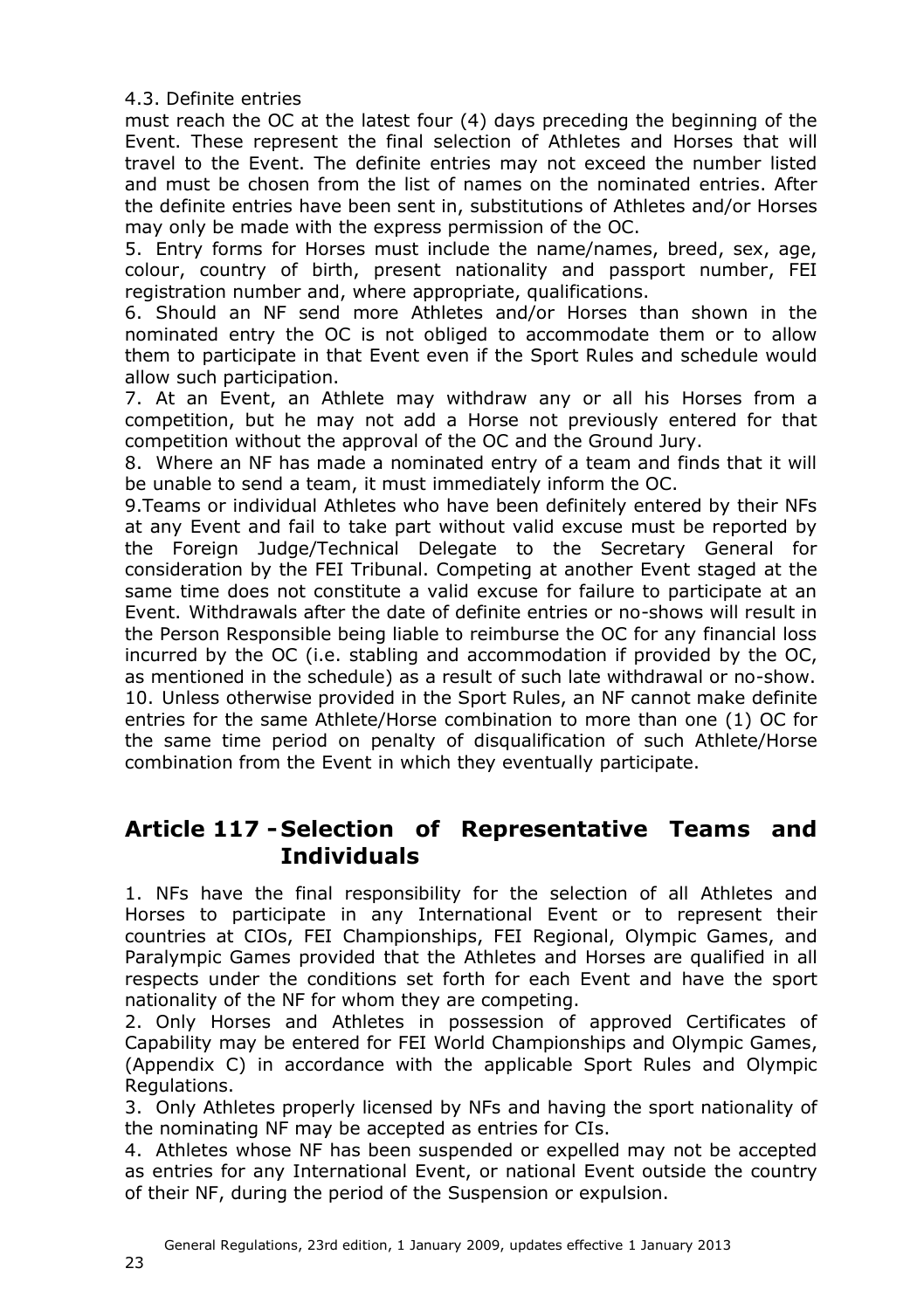4.3. Definite entries

must reach the OC at the latest four (4) days preceding the beginning of the Event. These represent the final selection of Athletes and Horses that will travel to the Event. The definite entries may not exceed the number listed and must be chosen from the list of names on the nominated entries. After the definite entries have been sent in, substitutions of Athletes and/or Horses may only be made with the express permission of the OC.

5. Entry forms for Horses must include the name/names, breed, sex, age, colour, country of birth, present nationality and passport number, FEI registration number and, where appropriate, qualifications.

6. Should an NF send more Athletes and/or Horses than shown in the nominated entry the OC is not obliged to accommodate them or to allow them to participate in that Event even if the Sport Rules and schedule would allow such participation.

7. At an Event, an Athlete may withdraw any or all his Horses from a competition, but he may not add a Horse not previously entered for that competition without the approval of the OC and the Ground Jury.

8. Where an NF has made a nominated entry of a team and finds that it will be unable to send a team, it must immediately inform the OC.

9.Teams or individual Athletes who have been definitely entered by their NFs at any Event and fail to take part without valid excuse must be reported by the Foreign Judge/Technical Delegate to the Secretary General for consideration by the FEI Tribunal. Competing at another Event staged at the same time does not constitute a valid excuse for failure to participate at an Event. Withdrawals after the date of definite entries or no-shows will result in the Person Responsible being liable to reimburse the OC for any financial loss incurred by the OC (i.e. stabling and accommodation if provided by the OC, as mentioned in the schedule) as a result of such late withdrawal or no-show.

10. Unless otherwise provided in the Sport Rules, an NF cannot make definite entries for the same Athlete/Horse combination to more than one (1) OC for the same time period on penalty of disqualification of such Athlete/Horse combination from the Event in which they eventually participate.

## Article 117 - Selection of Representative Teams and Individuals

1. NFs have the final responsibility for the selection of all Athletes and Horses to participate in any International Event or to represent their countries at CIOs, FEI Championships, FEI Regional, Olympic Games, and Paralympic Games provided that the Athletes and Horses are qualified in all respects under the conditions set forth for each Event and have the sport nationality of the NF for whom they are competing.

2. Only Horses and Athletes in possession of approved Certificates of Capability may be entered for FEI World Championships and Olympic Games, (Appendix C) in accordance with the applicable Sport Rules and Olympic Regulations.

3. Only Athletes properly licensed by NFs and having the sport nationality of the nominating NF may be accepted as entries for CIs.

4. Athletes whose NF has been suspended or expelled may not be accepted as entries for any International Event, or national Event outside the country of their NF, during the period of the Suspension or expulsion.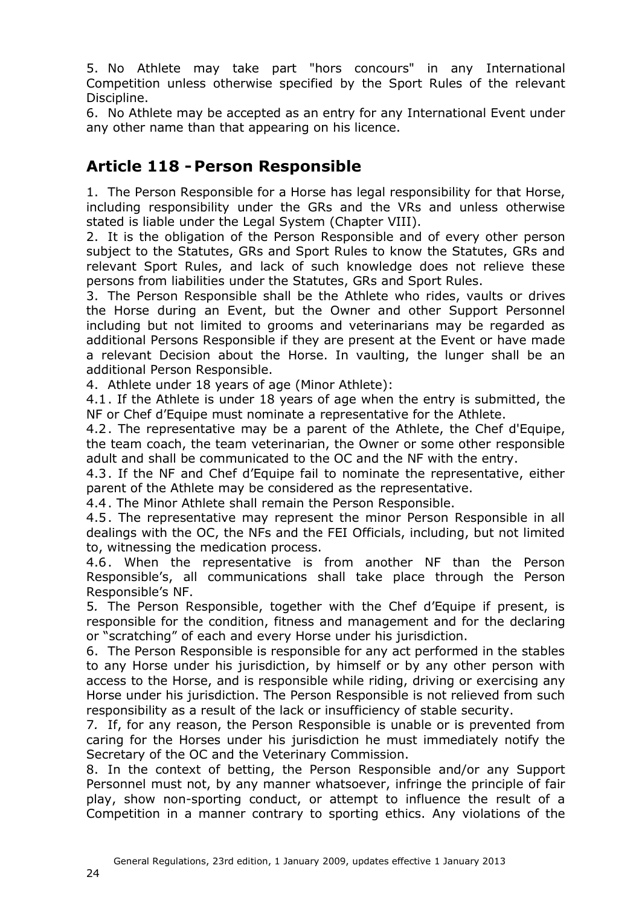5. No Athlete may take part "hors concours" in any International Competition unless otherwise specified by the Sport Rules of the relevant Discipline.

6. No Athlete may be accepted as an entry for any International Event under any other name than that appearing on his licence.

## Article 118 - Person Responsible

1. The Person Responsible for a Horse has legal responsibility for that Horse, including responsibility under the GRs and the VRs and unless otherwise stated is liable under the Legal System (Chapter VIII).

2. It is the obligation of the Person Responsible and of every other person subject to the Statutes, GRs and Sport Rules to know the Statutes, GRs and relevant Sport Rules, and lack of such knowledge does not relieve these persons from liabilities under the Statutes, GRs and Sport Rules.

3. The Person Responsible shall be the Athlete who rides, vaults or drives the Horse during an Event, but the Owner and other Support Personnel including but not limited to grooms and veterinarians may be regarded as additional Persons Responsible if they are present at the Event or have made a relevant Decision about the Horse. In vaulting, the lunger shall be an additional Person Responsible.

4. Athlete under 18 years of age (Minor Athlete):

4.1. If the Athlete is under 18 years of age when the entry is submitted, the NF or Chef d'Equipe must nominate a representative for the Athlete.

4.2. The representative may be a parent of the Athlete, the Chef d'Equipe, the team coach, the team veterinarian, the Owner or some other responsible adult and shall be communicated to the OC and the NF with the entry.

4.3. If the NF and Chef d'Equipe fail to nominate the representative, either parent of the Athlete may be considered as the representative.

4.4. The Minor Athlete shall remain the Person Responsible.

4.5. The representative may represent the minor Person Responsible in all dealings with the OC, the NFs and the FEI Officials, including, but not limited to, witnessing the medication process.

4.6. When the representative is from another NF than the Person Responsible's, all communications shall take place through the Person Responsible's NF.

5. The Person Responsible, together with the Chef d'Equipe if present, is responsible for the condition, fitness and management and for the declaring or "scratching" of each and every Horse under his jurisdiction.

6. The Person Responsible is responsible for any act performed in the stables to any Horse under his jurisdiction, by himself or by any other person with access to the Horse, and is responsible while riding, driving or exercising any Horse under his jurisdiction. The Person Responsible is not relieved from such responsibility as a result of the lack or insufficiency of stable security.

7. If, for any reason, the Person Responsible is unable or is prevented from caring for the Horses under his jurisdiction he must immediately notify the Secretary of the OC and the Veterinary Commission.

8. In the context of betting, the Person Responsible and/or any Support Personnel must not, by any manner whatsoever, infringe the principle of fair play, show non-sporting conduct, or attempt to influence the result of a Competition in a manner contrary to sporting ethics. Any violations of the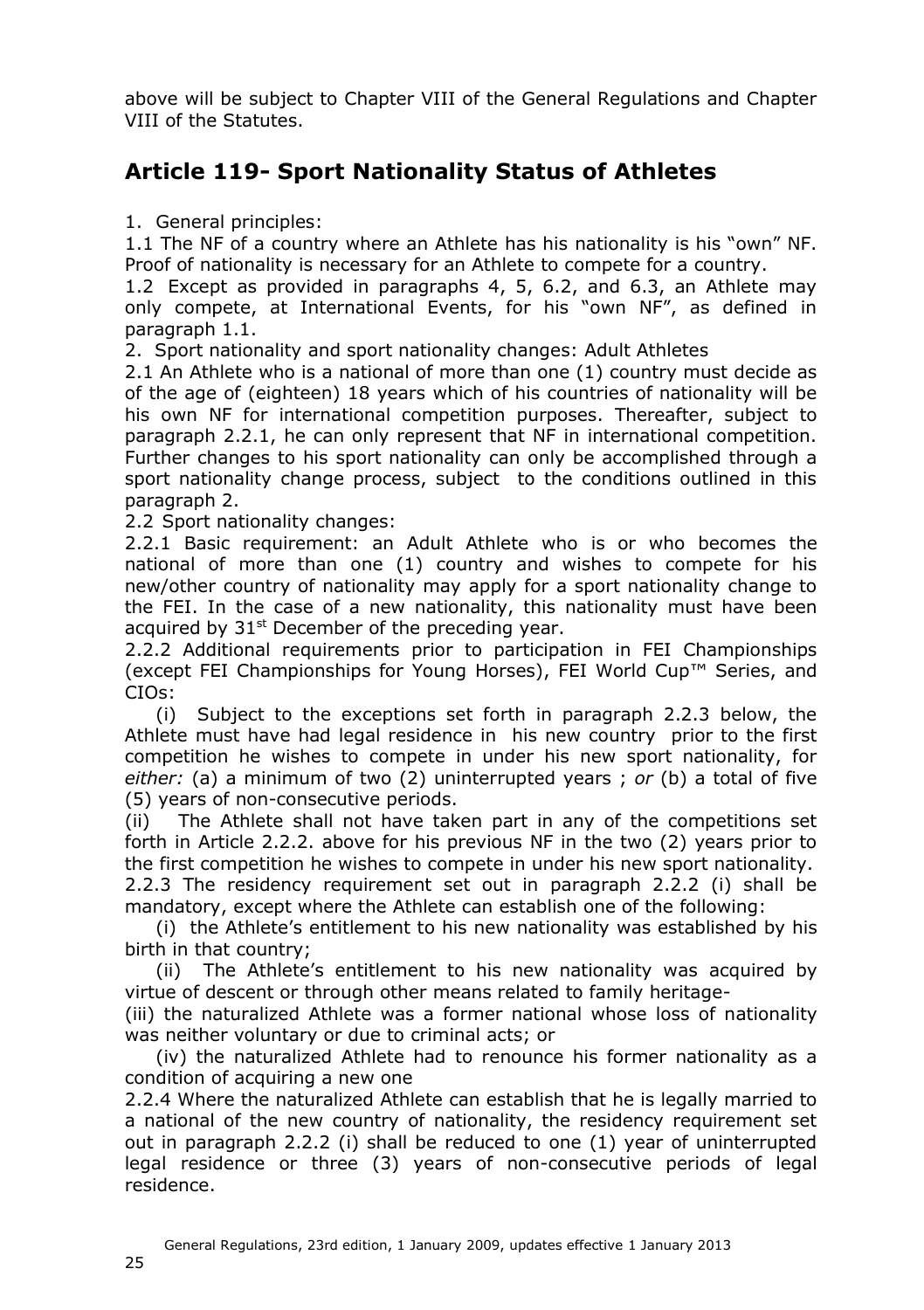above will be subject to Chapter VIII of the General Regulations and Chapter VIII of the Statutes.

## Article 119- Sport Nationality Status of Athletes

1. General principles:

1.1 The NF of a country where an Athlete has his nationality is his "own" NF. Proof of nationality is necessary for an Athlete to compete for a country.

1.2 Except as provided in paragraphs 4, 5, 6.2, and 6.3, an Athlete may only compete, at International Events, for his "own NF", as defined in paragraph 1.1.

2. Sport nationality and sport nationality changes: Adult Athletes

2.1 An Athlete who is a national of more than one (1) country must decide as of the age of (eighteen) 18 years which of his countries of nationality will be his own NF for international competition purposes. Thereafter, subject to paragraph 2.2.1, he can only represent that NF in international competition. Further changes to his sport nationality can only be accomplished through a sport nationality change process, subject to the conditions outlined in this paragraph 2.

2.2 Sport nationality changes:

2.2.1 Basic requirement: an Adult Athlete who is or who becomes the national of more than one (1) country and wishes to compete for his new/other country of nationality may apply for a sport nationality change to the FEI. In the case of a new nationality, this nationality must have been acquired by 31st December of the preceding year.

2.2.2 Additional requirements prior to participation in FEI Championships (except FEI Championships for Young Horses), FEI World Cup™ Series, and CIOs:

(i) Subject to the exceptions set forth in paragraph 2.2.3 below, the Athlete must have had legal residence in his new country prior to the first competition he wishes to compete in under his new sport nationality, for *either:* (a) a minimum of two (2) uninterrupted years ; *or* (b) a total of five (5) years of non-consecutive periods.

(ii) The Athlete shall not have taken part in any of the competitions set forth in Article 2.2.2. above for his previous NF in the two (2) years prior to the first competition he wishes to compete in under his new sport nationality.

2.2.3 The residency requirement set out in paragraph 2.2.2 (i) shall be mandatory, except where the Athlete can establish one of the following:

(i) the Athlete's entitlement to his new nationality was established by his birth in that country;

(ii) The Athlete's entitlement to his new nationality was acquired by virtue of descent or through other means related to family heritage-

(iii) the naturalized Athlete was a former national whose loss of nationality was neither voluntary or due to criminal acts; or

(iv) the naturalized Athlete had to renounce his former nationality as a condition of acquiring a new one

2.2.4 Where the naturalized Athlete can establish that he is legally married to a national of the new country of nationality, the residency requirement set out in paragraph 2.2.2 (i) shall be reduced to one (1) year of uninterrupted legal residence or three (3) years of non-consecutive periods of legal residence.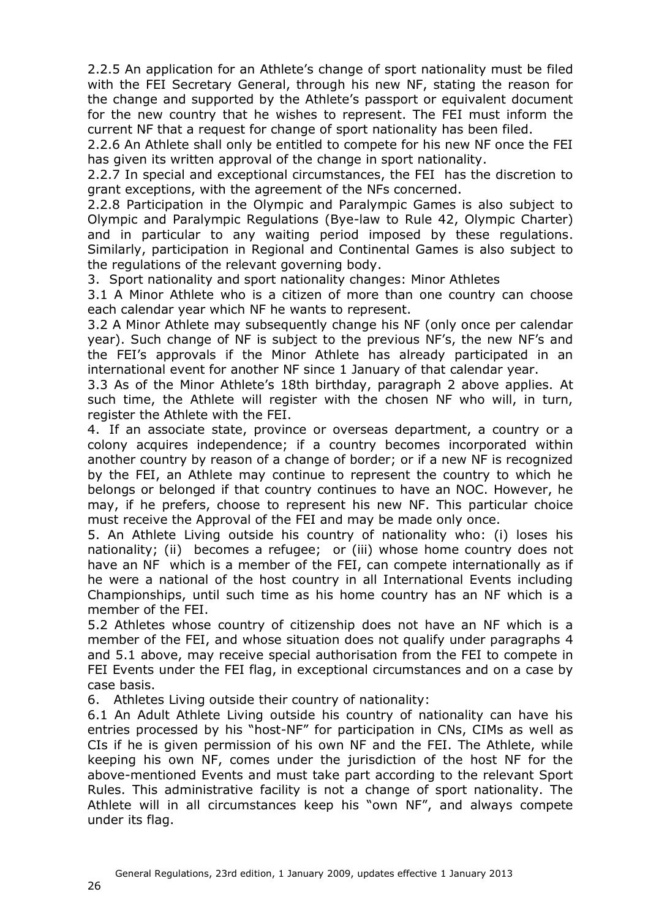2.2.5 An application for an Athlete's change of sport nationality must be filed with the FEI Secretary General, through his new NF, stating the reason for the change and supported by the Athlete's passport or equivalent document for the new country that he wishes to represent. The FEI must inform the current NF that a request for change of sport nationality has been filed.

2.2.6 An Athlete shall only be entitled to compete for his new NF once the FEI has given its written approval of the change in sport nationality.

2.2.7 In special and exceptional circumstances, the FEI has the discretion to grant exceptions, with the agreement of the NFs concerned.

2.2.8 Participation in the Olympic and Paralympic Games is also subject to Olympic and Paralympic Regulations (Bye-law to Rule 42, Olympic Charter) and in particular to any waiting period imposed by these regulations. Similarly, participation in Regional and Continental Games is also subject to the regulations of the relevant governing body.

3. Sport nationality and sport nationality changes: Minor Athletes

3.1 A Minor Athlete who is a citizen of more than one country can choose each calendar year which NF he wants to represent.

3.2 A Minor Athlete may subsequently change his NF (only once per calendar year). Such change of NF is subject to the previous NF's, the new NF's and the FEI's approvals if the Minor Athlete has already participated in an international event for another NF since 1 January of that calendar year.

3.3 As of the Minor Athlete's 18th birthday, paragraph 2 above applies. At such time, the Athlete will register with the chosen NF who will, in turn, register the Athlete with the FEI.

4. If an associate state, province or overseas department, a country or a colony acquires independence; if a country becomes incorporated within another country by reason of a change of border; or if a new NF is recognized by the FEI, an Athlete may continue to represent the country to which he belongs or belonged if that country continues to have an NOC. However, he may, if he prefers, choose to represent his new NF. This particular choice must receive the Approval of the FEI and may be made only once.

5. An Athlete Living outside his country of nationality who: (i) loses his nationality; (ii) becomes a refugee; or (iii) whose home country does not have an NF which is a member of the FEI, can compete internationally as if he were a national of the host country in all International Events including Championships, until such time as his home country has an NF which is a member of the FEI.

5.2 Athletes whose country of citizenship does not have an NF which is a member of the FEI, and whose situation does not qualify under paragraphs 4 and 5.1 above, may receive special authorisation from the FEI to compete in FEI Events under the FEI flag, in exceptional circumstances and on a case by case basis.

6. Athletes Living outside their country of nationality:

6.1 An Adult Athlete Living outside his country of nationality can have his entries processed by his "host-NF" for participation in CNs, CIMs as well as CIs if he is given permission of his own NF and the FEI. The Athlete, while keeping his own NF, comes under the jurisdiction of the host NF for the above-mentioned Events and must take part according to the relevant Sport Rules. This administrative facility is not a change of sport nationality. The Athlete will in all circumstances keep his "own NF", and always compete under its flag.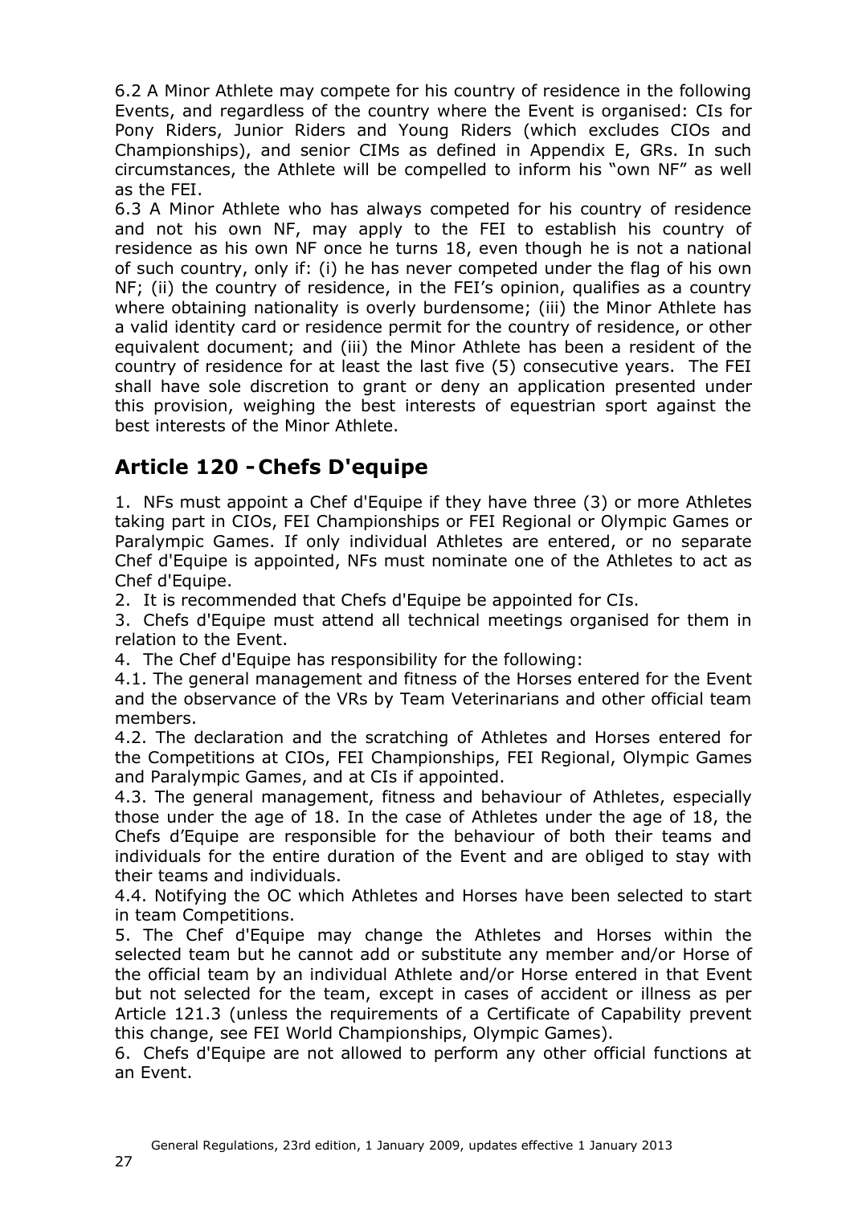6.2 A Minor Athlete may compete for his country of residence in the following Events, and regardless of the country where the Event is organised: CIs for Pony Riders, Junior Riders and Young Riders (which excludes CIOs and Championships), and senior CIMs as defined in Appendix E, GRs. In such circumstances, the Athlete will be compelled to inform his "own NF" as well as the FEI.

6.3 A Minor Athlete who has always competed for his country of residence and not his own NF, may apply to the FEI to establish his country of residence as his own NF once he turns 18, even though he is not a national of such country, only if: (i) he has never competed under the flag of his own NF; (ii) the country of residence, in the FEI's opinion, qualifies as a country where obtaining nationality is overly burdensome; (iii) the Minor Athlete has a valid identity card or residence permit for the country of residence, or other equivalent document; and (iii) the Minor Athlete has been a resident of the country of residence for at least the last five (5) consecutive years. The FEI shall have sole discretion to grant or deny an application presented under this provision, weighing the best interests of equestrian sport against the best interests of the Minor Athlete.

## Article 120 - Chefs D'equipe

1. NFs must appoint a Chef d'Equipe if they have three (3) or more Athletes taking part in CIOs, FEI Championships or FEI Regional or Olympic Games or Paralympic Games. If only individual Athletes are entered, or no separate Chef d'Equipe is appointed, NFs must nominate one of the Athletes to act as Chef d'Equipe.

2. It is recommended that Chefs d'Equipe be appointed for CIs.

3. Chefs d'Equipe must attend all technical meetings organised for them in relation to the Event.

4. The Chef d'Equipe has responsibility for the following:

4.1. The general management and fitness of the Horses entered for the Event and the observance of the VRs by Team Veterinarians and other official team members.

4.2. The declaration and the scratching of Athletes and Horses entered for the Competitions at CIOs, FEI Championships, FEI Regional, Olympic Games and Paralympic Games, and at CIs if appointed.

4.3. The general management, fitness and behaviour of Athletes, especially those under the age of 18. In the case of Athletes under the age of 18, the Chefs d'Equipe are responsible for the behaviour of both their teams and individuals for the entire duration of the Event and are obliged to stay with their teams and individuals.

4.4. Notifying the OC which Athletes and Horses have been selected to start in team Competitions.

5. The Chef d'Equipe may change the Athletes and Horses within the selected team but he cannot add or substitute any member and/or Horse of the official team by an individual Athlete and/or Horse entered in that Event but not selected for the team, except in cases of accident or illness as per Article 121.3 (unless the requirements of a Certificate of Capability prevent this change, see FEI World Championships, Olympic Games).

6. Chefs d'Equipe are not allowed to perform any other official functions at an Event.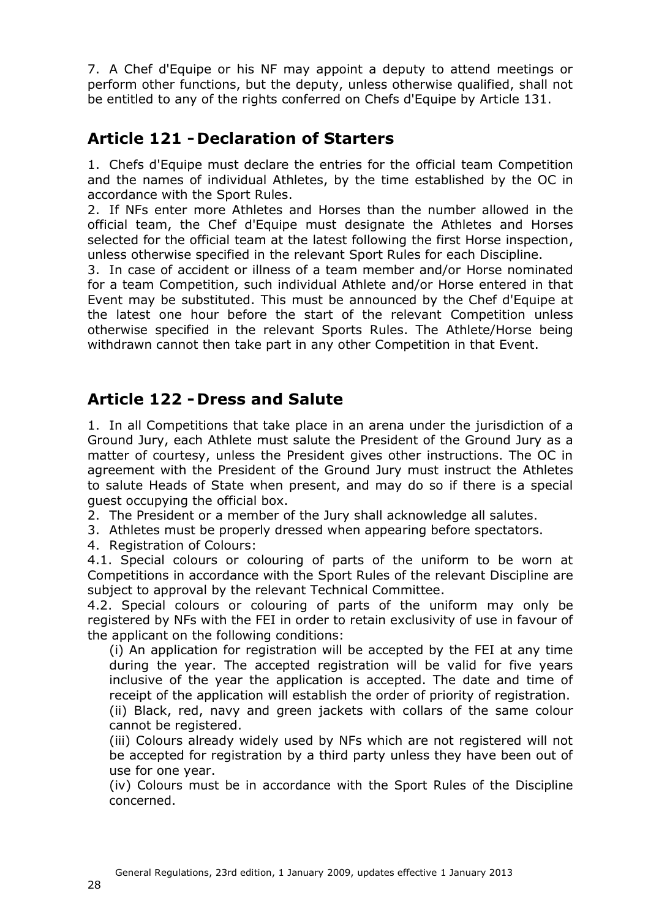7. A Chef d'Equipe or his NF may appoint a deputy to attend meetings or perform other functions, but the deputy, unless otherwise qualified, shall not be entitled to any of the rights conferred on Chefs d'Equipe by Article 131.

## Article 121 - Declaration of Starters

1. Chefs d'Equipe must declare the entries for the official team Competition and the names of individual Athletes, by the time established by the OC in accordance with the Sport Rules.
2. If NFs enter more Athletes and Horses than the number allowed in the official team, the Chef d'Equipe must designate the Athletes and Horses selected for the official team at the latest following the first Horse inspection, unless otherwise specified in the relevant Sport Rules for each Discipline.
3. In case of accident or illness of a team member and/or Horse nominated for a team Competition, such individual Athlete and/or Horse entered in that Event may be substituted. This must be announced by the Chef d'Equipe at the latest one hour before the start of the relevant Competition unless otherwise specified in the relevant Sports Rules. The Athlete/Horse being withdrawn cannot then take part in any other Competition in that Event.

## Article 122 - Dress and Salute

1. In all Competitions that take place in an arena under the jurisdiction of a Ground Jury, each Athlete must salute the President of the Ground Jury as a matter of courtesy, unless the President gives other instructions. The OC in agreement with the President of the Ground Jury must instruct the Athletes to salute Heads of State when present, and may do so if there is a special guest occupying the official box.
2. The President or a member of the Jury shall acknowledge all salutes.
3. Athletes must be properly dressed when appearing before spectators.
4. Registration of Colours:

4.1. Special colours or colouring of parts of the uniform to be worn at Competitions in accordance with the Sport Rules of the relevant Discipline are subject to approval by the relevant Technical Committee.

4.2. Special colours or colouring of parts of the uniform may only be registered by NFs with the FEI in order to retain exclusivity of use in favour of the applicant on the following conditions:

(i) An application for registration will be accepted by the FEI at any time during the year. The accepted registration will be valid for five years inclusive of the year the application is accepted. The date and time of receipt of the application will establish the order of priority of registration.

(ii) Black, red, navy and green jackets with collars of the same colour cannot be registered.

(iii) Colours already widely used by NFs which are not registered will not be accepted for registration by a third party unless they have been out of use for one year.

(iv) Colours must be in accordance with the Sport Rules of the Discipline concerned.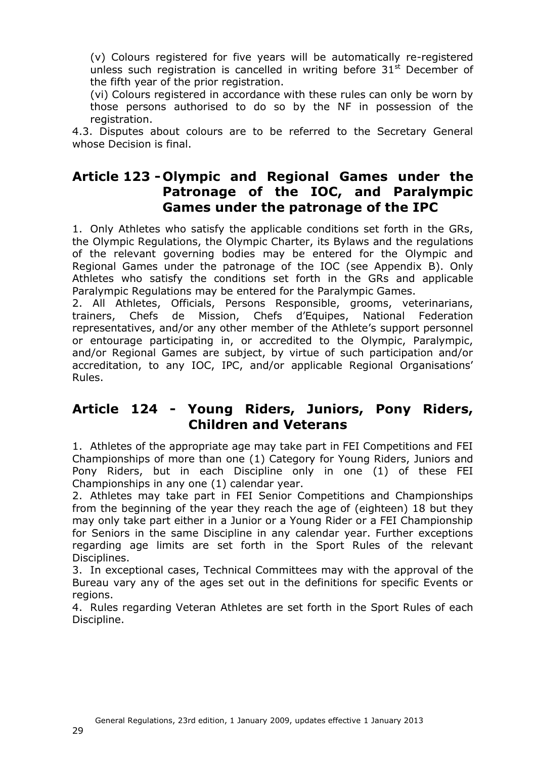(v) Colours registered for five years will be automatically re-registered unless such registration is cancelled in writing before 31st December of the fifth year of the prior registration.

(vi) Colours registered in accordance with these rules can only be worn by those persons authorised to do so by the NF in possession of the registration.

4.3. Disputes about colours are to be referred to the Secretary General whose Decision is final.

## Article 123 - Olympic and Regional Games under the Patronage of the IOC, and Paralympic Games under the patronage of the IPC

1. Only Athletes who satisfy the applicable conditions set forth in the GRs, the Olympic Regulations, the Olympic Charter, its Bylaws and the regulations of the relevant governing bodies may be entered for the Olympic and Regional Games under the patronage of the IOC (see Appendix B). Only Athletes who satisfy the conditions set forth in the GRs and applicable Paralympic Regulations may be entered for the Paralympic Games.

2. All Athletes, Officials, Persons Responsible, grooms, veterinarians, trainers, Chefs de Mission, Chefs d'Equipes, National Federation representatives, and/or any other member of the Athlete's support personnel or entourage participating in, or accredited to the Olympic, Paralympic, and/or Regional Games are subject, by virtue of such participation and/or accreditation, to any IOC, IPC, and/or applicable Regional Organisations' Rules.

## Article 124 - Young Riders, Juniors, Pony Riders, Children and Veterans

1. Athletes of the appropriate age may take part in FEI Competitions and FEI Championships of more than one (1) Category for Young Riders, Juniors and Pony Riders, but in each Discipline only in one (1) of these FEI Championships in any one (1) calendar year.

2. Athletes may take part in FEI Senior Competitions and Championships from the beginning of the year they reach the age of (eighteen) 18 but they may only take part either in a Junior or a Young Rider or a FEI Championship for Seniors in the same Discipline in any calendar year. Further exceptions regarding age limits are set forth in the Sport Rules of the relevant Disciplines.

3. In exceptional cases, Technical Committees may with the approval of the Bureau vary any of the ages set out in the definitions for specific Events or regions.

4. Rules regarding Veteran Athletes are set forth in the Sport Rules of each Discipline.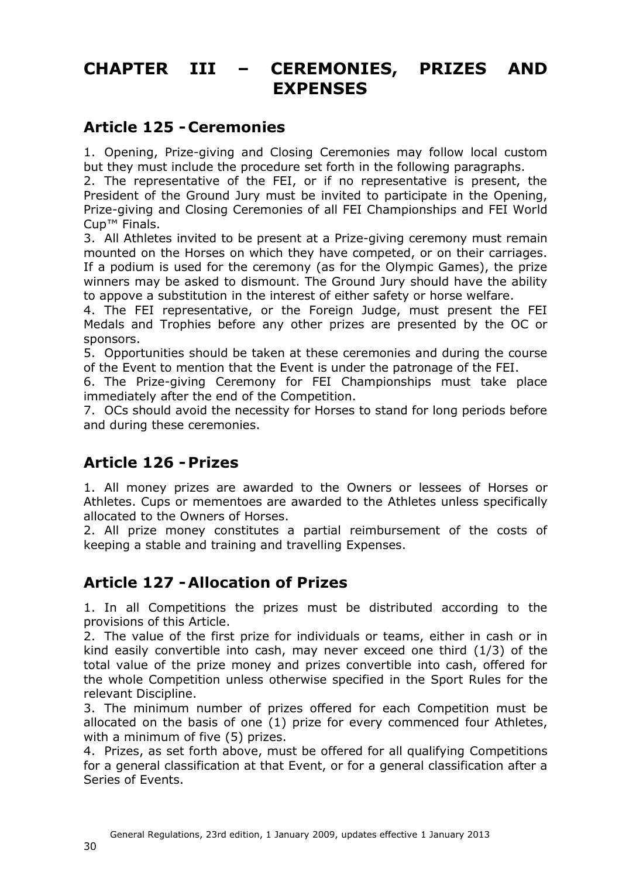# CHAPTER III – CEREMONIES, PRIZES AND EXPENSES

## Article 125 - Ceremonies

1. Opening, Prize-giving and Closing Ceremonies may follow local custom but they must include the procedure set forth in the following paragraphs.
2. The representative of the FEI, or if no representative is present, the President of the Ground Jury must be invited to participate in the Opening, Prize-giving and Closing Ceremonies of all FEI Championships and FEI World Cup™ Finals.
3. All Athletes invited to be present at a Prize-giving ceremony must remain mounted on the Horses on which they have competed, or on their carriages. If a podium is used for the ceremony (as for the Olympic Games), the prize winners may be asked to dismount. The Ground Jury should have the ability to appove a substitution in the interest of either safety or horse welfare.
4. The FEI representative, or the Foreign Judge, must present the FEI Medals and Trophies before any other prizes are presented by the OC or sponsors.
5. Opportunities should be taken at these ceremonies and during the course of the Event to mention that the Event is under the patronage of the FEI.
6. The Prize-giving Ceremony for FEI Championships must take place immediately after the end of the Competition.
7. OCs should avoid the necessity for Horses to stand for long periods before and during these ceremonies.

## Article 126 - Prizes

1. All money prizes are awarded to the Owners or lessees of Horses or Athletes. Cups or mementoes are awarded to the Athletes unless specifically allocated to the Owners of Horses.
2. All prize money constitutes a partial reimbursement of the costs of keeping a stable and training and travelling Expenses.

## Article 127 - Allocation of Prizes

1. In all Competitions the prizes must be distributed according to the provisions of this Article.
2. The value of the first prize for individuals or teams, either in cash or in kind easily convertible into cash, may never exceed one third (1/3) of the total value of the prize money and prizes convertible into cash, offered for the whole Competition unless otherwise specified in the Sport Rules for the relevant Discipline.
3. The minimum number of prizes offered for each Competition must be allocated on the basis of one (1) prize for every commenced four Athletes, with a minimum of five (5) prizes.
4. Prizes, as set forth above, must be offered for all qualifying Competitions for a general classification at that Event, or for a general classification after a Series of Events.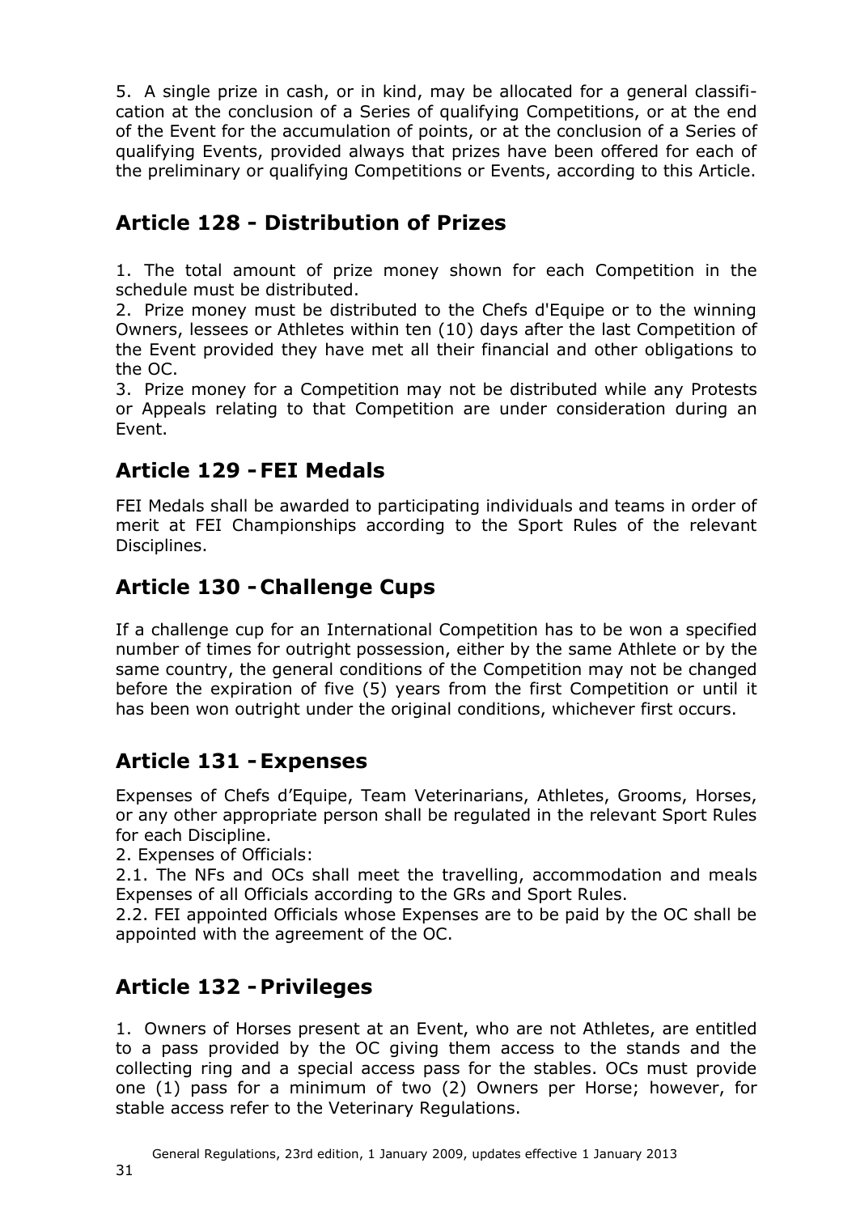5. A single prize in cash, or in kind, may be allocated for a general classification at the conclusion of a Series of qualifying Competitions, or at the end of the Event for the accumulation of points, or at the conclusion of a Series of qualifying Events, provided always that prizes have been offered for each of the preliminary or qualifying Competitions or Events, according to this Article.

## Article 128 - Distribution of Prizes

1. The total amount of prize money shown for each Competition in the schedule must be distributed.
2. Prize money must be distributed to the Chefs d'Equipe or to the winning Owners, lessees or Athletes within ten (10) days after the last Competition of the Event provided they have met all their financial and other obligations to the OC.
3. Prize money for a Competition may not be distributed while any Protests or Appeals relating to that Competition are under consideration during an Event.

## Article 129 - FEI Medals

FEI Medals shall be awarded to participating individuals and teams in order of merit at FEI Championships according to the Sport Rules of the relevant Disciplines.

## Article 130 - Challenge Cups

If a challenge cup for an International Competition has to be won a specified number of times for outright possession, either by the same Athlete or by the same country, the general conditions of the Competition may not be changed before the expiration of five (5) years from the first Competition or until it has been won outright under the original conditions, whichever first occurs.

## Article 131 - Expenses

Expenses of Chefs d'Equipe, Team Veterinarians, Athletes, Grooms, Horses, or any other appropriate person shall be regulated in the relevant Sport Rules for each Discipline.

2. Expenses of Officials:

2.1. The NFs and OCs shall meet the travelling, accommodation and meals Expenses of all Officials according to the GRs and Sport Rules.

2.2. FEI appointed Officials whose Expenses are to be paid by the OC shall be appointed with the agreement of the OC.

## Article 132 - Privileges

1. Owners of Horses present at an Event, who are not Athletes, are entitled to a pass provided by the OC giving them access to the stands and the collecting ring and a special access pass for the stables. OCs must provide one (1) pass for a minimum of two (2) Owners per Horse; however, for stable access refer to the Veterinary Regulations.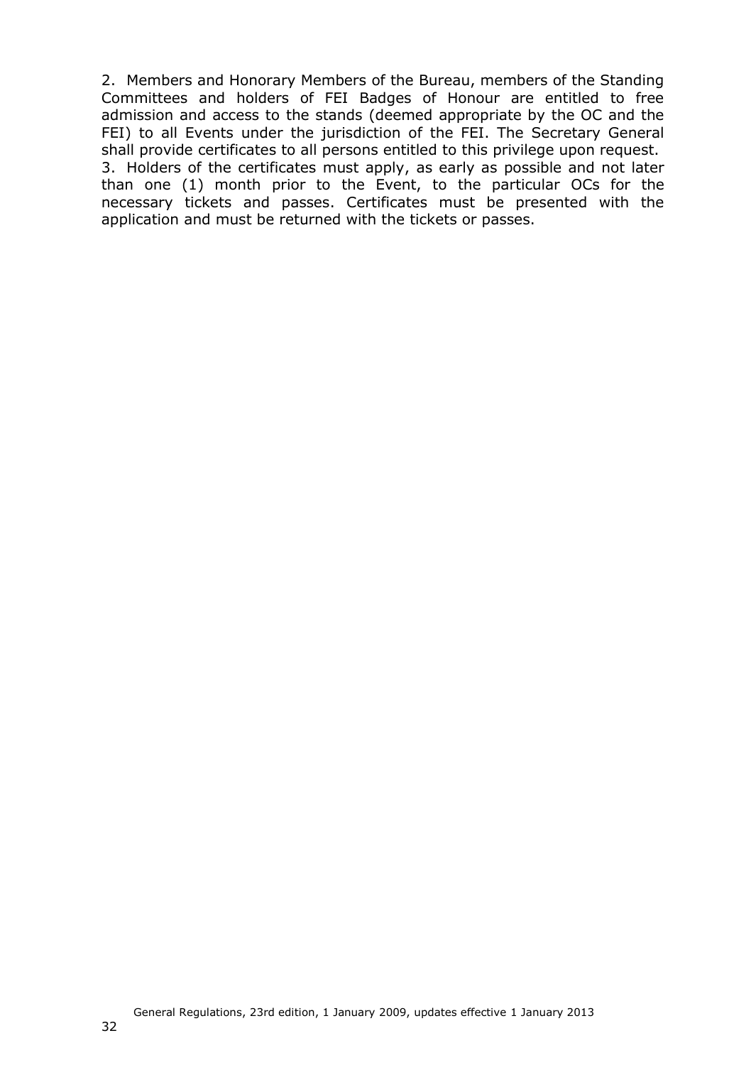2. Members and Honorary Members of the Bureau, members of the Standing Committees and holders of FEI Badges of Honour are entitled to free admission and access to the stands (deemed appropriate by the OC and the FEI) to all Events under the jurisdiction of the FEI. The Secretary General shall provide certificates to all persons entitled to this privilege upon request.

3. Holders of the certificates must apply, as early as possible and not later than one (1) month prior to the Event, to the particular OCs for the necessary tickets and passes. Certificates must be presented with the application and must be returned with the tickets or passes.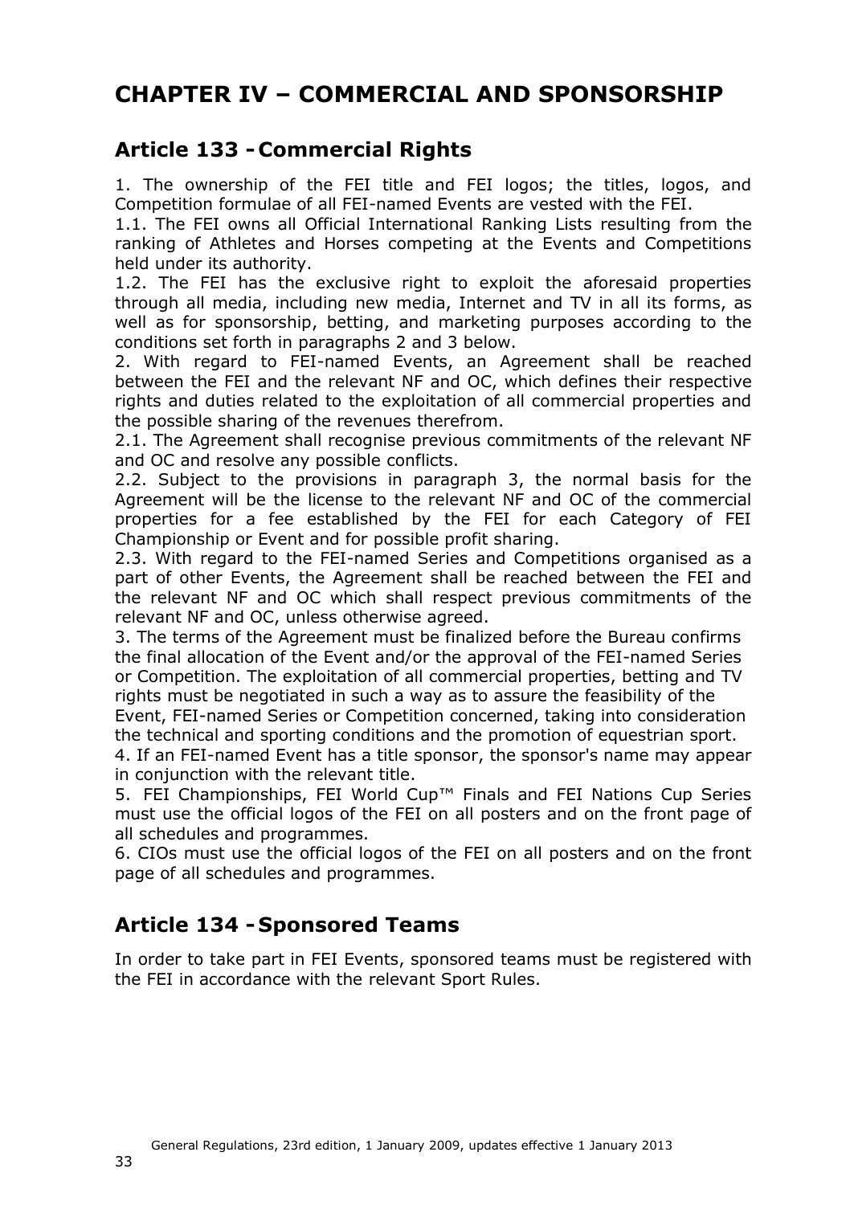# CHAPTER IV – COMMERCIAL AND SPONSORSHIP

## Article 133 - Commercial Rights

1. The ownership of the FEI title and FEI logos; the titles, logos, and Competition formulae of all FEI-named Events are vested with the FEI.

1.1. The FEI owns all Official International Ranking Lists resulting from the ranking of Athletes and Horses competing at the Events and Competitions held under its authority.

1.2. The FEI has the exclusive right to exploit the aforesaid properties through all media, including new media, Internet and TV in all its forms, as well as for sponsorship, betting, and marketing purposes according to the conditions set forth in paragraphs 2 and 3 below.

2. With regard to FEI-named Events, an Agreement shall be reached between the FEI and the relevant NF and OC, which defines their respective rights and duties related to the exploitation of all commercial properties and the possible sharing of the revenues therefrom.

2.1. The Agreement shall recognise previous commitments of the relevant NF and OC and resolve any possible conflicts.

2.2. Subject to the provisions in paragraph 3, the normal basis for the Agreement will be the license to the relevant NF and OC of the commercial properties for a fee established by the FEI for each Category of FEI Championship or Event and for possible profit sharing.

2.3. With regard to the FEI-named Series and Competitions organised as a part of other Events, the Agreement shall be reached between the FEI and the relevant NF and OC which shall respect previous commitments of the relevant NF and OC, unless otherwise agreed.

3. The terms of the Agreement must be finalized before the Bureau confirms the final allocation of the Event and/or the approval of the FEI-named Series or Competition. The exploitation of all commercial properties, betting and TV rights must be negotiated in such a way as to assure the feasibility of the Event, FEI-named Series or Competition concerned, taking into consideration the technical and sporting conditions and the promotion of equestrian sport.

4. If an FEI-named Event has a title sponsor, the sponsor's name may appear in conjunction with the relevant title.

5. FEI Championships, FEI World Cup™ Finals and FEI Nations Cup Series must use the official logos of the FEI on all posters and on the front page of all schedules and programmes.

6. CIOs must use the official logos of the FEI on all posters and on the front page of all schedules and programmes.

## Article 134 - Sponsored Teams

In order to take part in FEI Events, sponsored teams must be registered with the FEI in accordance with the relevant Sport Rules.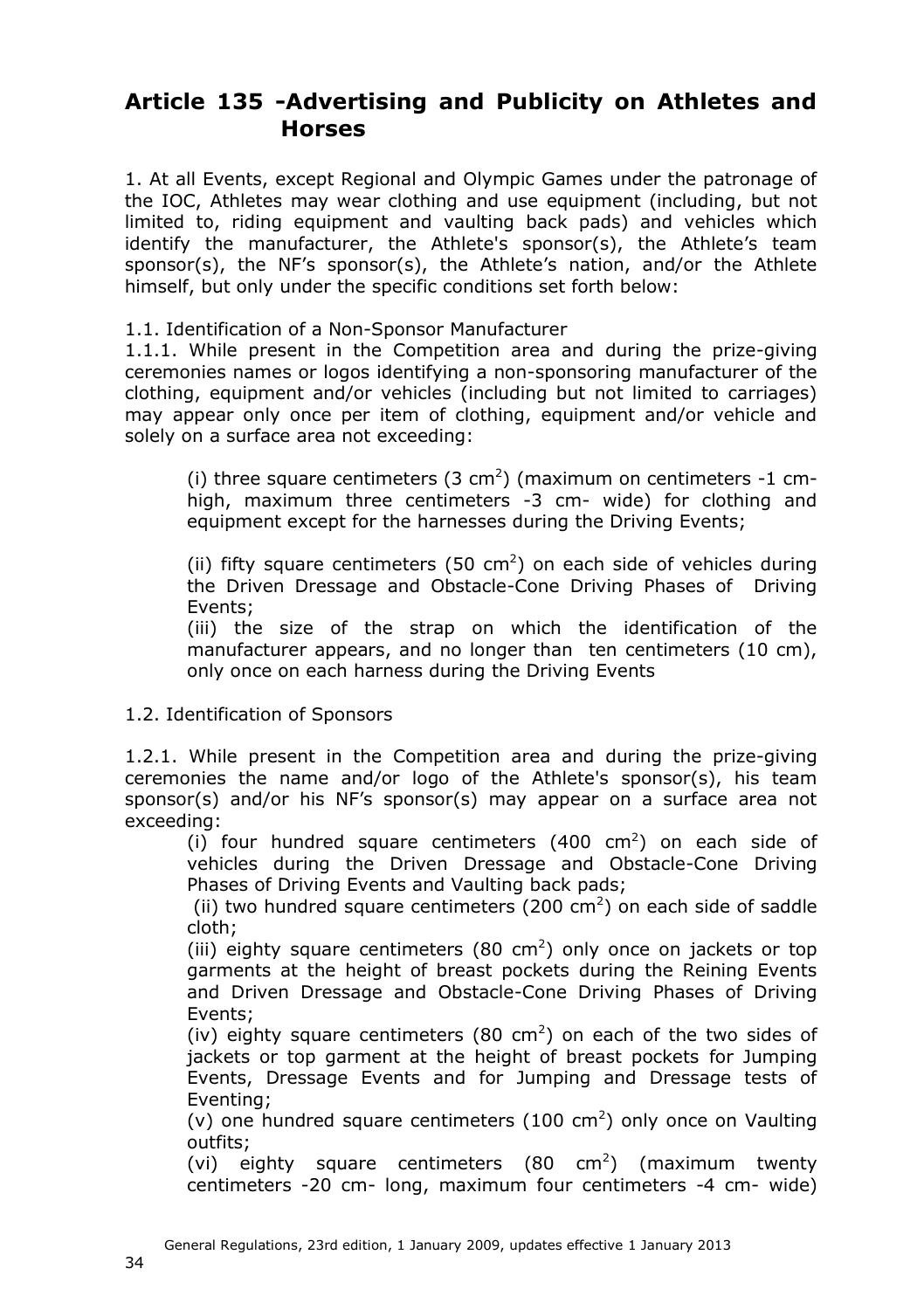## Article 135 -Advertising and Publicity on Athletes and Horses

1. At all Events, except Regional and Olympic Games under the patronage of the IOC, Athletes may wear clothing and use equipment (including, but not limited to, riding equipment and vaulting back pads) and vehicles which identify the manufacturer, the Athlete's sponsor(s), the Athlete's team sponsor(s), the NF's sponsor(s), the Athlete's nation, and/or the Athlete himself, but only under the specific conditions set forth below:

1.1. Identification of a Non-Sponsor Manufacturer

1.1.1. While present in the Competition area and during the prize-giving ceremonies names or logos identifying a non-sponsoring manufacturer of the clothing, equipment and/or vehicles (including but not limited to carriages) may appear only once per item of clothing, equipment and/or vehicle and solely on a surface area not exceeding:

(i) three square centimeters (3 $cm^2$) (maximum on centimeters -1 cm-high, maximum three centimeters -3 cm- wide) for clothing and equipment except for the harnesses during the Driving Events;

(ii) fifty square centimeters (50 $cm^2$) on each side of vehicles during the Driven Dressage and Obstacle-Cone Driving Phases of Driving Events;

(iii) the size of the strap on which the identification of the manufacturer appears, and no longer than ten centimeters (10 cm), only once on each harness during the Driving Events

1.2. Identification of Sponsors

1.2.1. While present in the Competition area and during the prize-giving ceremonies the name and/or logo of the Athlete's sponsor(s), his team sponsor(s) and/or his NF's sponsor(s) may appear on a surface area not exceeding:

(i) four hundred square centimeters (400 $cm^2$) on each side of vehicles during the Driven Dressage and Obstacle-Cone Driving Phases of Driving Events and Vaulting back pads;

(ii) two hundred square centimeters (200 $cm^2$) on each side of saddle cloth;

(iii) eighty square centimeters (80 $cm^2$) only once on jackets or top garments at the height of breast pockets during the Reining Events and Driven Dressage and Obstacle-Cone Driving Phases of Driving Events;

(iv) eighty square centimeters (80 $cm^2$) on each of the two sides of jackets or top garment at the height of breast pockets for Jumping Events, Dressage Events and for Jumping and Dressage tests of Eventing;

(v) one hundred square centimeters (100 $cm^2$) only once on Vaulting outfits;

(vi) eighty square centimeters (80 $cm^2$) (maximum twenty centimeters -20 cm- long, maximum four centimeters -4 cm- wide)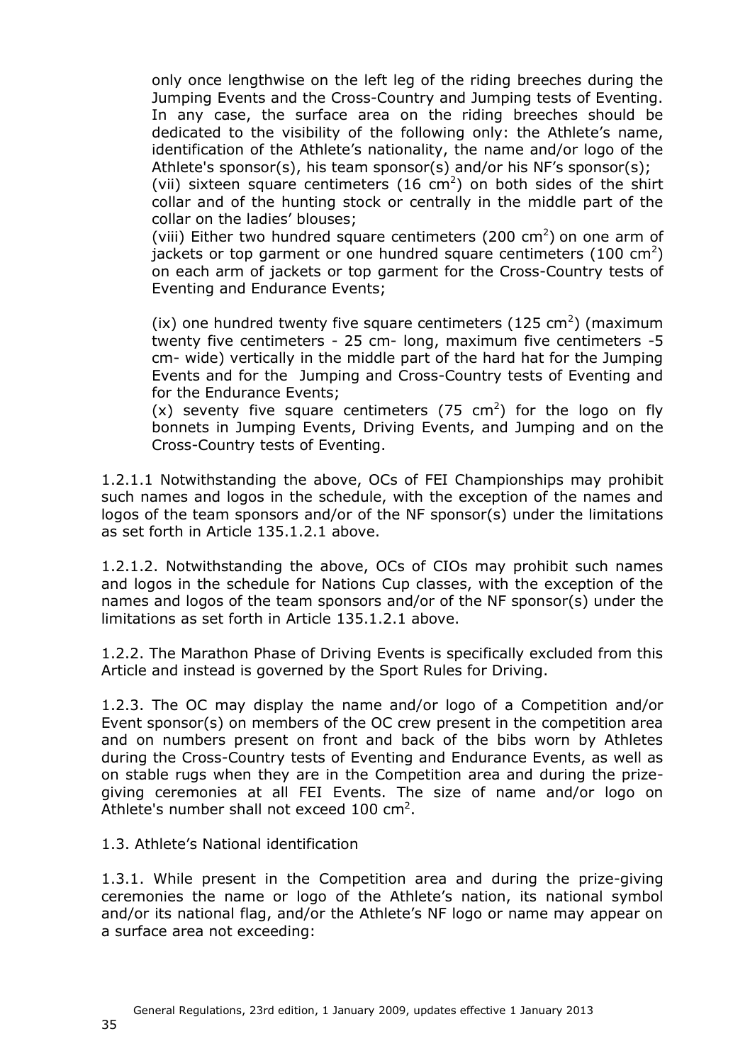only once lengthwise on the left leg of the riding breeches during the Jumping Events and the Cross-Country and Jumping tests of Eventing. In any case, the surface area on the riding breeches should be dedicated to the visibility of the following only: the Athlete's name, identification of the Athlete's nationality, the name and/or logo of the Athlete's sponsor(s), his team sponsor(s) and/or his NF's sponsor(s);

(vii) sixteen square centimeters (16 $cm^2$) on both sides of the shirt collar and of the hunting stock or centrally in the middle part of the collar on the ladies' blouses;

(viii) Either two hundred square centimeters (200 $cm^2$) on one arm of jackets or top garment or one hundred square centimeters (100 $cm^2$) on each arm of jackets or top garment for the Cross-Country tests of Eventing and Endurance Events;

(ix) one hundred twenty five square centimeters (125 $cm^2$) (maximum twenty five centimeters - 25 cm- long, maximum five centimeters -5 cm- wide) vertically in the middle part of the hard hat for the Jumping Events and for the Jumping and Cross-Country tests of Eventing and for the Endurance Events;

(x) seventy five square centimeters (75 $cm^2$) for the logo on fly bonnets in Jumping Events, Driving Events, and Jumping and on the Cross-Country tests of Eventing.

1.2.1.1 Notwithstanding the above, OCs of FEI Championships may prohibit such names and logos in the schedule, with the exception of the names and logos of the team sponsors and/or of the NF sponsor(s) under the limitations as set forth in Article 135.1.2.1 above.

1.2.1.2. Notwithstanding the above, OCs of CIOs may prohibit such names and logos in the schedule for Nations Cup classes, with the exception of the names and logos of the team sponsors and/or of the NF sponsor(s) under the limitations as set forth in Article 135.1.2.1 above.

1.2.2. The Marathon Phase of Driving Events is specifically excluded from this Article and instead is governed by the Sport Rules for Driving.

1.2.3. The OC may display the name and/or logo of a Competition and/or Event sponsor(s) on members of the OC crew present in the competition area and on numbers present on front and back of the bibs worn by Athletes during the Cross-Country tests of Eventing and Endurance Events, as well as on stable rugs when they are in the Competition area and during the prize-giving ceremonies at all FEI Events. The size of name and/or logo on Athlete's number shall not exceed 100 $cm^2$.

1.3. Athlete's National identification

1.3.1. While present in the Competition area and during the prize-giving ceremonies the name or logo of the Athlete's nation, its national symbol and/or its national flag, and/or the Athlete's NF logo or name may appear on a surface area not exceeding: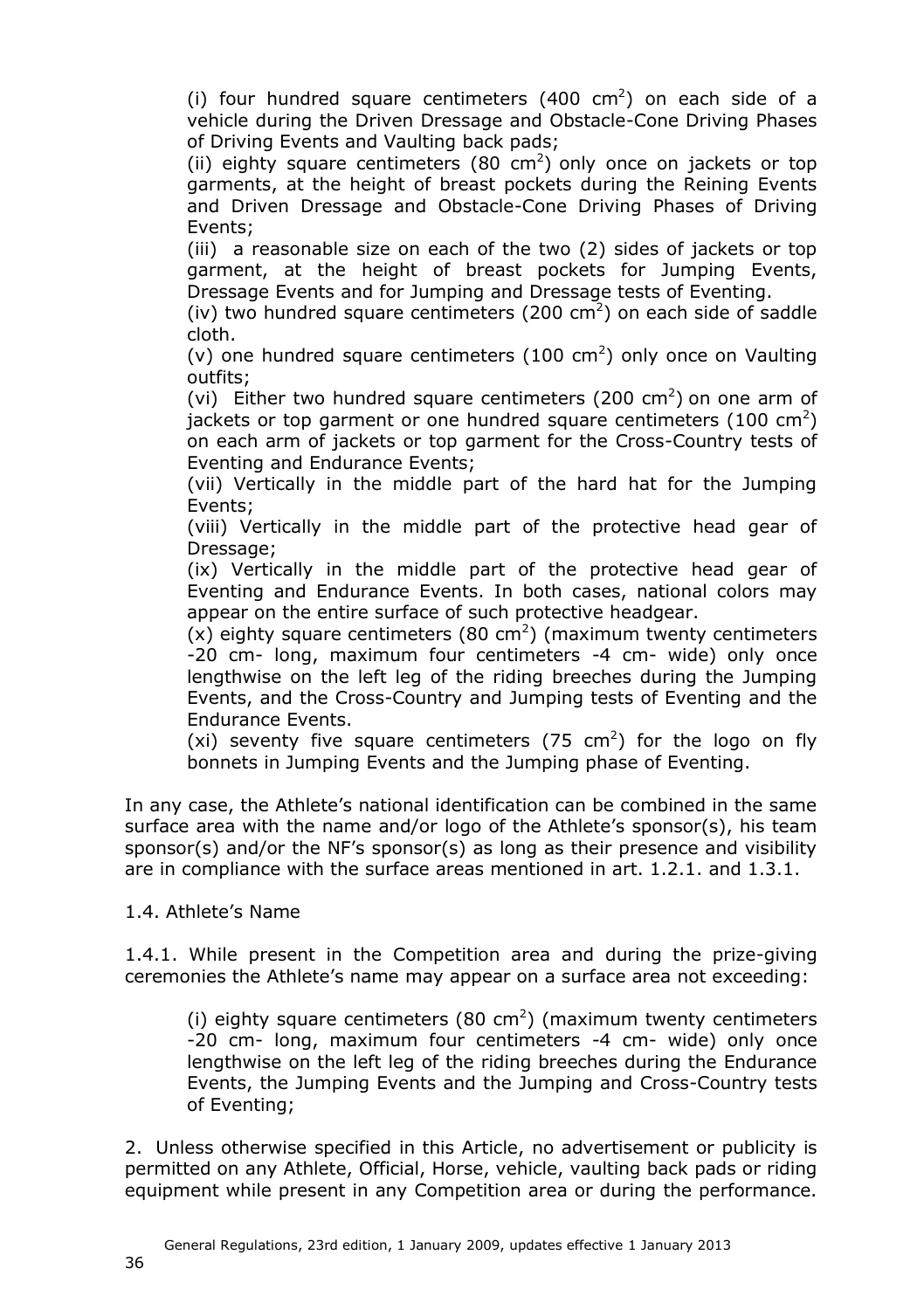(i) four hundred square centimeters (400 $cm^2$) on each side of a vehicle during the Driven Dressage and Obstacle-Cone Driving Phases of Driving Events and Vaulting back pads;

(ii) eighty square centimeters (80 $cm^2$) only once on jackets or top garments, at the height of breast pockets during the Reining Events and Driven Dressage and Obstacle-Cone Driving Phases of Driving Events;

(iii) a reasonable size on each of the two (2) sides of jackets or top garment, at the height of breast pockets for Jumping Events, Dressage Events and for Jumping and Dressage tests of Eventing.

(iv) two hundred square centimeters (200 $cm^2$) on each side of saddle cloth.

(v) one hundred square centimeters (100 $cm^2$) only once on Vaulting outfits;

(vi) Either two hundred square centimeters (200 $cm^2$) on one arm of jackets or top garment or one hundred square centimeters (100 $cm^2$) on each arm of jackets or top garment for the Cross-Country tests of Eventing and Endurance Events;

(vii) Vertically in the middle part of the hard hat for the Jumping Events;

(viii) Vertically in the middle part of the protective head gear of Dressage;

(ix) Vertically in the middle part of the protective head gear of Eventing and Endurance Events. In both cases, national colors may appear on the entire surface of such protective headgear.

(x) eighty square centimeters (80 $cm^2$) (maximum twenty centimeters -20 cm- long, maximum four centimeters -4 cm- wide) only once lengthwise on the left leg of the riding breeches during the Jumping Events, and the Cross-Country and Jumping tests of Eventing and the Endurance Events.

(xi) seventy five square centimeters (75 $cm^2$) for the logo on fly bonnets in Jumping Events and the Jumping phase of Eventing.

In any case, the Athlete's national identification can be combined in the same surface area with the name and/or logo of the Athlete's sponsor(s), his team sponsor(s) and/or the NF's sponsor(s) as long as their presence and visibility are in compliance with the surface areas mentioned in art. 1.2.1. and 1.3.1.

1.4. Athlete's Name

1.4.1. While present in the Competition area and during the prize-giving ceremonies the Athlete's name may appear on a surface area not exceeding:

(i) eighty square centimeters (80 $cm^2$) (maximum twenty centimeters -20 cm- long, maximum four centimeters -4 cm- wide) only once lengthwise on the left leg of the riding breeches during the Endurance Events, the Jumping Events and the Jumping and Cross-Country tests of Eventing;

2. Unless otherwise specified in this Article, no advertisement or publicity is permitted on any Athlete, Official, Horse, vehicle, vaulting back pads or riding equipment while present in any Competition area or during the performance.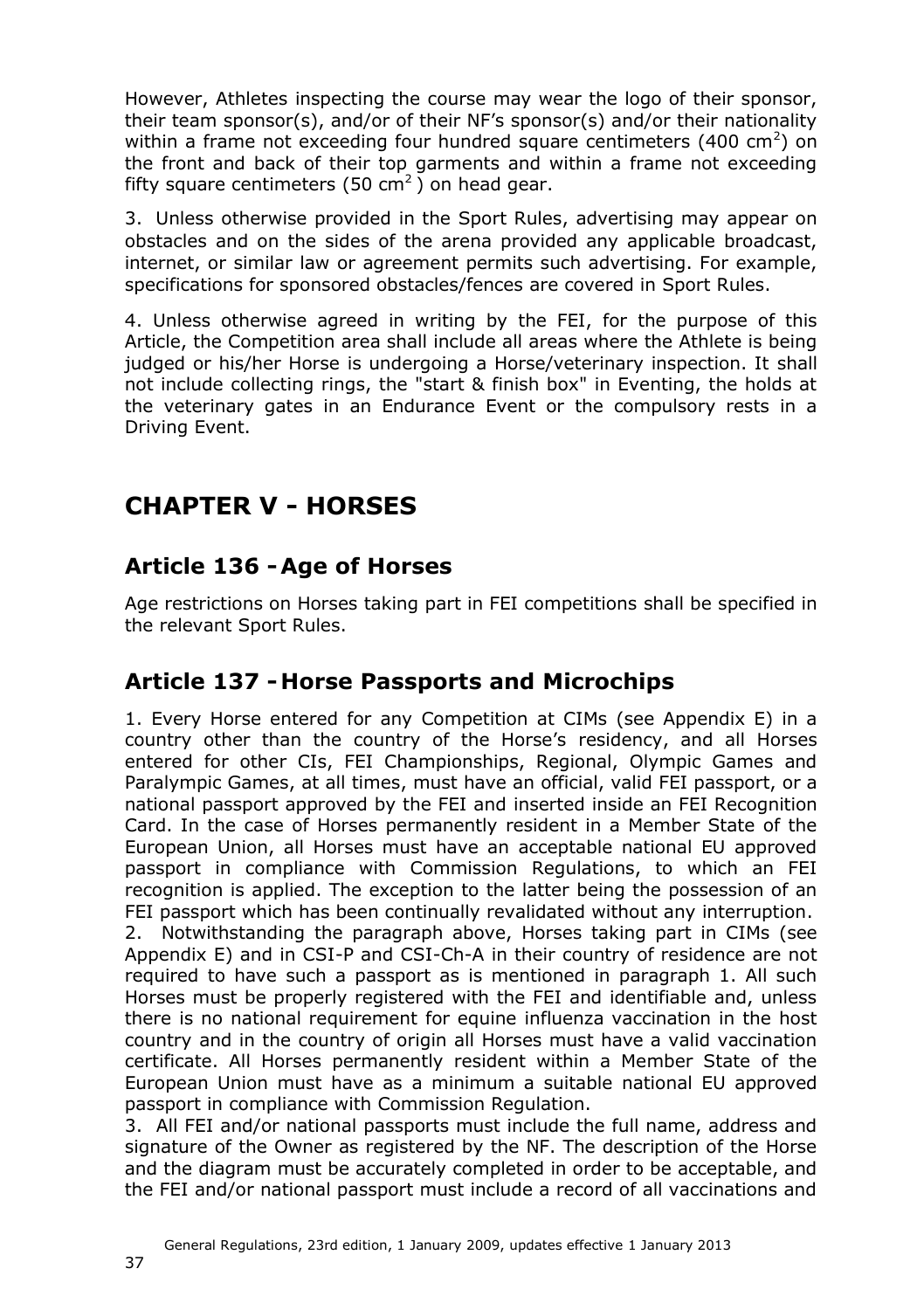However, Athletes inspecting the course may wear the logo of their sponsor, their team sponsor(s), and/or of their NF's sponsor(s) and/or their nationality within a frame not exceeding four hundred square centimeters (400 $cm^2$) on the front and back of their top garments and within a frame not exceeding fifty square centimeters (50 $cm^2$ ) on head gear.

3. Unless otherwise provided in the Sport Rules, advertising may appear on obstacles and on the sides of the arena provided any applicable broadcast, internet, or similar law or agreement permits such advertising. For example, specifications for sponsored obstacles/fences are covered in Sport Rules.

4. Unless otherwise agreed in writing by the FEI, for the purpose of this Article, the Competition area shall include all areas where the Athlete is being judged or his/her Horse is undergoing a Horse/veterinary inspection. It shall not include collecting rings, the "start & finish box" in Eventing, the holds at the veterinary gates in an Endurance Event or the compulsory rests in a Driving Event.

# CHAPTER V - HORSES

## Article 136 - Age of Horses

Age restrictions on Horses taking part in FEI competitions shall be specified in the relevant Sport Rules.

## Article 137 - Horse Passports and Microchips

1. Every Horse entered for any Competition at CIMs (see Appendix E) in a country other than the country of the Horse's residency, and all Horses entered for other CIs, FEI Championships, Regional, Olympic Games and Paralympic Games, at all times, must have an official, valid FEI passport, or a national passport approved by the FEI and inserted inside an FEI Recognition Card. In the case of Horses permanently resident in a Member State of the European Union, all Horses must have an acceptable national EU approved passport in compliance with Commission Regulations, to which an FEI recognition is applied. The exception to the latter being the possession of an FEI passport which has been continually revalidated without any interruption.

2. Notwithstanding the paragraph above, Horses taking part in CIMs (see Appendix E) and in CSI-P and CSI-Ch-A in their country of residence are not required to have such a passport as is mentioned in paragraph 1. All such Horses must be properly registered with the FEI and identifiable and, unless there is no national requirement for equine influenza vaccination in the host country and in the country of origin all Horses must have a valid vaccination certificate. All Horses permanently resident within a Member State of the European Union must have as a minimum a suitable national EU approved passport in compliance with Commission Regulation.

3. All FEI and/or national passports must include the full name, address and signature of the Owner as registered by the NF. The description of the Horse and the diagram must be accurately completed in order to be acceptable, and the FEI and/or national passport must include a record of all vaccinations and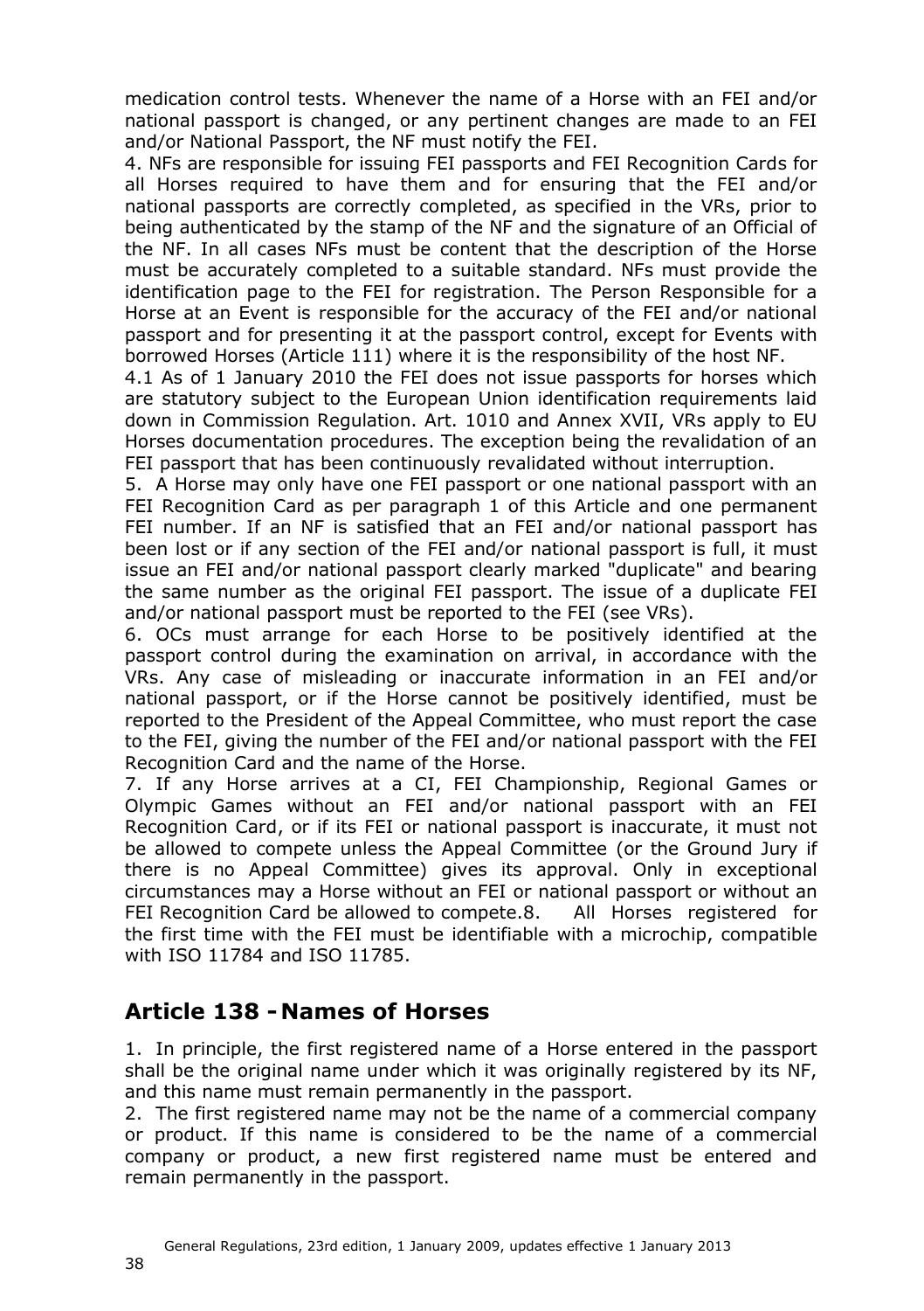medication control tests. Whenever the name of a Horse with an FEI and/or national passport is changed, or any pertinent changes are made to an FEI and/or National Passport, the NF must notify the FEI.

4. NFs are responsible for issuing FEI passports and FEI Recognition Cards for all Horses required to have them and for ensuring that the FEI and/or national passports are correctly completed, as specified in the VRs, prior to being authenticated by the stamp of the NF and the signature of an Official of the NF. In all cases NFs must be content that the description of the Horse must be accurately completed to a suitable standard. NFs must provide the identification page to the FEI for registration. The Person Responsible for a Horse at an Event is responsible for the accuracy of the FEI and/or national passport and for presenting it at the passport control, except for Events with borrowed Horses (Article 111) where it is the responsibility of the host NF.

4.1 As of 1 January 2010 the FEI does not issue passports for horses which are statutory subject to the European Union identification requirements laid down in Commission Regulation. Art. 1010 and Annex XVII, VRs apply to EU Horses documentation procedures. The exception being the revalidation of an FEI passport that has been continuously revalidated without interruption.

5. A Horse may only have one FEI passport or one national passport with an FEI Recognition Card as per paragraph 1 of this Article and one permanent FEI number. If an NF is satisfied that an FEI and/or national passport has been lost or if any section of the FEI and/or national passport is full, it must issue an FEI and/or national passport clearly marked "duplicate" and bearing the same number as the original FEI passport. The issue of a duplicate FEI and/or national passport must be reported to the FEI (see VRs).

6. OCs must arrange for each Horse to be positively identified at the passport control during the examination on arrival, in accordance with the VRs. Any case of misleading or inaccurate information in an FEI and/or national passport, or if the Horse cannot be positively identified, must be reported to the President of the Appeal Committee, who must report the case to the FEI, giving the number of the FEI and/or national passport with the FEI Recognition Card and the name of the Horse.

7. If any Horse arrives at a CI, FEI Championship, Regional Games or Olympic Games without an FEI and/or national passport with an FEI Recognition Card, or if its FEI or national passport is inaccurate, it must not be allowed to compete unless the Appeal Committee (or the Ground Jury if there is no Appeal Committee) gives its approval. Only in exceptional circumstances may a Horse without an FEI or national passport or without an FEI Recognition Card be allowed to compete.8. All Horses registered for the first time with the FEI must be identifiable with a microchip, compatible with ISO 11784 and ISO 11785.

## Article 138 - Names of Horses

1. In principle, the first registered name of a Horse entered in the passport shall be the original name under which it was originally registered by its NF, and this name must remain permanently in the passport.

2. The first registered name may not be the name of a commercial company or product. If this name is considered to be the name of a commercial company or product, a new first registered name must be entered and remain permanently in the passport.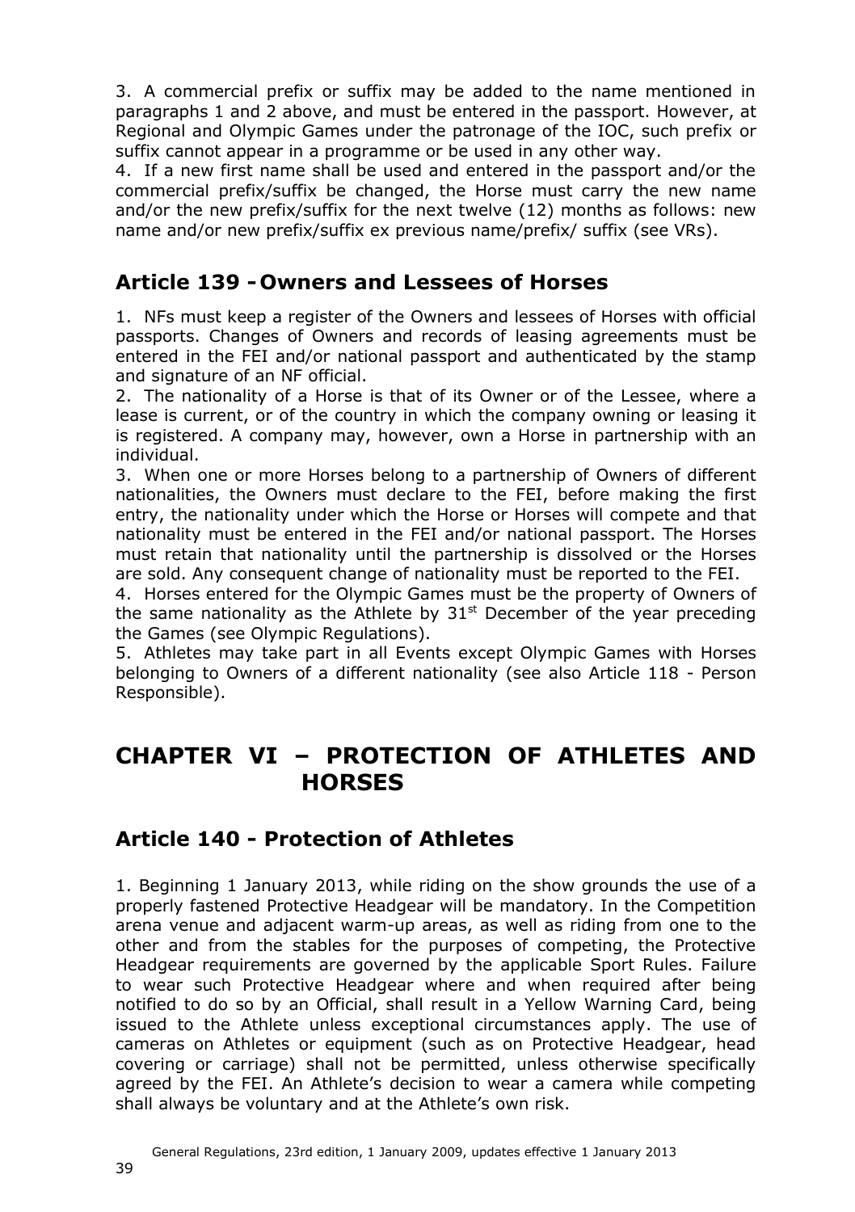3. A commercial prefix or suffix may be added to the name mentioned in paragraphs 1 and 2 above, and must be entered in the passport. However, at Regional and Olympic Games under the patronage of the IOC, such prefix or suffix cannot appear in a programme or be used in any other way.

4. If a new first name shall be used and entered in the passport and/or the commercial prefix/suffix be changed, the Horse must carry the new name and/or the new prefix/suffix for the next twelve (12) months as follows: new name and/or new prefix/suffix ex previous name/prefix/ suffix (see VRs).

## Article 139 - Owners and Lessees of Horses

1. NFs must keep a register of the Owners and lessees of Horses with official passports. Changes of Owners and records of leasing agreements must be entered in the FEI and/or national passport and authenticated by the stamp and signature of an NF official.

2. The nationality of a Horse is that of its Owner or of the Lessee, where a lease is current, or of the country in which the company owning or leasing it is registered. A company may, however, own a Horse in partnership with an individual.

3. When one or more Horses belong to a partnership of Owners of different nationalities, the Owners must declare to the FEI, before making the first entry, the nationality under which the Horse or Horses will compete and that nationality must be entered in the FEI and/or national passport. The Horses must retain that nationality until the partnership is dissolved or the Horses are sold. Any consequent change of nationality must be reported to the FEI.

4. Horses entered for the Olympic Games must be the property of Owners of the same nationality as the Athlete by 31st December of the year preceding the Games (see Olympic Regulations).

5. Athletes may take part in all Events except Olympic Games with Horses belonging to Owners of a different nationality (see also Article 118 - Person Responsible).

# CHAPTER VI – PROTECTION OF ATHLETES AND HORSES

## Article 140 - Protection of Athletes

1. Beginning 1 January 2013, while riding on the show grounds the use of a properly fastened Protective Headgear will be mandatory. In the Competition arena venue and adjacent warm-up areas, as well as riding from one to the other and from the stables for the purposes of competing, the Protective Headgear requirements are governed by the applicable Sport Rules. Failure to wear such Protective Headgear where and when required after being notified to do so by an Official, shall result in a Yellow Warning Card, being issued to the Athlete unless exceptional circumstances apply. The use of cameras on Athletes or equipment (such as on Protective Headgear, head covering or carriage) shall not be permitted, unless otherwise specifically agreed by the FEI. An Athlete's decision to wear a camera while competing shall always be voluntary and at the Athlete's own risk.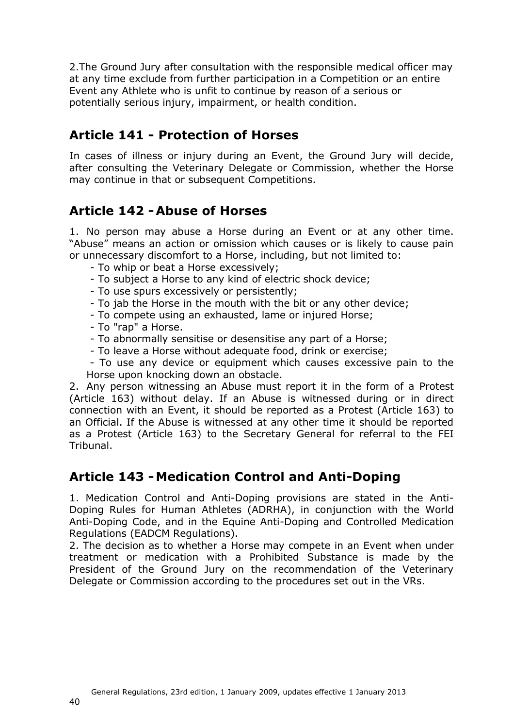2.The Ground Jury after consultation with the responsible medical officer may at any time exclude from further participation in a Competition or an entire Event any Athlete who is unfit to continue by reason of a serious or potentially serious injury, impairment, or health condition.

## Article 141 - Protection of Horses

In cases of illness or injury during an Event, the Ground Jury will decide, after consulting the Veterinary Delegate or Commission, whether the Horse may continue in that or subsequent Competitions.

## Article 142 - Abuse of Horses

1. No person may abuse a Horse during an Event or at any other time. "Abuse" means an action or omission which causes or is likely to cause pain or unnecessary discomfort to a Horse, including, but not limited to:

- To whip or beat a Horse excessively;
- To subject a Horse to any kind of electric shock device;
- To use spurs excessively or persistently;
- To jab the Horse in the mouth with the bit or any other device;
- To compete using an exhausted, lame or injured Horse;
- To "rap" a Horse.
- To abnormally sensitise or desensitise any part of a Horse;
- To leave a Horse without adequate food, drink or exercise;
- To use any device or equipment which causes excessive pain to the Horse upon knocking down an obstacle.

2. Any person witnessing an Abuse must report it in the form of a Protest (Article 163) without delay. If an Abuse is witnessed during or in direct connection with an Event, it should be reported as a Protest (Article 163) to an Official. If the Abuse is witnessed at any other time it should be reported as a Protest (Article 163) to the Secretary General for referral to the FEI Tribunal.

## Article 143 - Medication Control and Anti-Doping

1. Medication Control and Anti-Doping provisions are stated in the Anti-Doping Rules for Human Athletes (ADRHA), in conjunction with the World Anti-Doping Code, and in the Equine Anti-Doping and Controlled Medication Regulations (EADCM Regulations).

2. The decision as to whether a Horse may compete in an Event when under treatment or medication with a Prohibited Substance is made by the President of the Ground Jury on the recommendation of the Veterinary Delegate or Commission according to the procedures set out in the VRs.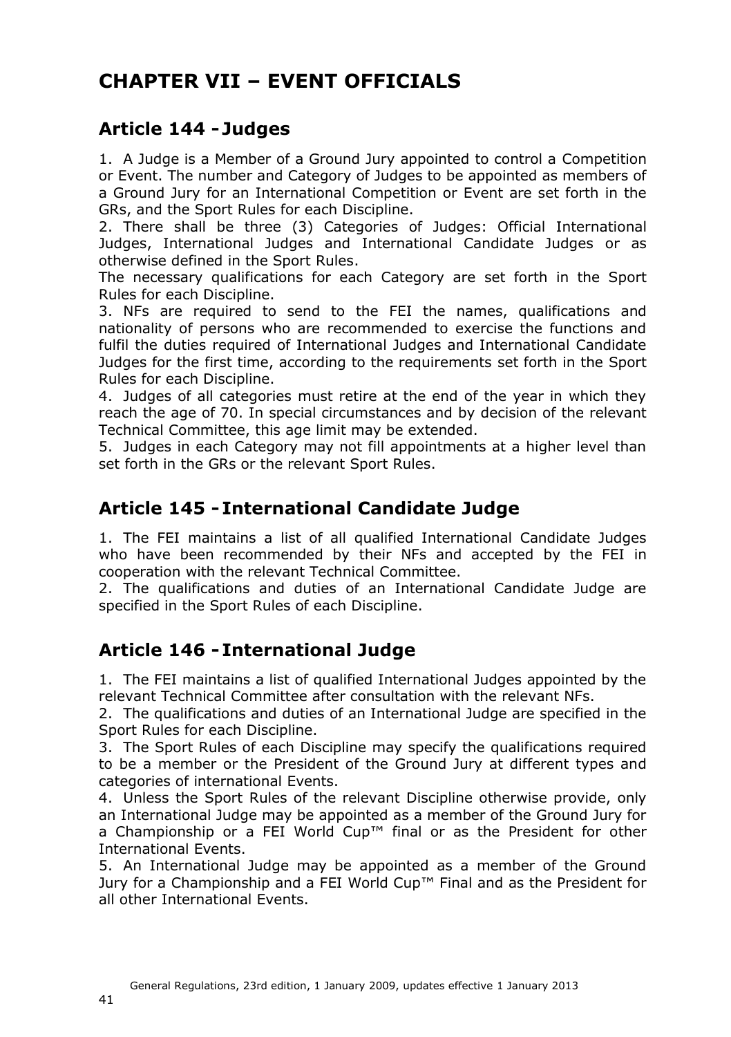# CHAPTER VII – EVENT OFFICIALS

## Article 144 - Judges

1. A Judge is a Member of a Ground Jury appointed to control a Competition or Event. The number and Category of Judges to be appointed as members of a Ground Jury for an International Competition or Event are set forth in the GRs, and the Sport Rules for each Discipline.
2. There shall be three (3) Categories of Judges: Official International Judges, International Judges and International Candidate Judges or as otherwise defined in the Sport Rules.
The necessary qualifications for each Category are set forth in the Sport Rules for each Discipline.
3. NFs are required to send to the FEI the names, qualifications and nationality of persons who are recommended to exercise the functions and fulfil the duties required of International Judges and International Candidate Judges for the first time, according to the requirements set forth in the Sport Rules for each Discipline.
4. Judges of all categories must retire at the end of the year in which they reach the age of 70. In special circumstances and by decision of the relevant Technical Committee, this age limit may be extended.
5. Judges in each Category may not fill appointments at a higher level than set forth in the GRs or the relevant Sport Rules.

## Article 145 - International Candidate Judge

1. The FEI maintains a list of all qualified International Candidate Judges who have been recommended by their NFs and accepted by the FEI in cooperation with the relevant Technical Committee.
2. The qualifications and duties of an International Candidate Judge are specified in the Sport Rules of each Discipline.

## Article 146 - International Judge

1. The FEI maintains a list of qualified International Judges appointed by the relevant Technical Committee after consultation with the relevant NFs.
2. The qualifications and duties of an International Judge are specified in the Sport Rules for each Discipline.
3. The Sport Rules of each Discipline may specify the qualifications required to be a member or the President of the Ground Jury at different types and categories of international Events.
4. Unless the Sport Rules of the relevant Discipline otherwise provide, only an International Judge may be appointed as a member of the Ground Jury for a Championship or a FEI World Cup™ final or as the President for other International Events.
5. An International Judge may be appointed as a member of the Ground Jury for a Championship and a FEI World Cup™ Final and as the President for all other International Events.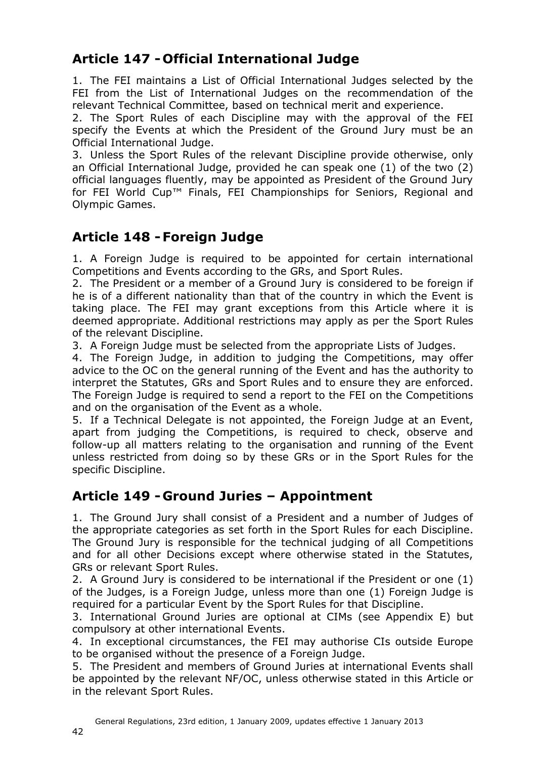## Article 147 - Official International Judge

1. The FEI maintains a List of Official International Judges selected by the FEI from the List of International Judges on the recommendation of the relevant Technical Committee, based on technical merit and experience.
2. The Sport Rules of each Discipline may with the approval of the FEI specify the Events at which the President of the Ground Jury must be an Official International Judge.
3. Unless the Sport Rules of the relevant Discipline provide otherwise, only an Official International Judge, provided he can speak one (1) of the two (2) official languages fluently, may be appointed as President of the Ground Jury for FEI World Cup™ Finals, FEI Championships for Seniors, Regional and Olympic Games.

## Article 148 - Foreign Judge

1. A Foreign Judge is required to be appointed for certain international Competitions and Events according to the GRs, and Sport Rules.
2. The President or a member of a Ground Jury is considered to be foreign if he is of a different nationality than that of the country in which the Event is taking place. The FEI may grant exceptions from this Article where it is deemed appropriate. Additional restrictions may apply as per the Sport Rules of the relevant Discipline.
3. A Foreign Judge must be selected from the appropriate Lists of Judges.
4. The Foreign Judge, in addition to judging the Competitions, may offer advice to the OC on the general running of the Event and has the authority to interpret the Statutes, GRs and Sport Rules and to ensure they are enforced. The Foreign Judge is required to send a report to the FEI on the Competitions and on the organisation of the Event as a whole.
5. If a Technical Delegate is not appointed, the Foreign Judge at an Event, apart from judging the Competitions, is required to check, observe and follow-up all matters relating to the organisation and running of the Event unless restricted from doing so by these GRs or in the Sport Rules for the specific Discipline.

## Article 149 - Ground Juries – Appointment

1. The Ground Jury shall consist of a President and a number of Judges of the appropriate categories as set forth in the Sport Rules for each Discipline. The Ground Jury is responsible for the technical judging of all Competitions and for all other Decisions except where otherwise stated in the Statutes, GRs or relevant Sport Rules.
2. A Ground Jury is considered to be international if the President or one (1) of the Judges, is a Foreign Judge, unless more than one (1) Foreign Judge is required for a particular Event by the Sport Rules for that Discipline.
3. International Ground Juries are optional at CIMs (see Appendix E) but compulsory at other international Events.
4. In exceptional circumstances, the FEI may authorise CIs outside Europe to be organised without the presence of a Foreign Judge.
5. The President and members of Ground Juries at international Events shall be appointed by the relevant NF/OC, unless otherwise stated in this Article or in the relevant Sport Rules.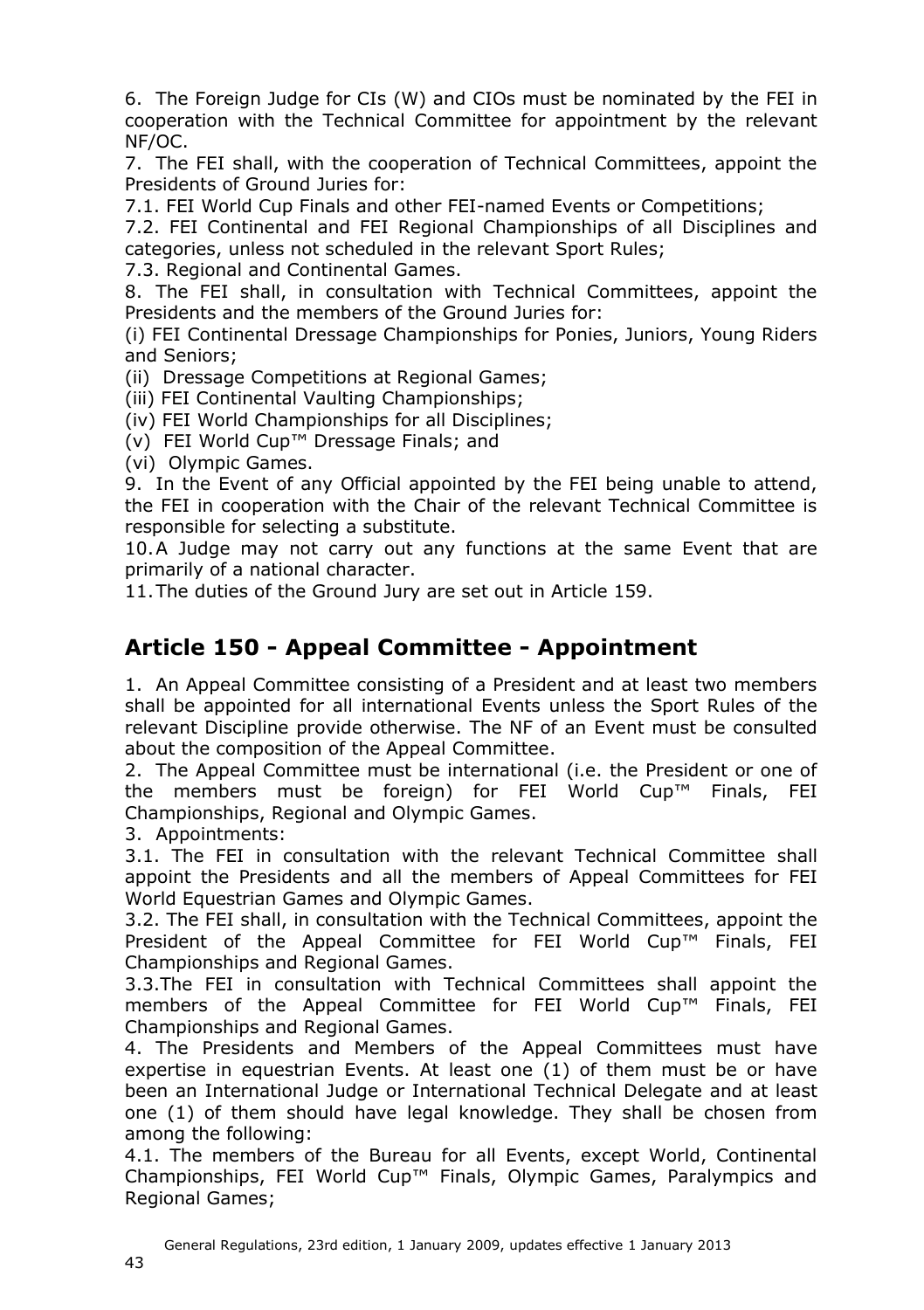6. The Foreign Judge for CIs (W) and CIOs must be nominated by the FEI in cooperation with the Technical Committee for appointment by the relevant NF/OC.

7. The FEI shall, with the cooperation of Technical Committees, appoint the Presidents of Ground Juries for:

7.1. FEI World Cup Finals and other FEI-named Events or Competitions;

7.2. FEI Continental and FEI Regional Championships of all Disciplines and categories, unless not scheduled in the relevant Sport Rules;

7.3. Regional and Continental Games.

8. The FEI shall, in consultation with Technical Committees, appoint the Presidents and the members of the Ground Juries for:

(i) FEI Continental Dressage Championships for Ponies, Juniors, Young Riders and Seniors;

(ii) Dressage Competitions at Regional Games;

(iii) FEI Continental Vaulting Championships;

(iv) FEI World Championships for all Disciplines;

(v) FEI World Cup™ Dressage Finals; and

(vi) Olympic Games.

9. In the Event of any Official appointed by the FEI being unable to attend, the FEI in cooperation with the Chair of the relevant Technical Committee is responsible for selecting a substitute.

10. A Judge may not carry out any functions at the same Event that are primarily of a national character.

11. The duties of the Ground Jury are set out in Article 159.

## Article 150 - Appeal Committee - Appointment

1. An Appeal Committee consisting of a President and at least two members shall be appointed for all international Events unless the Sport Rules of the relevant Discipline provide otherwise. The NF of an Event must be consulted about the composition of the Appeal Committee.

2. The Appeal Committee must be international (i.e. the President or one of the members must be foreign) for FEI World Cup™ Finals, FEI Championships, Regional and Olympic Games.

3. Appointments:

3.1. The FEI in consultation with the relevant Technical Committee shall appoint the Presidents and all the members of Appeal Committees for FEI World Equestrian Games and Olympic Games.

3.2. The FEI shall, in consultation with the Technical Committees, appoint the President of the Appeal Committee for FEI World Cup™ Finals, FEI Championships and Regional Games.

3.3. The FEI in consultation with Technical Committees shall appoint the members of the Appeal Committee for FEI World Cup™ Finals, FEI Championships and Regional Games.

4. The Presidents and Members of the Appeal Committees must have expertise in equestrian Events. At least one (1) of them must be or have been an International Judge or International Technical Delegate and at least one (1) of them should have legal knowledge. They shall be chosen from among the following:

4.1. The members of the Bureau for all Events, except World, Continental Championships, FEI World Cup™ Finals, Olympic Games, Paralympics and Regional Games;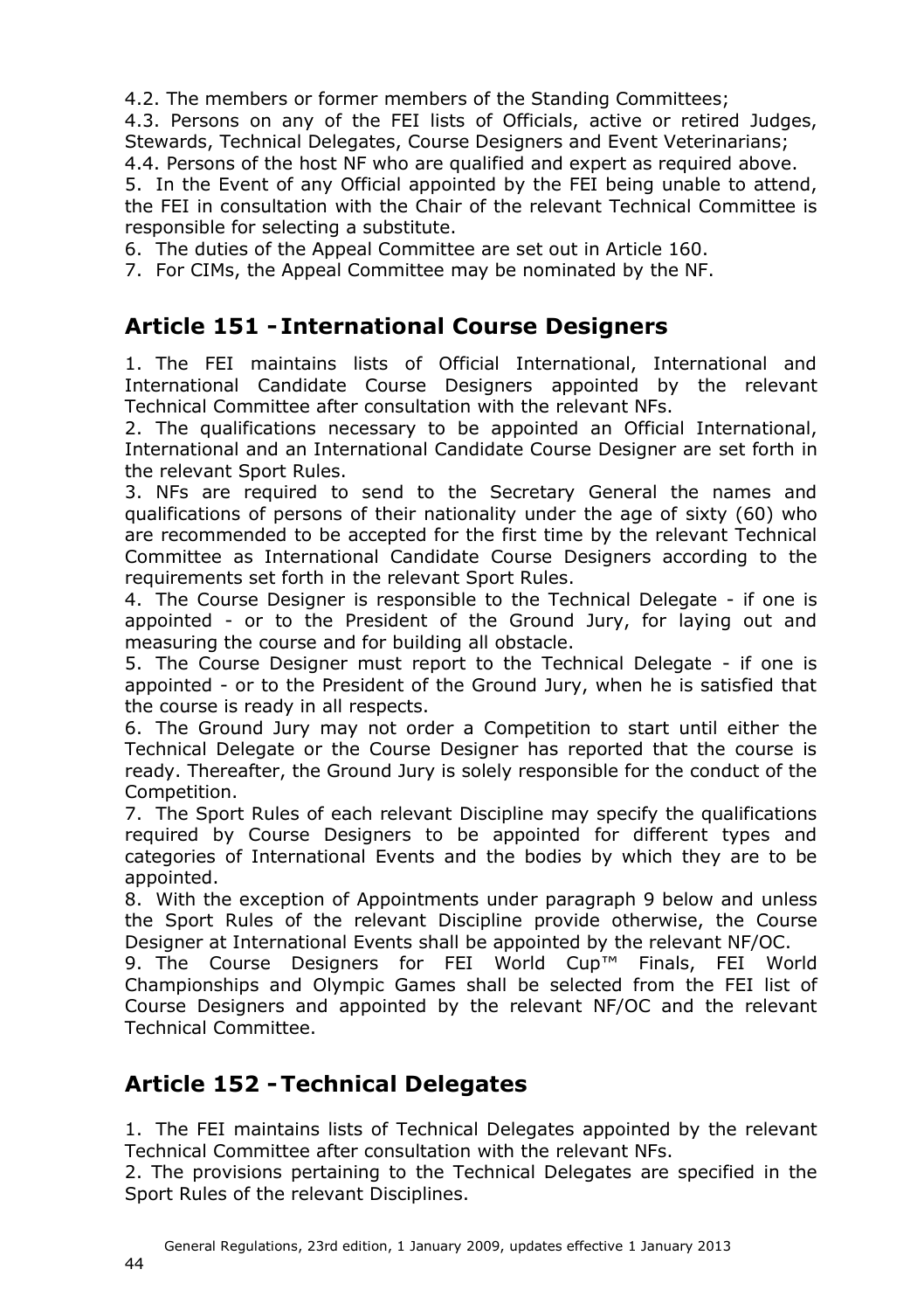4.2. The members or former members of the Standing Committees;

4.3. Persons on any of the FEI lists of Officials, active or retired Judges, Stewards, Technical Delegates, Course Designers and Event Veterinarians;

4.4. Persons of the host NF who are qualified and expert as required above.

5. In the Event of any Official appointed by the FEI being unable to attend, the FEI in consultation with the Chair of the relevant Technical Committee is responsible for selecting a substitute.

6. The duties of the Appeal Committee are set out in Article 160.

7. For CIMs, the Appeal Committee may be nominated by the NF.

## Article 151 - International Course Designers

1. The FEI maintains lists of Official International, International and International Candidate Course Designers appointed by the relevant Technical Committee after consultation with the relevant NFs.

2. The qualifications necessary to be appointed an Official International, International and an International Candidate Course Designer are set forth in the relevant Sport Rules.

3. NFs are required to send to the Secretary General the names and qualifications of persons of their nationality under the age of sixty (60) who are recommended to be accepted for the first time by the relevant Technical Committee as International Candidate Course Designers according to the requirements set forth in the relevant Sport Rules.

4. The Course Designer is responsible to the Technical Delegate - if one is appointed - or to the President of the Ground Jury, for laying out and measuring the course and for building all obstacle.

5. The Course Designer must report to the Technical Delegate - if one is appointed - or to the President of the Ground Jury, when he is satisfied that the course is ready in all respects.

6. The Ground Jury may not order a Competition to start until either the Technical Delegate or the Course Designer has reported that the course is ready. Thereafter, the Ground Jury is solely responsible for the conduct of the Competition.

7. The Sport Rules of each relevant Discipline may specify the qualifications required by Course Designers to be appointed for different types and categories of International Events and the bodies by which they are to be appointed.

8. With the exception of Appointments under paragraph 9 below and unless the Sport Rules of the relevant Discipline provide otherwise, the Course Designer at International Events shall be appointed by the relevant NF/OC.

9. The Course Designers for FEI World Cup™ Finals, FEI World Championships and Olympic Games shall be selected from the FEI list of Course Designers and appointed by the relevant NF/OC and the relevant Technical Committee.

## Article 152 - Technical Delegates

1. The FEI maintains lists of Technical Delegates appointed by the relevant Technical Committee after consultation with the relevant NFs.

2. The provisions pertaining to the Technical Delegates are specified in the Sport Rules of the relevant Disciplines.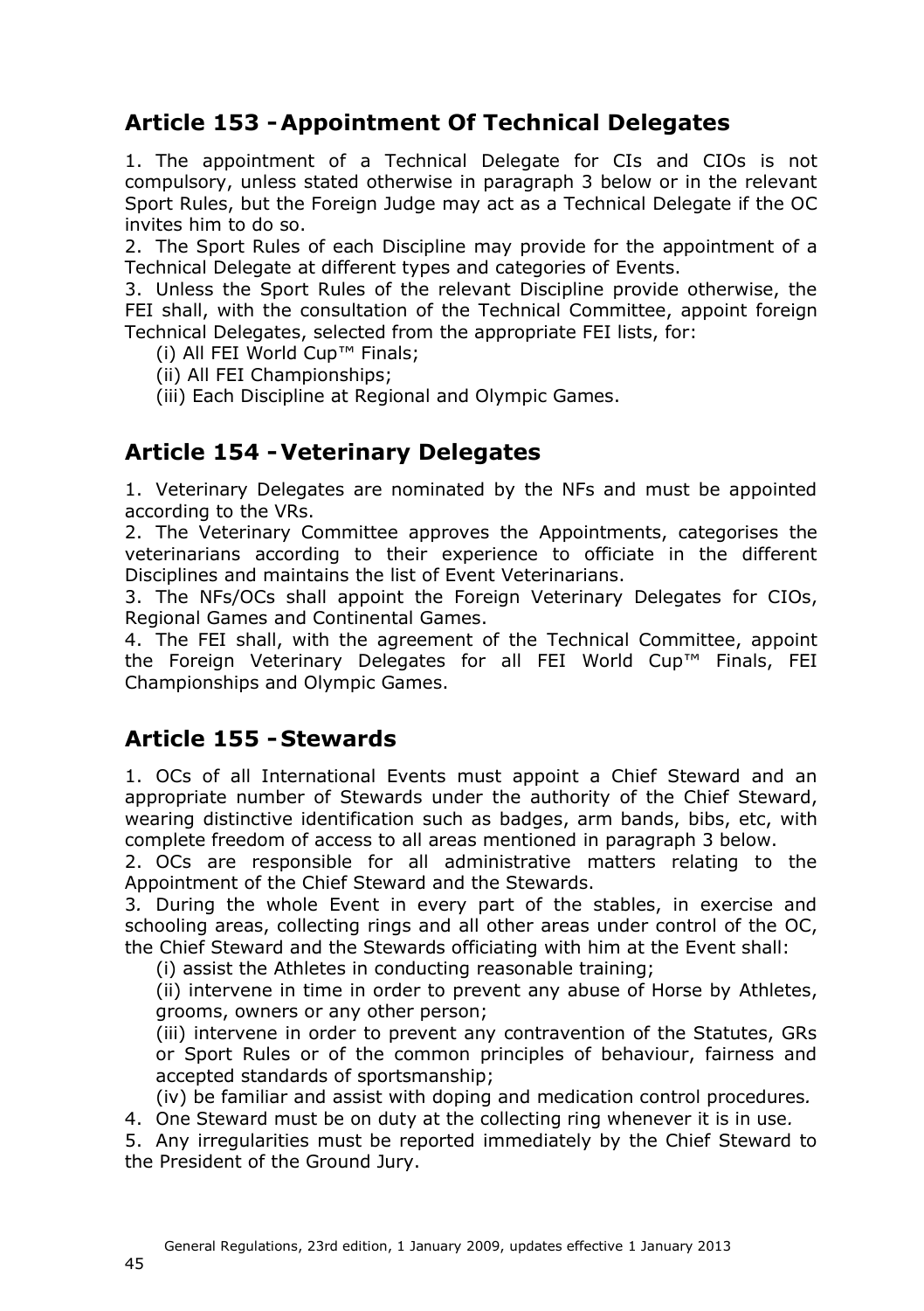## Article 153 - Appointment Of Technical Delegates

1. The appointment of a Technical Delegate for CIs and CIOs is not compulsory, unless stated otherwise in paragraph 3 below or in the relevant Sport Rules, but the Foreign Judge may act as a Technical Delegate if the OC invites him to do so.
2. The Sport Rules of each Discipline may provide for the appointment of a Technical Delegate at different types and categories of Events.
3. Unless the Sport Rules of the relevant Discipline provide otherwise, the FEI shall, with the consultation of the Technical Committee, appoint foreign Technical Delegates, selected from the appropriate FEI lists, for:
   (i) All FEI World Cup™ Finals;
   (ii) All FEI Championships;
   (iii) Each Discipline at Regional and Olympic Games.

## Article 154 - Veterinary Delegates

1. Veterinary Delegates are nominated by the NFs and must be appointed according to the VRs.
2. The Veterinary Committee approves the Appointments, categorises the veterinarians according to their experience to officiate in the different Disciplines and maintains the list of Event Veterinarians.
3. The NFs/OCs shall appoint the Foreign Veterinary Delegates for CIOs, Regional Games and Continental Games.
4. The FEI shall, with the agreement of the Technical Committee, appoint the Foreign Veterinary Delegates for all FEI World Cup™ Finals, FEI Championships and Olympic Games.

## Article 155 - Stewards

1. OCs of all International Events must appoint a Chief Steward and an appropriate number of Stewards under the authority of the Chief Steward, wearing distinctive identification such as badges, arm bands, bibs, etc, with complete freedom of access to all areas mentioned in paragraph 3 below.
2. OCs are responsible for all administrative matters relating to the Appointment of the Chief Steward and the Stewards.
3. During the whole Event in every part of the stables, in exercise and schooling areas, collecting rings and all other areas under control of the OC, the Chief Steward and the Stewards officiating with him at the Event shall:
   (i) assist the Athletes in conducting reasonable training;
   (ii) intervene in time in order to prevent any abuse of Horse by Athletes, grooms, owners or any other person;
   (iii) intervene in order to prevent any contravention of the Statutes, GRs or Sport Rules or of the common principles of behaviour, fairness and accepted standards of sportsmanship;
   (iv) be familiar and assist with doping and medication control procedures.
4. One Steward must be on duty at the collecting ring whenever it is in use.
5. Any irregularities must be reported immediately by the Chief Steward to the President of the Ground Jury.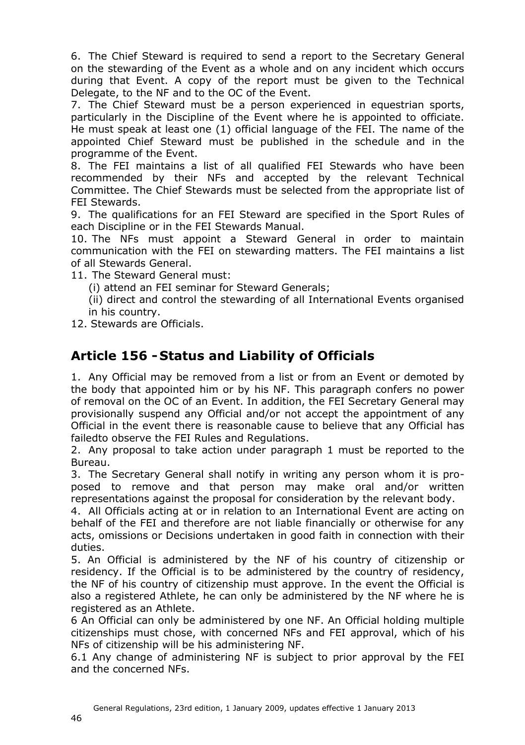6. The Chief Steward is required to send a report to the Secretary General on the stewarding of the Event as a whole and on any incident which occurs during that Event. A copy of the report must be given to the Technical Delegate, to the NF and to the OC of the Event.

7. The Chief Steward must be a person experienced in equestrian sports, particularly in the Discipline of the Event where he is appointed to officiate. He must speak at least one (1) official language of the FEI. The name of the appointed Chief Steward must be published in the schedule and in the programme of the Event.

8. The FEI maintains a list of all qualified FEI Stewards who have been recommended by their NFs and accepted by the relevant Technical Committee. The Chief Stewards must be selected from the appropriate list of FEI Stewards.

9. The qualifications for an FEI Steward are specified in the Sport Rules of each Discipline or in the FEI Stewards Manual.

10. The NFs must appoint a Steward General in order to maintain communication with the FEI on stewarding matters. The FEI maintains a list of all Stewards General.

11. The Steward General must:

(i) attend an FEI seminar for Steward Generals;

(ii) direct and control the stewarding of all International Events organised in his country.

12. Stewards are Officials.

## Article 156 - Status and Liability of Officials

1. Any Official may be removed from a list or from an Event or demoted by the body that appointed him or by his NF. This paragraph confers no power of removal on the OC of an Event. In addition, the FEI Secretary General may provisionally suspend any Official and/or not accept the appointment of any Official in the event there is reasonable cause to believe that any Official has failedto observe the FEI Rules and Regulations.

2. Any proposal to take action under paragraph 1 must be reported to the Bureau.

3. The Secretary General shall notify in writing any person whom it is proposed to remove and that person may make oral and/or written representations against the proposal for consideration by the relevant body.

4. All Officials acting at or in relation to an International Event are acting on behalf of the FEI and therefore are not liable financially or otherwise for any acts, omissions or Decisions undertaken in good faith in connection with their duties.

5. An Official is administered by the NF of his country of citizenship or residency. If the Official is to be administered by the country of residency, the NF of his country of citizenship must approve. In the event the Official is also a registered Athlete, he can only be administered by the NF where he is registered as an Athlete.

6 An Official can only be administered by one NF. An Official holding multiple citizenships must chose, with concerned NFs and FEI approval, which of his NFs of citizenship will be his administering NF.

6.1 Any change of administering NF is subject to prior approval by the FEI and the concerned NFs.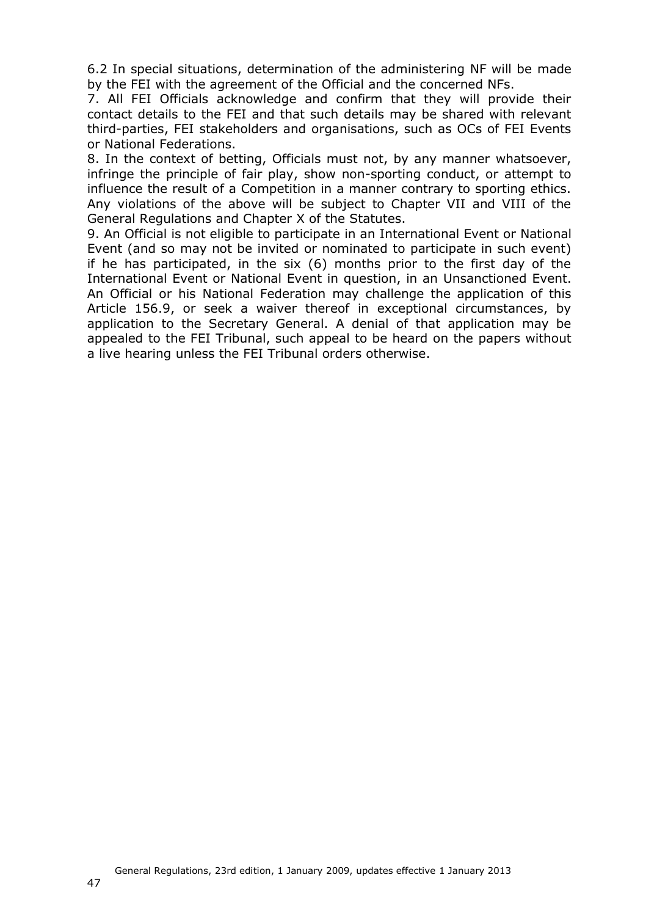6.2 In special situations, determination of the administering NF will be made by the FEI with the agreement of the Official and the concerned NFs.

7. All FEI Officials acknowledge and confirm that they will provide their contact details to the FEI and that such details may be shared with relevant third-parties, FEI stakeholders and organisations, such as OCs of FEI Events or National Federations.

8. In the context of betting, Officials must not, by any manner whatsoever, infringe the principle of fair play, show non-sporting conduct, or attempt to influence the result of a Competition in a manner contrary to sporting ethics. Any violations of the above will be subject to Chapter VII and VIII of the General Regulations and Chapter X of the Statutes.

9. An Official is not eligible to participate in an International Event or National Event (and so may not be invited or nominated to participate in such event) if he has participated, in the six (6) months prior to the first day of the International Event or National Event in question, in an Unsanctioned Event. An Official or his National Federation may challenge the application of this Article 156.9, or seek a waiver thereof in exceptional circumstances, by application to the Secretary General. A denial of that application may be appealed to the FEI Tribunal, such appeal to be heard on the papers without a live hearing unless the FEI Tribunal orders otherwise.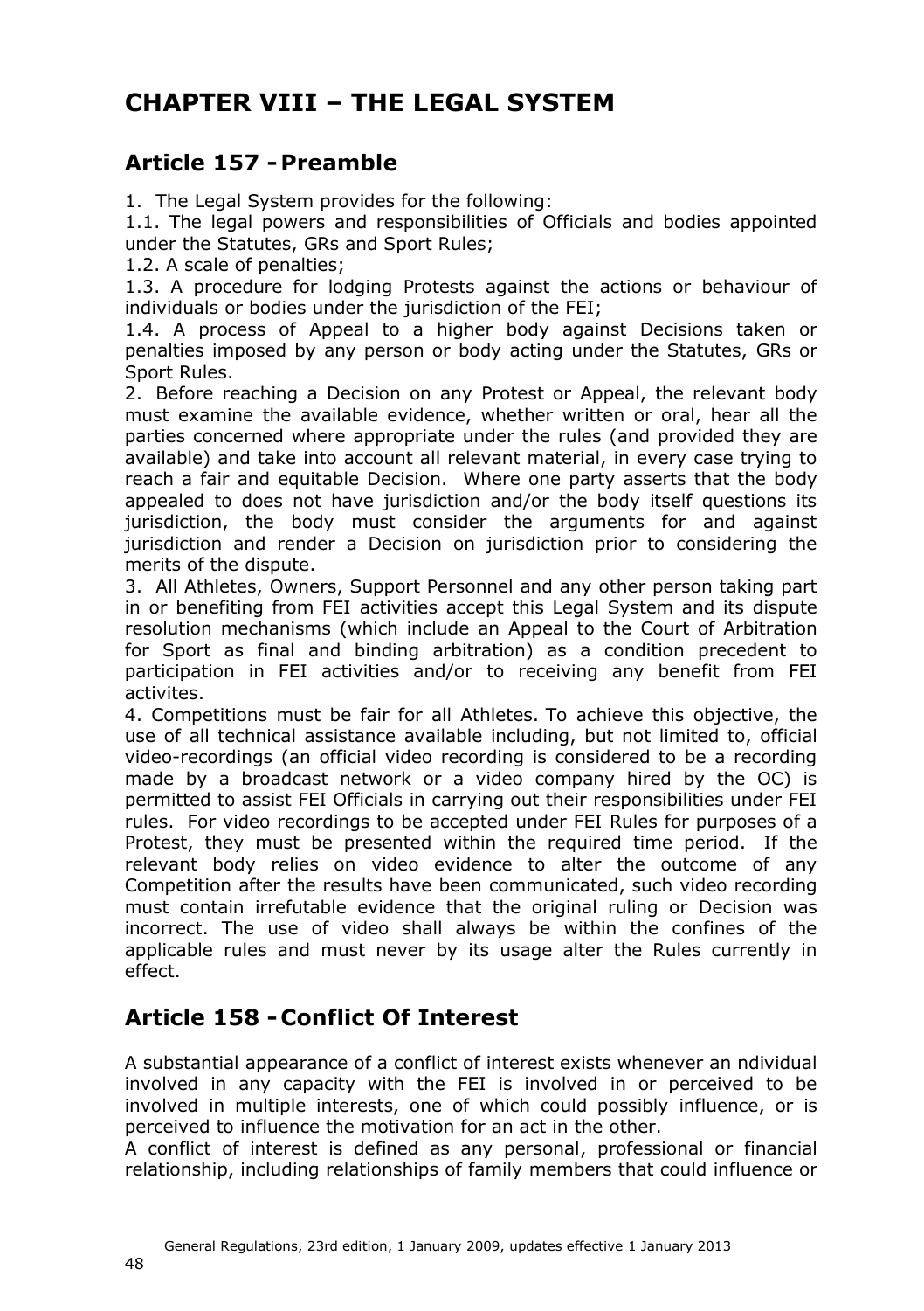# CHAPTER VIII – THE LEGAL SYSTEM

## Article 157 - Preamble

1. The Legal System provides for the following:

1.1. The legal powers and responsibilities of Officials and bodies appointed under the Statutes, GRs and Sport Rules;

1.2. A scale of penalties;

1.3. A procedure for lodging Protests against the actions or behaviour of individuals or bodies under the jurisdiction of the FEI;

1.4. A process of Appeal to a higher body against Decisions taken or penalties imposed by any person or body acting under the Statutes, GRs or Sport Rules.

2. Before reaching a Decision on any Protest or Appeal, the relevant body must examine the available evidence, whether written or oral, hear all the parties concerned where appropriate under the rules (and provided they are available) and take into account all relevant material, in every case trying to reach a fair and equitable Decision. Where one party asserts that the body appealed to does not have jurisdiction and/or the body itself questions its jurisdiction, the body must consider the arguments for and against jurisdiction and render a Decision on jurisdiction prior to considering the merits of the dispute.

3. All Athletes, Owners, Support Personnel and any other person taking part in or benefiting from FEI activities accept this Legal System and its dispute resolution mechanisms (which include an Appeal to the Court of Arbitration for Sport as final and binding arbitration) as a condition precedent to participation in FEI activities and/or to receiving any benefit from FEI activites.

4. Competitions must be fair for all Athletes. To achieve this objective, the use of all technical assistance available including, but not limited to, official video-recordings (an official video recording is considered to be a recording made by a broadcast network or a video company hired by the OC) is permitted to assist FEI Officials in carrying out their responsibilities under FEI rules. For video recordings to be accepted under FEI Rules for purposes of a Protest, they must be presented within the required time period. If the relevant body relies on video evidence to alter the outcome of any Competition after the results have been communicated, such video recording must contain irrefutable evidence that the original ruling or Decision was incorrect. The use of video shall always be within the confines of the applicable rules and must never by its usage alter the Rules currently in effect.

## Article 158 - Conflict Of Interest

A substantial appearance of a conflict of interest exists whenever an ndividual involved in any capacity with the FEI is involved in or perceived to be involved in multiple interests, one of which could possibly influence, or is perceived to influence the motivation for an act in the other.

A conflict of interest is defined as any personal, professional or financial relationship, including relationships of family members that could influence or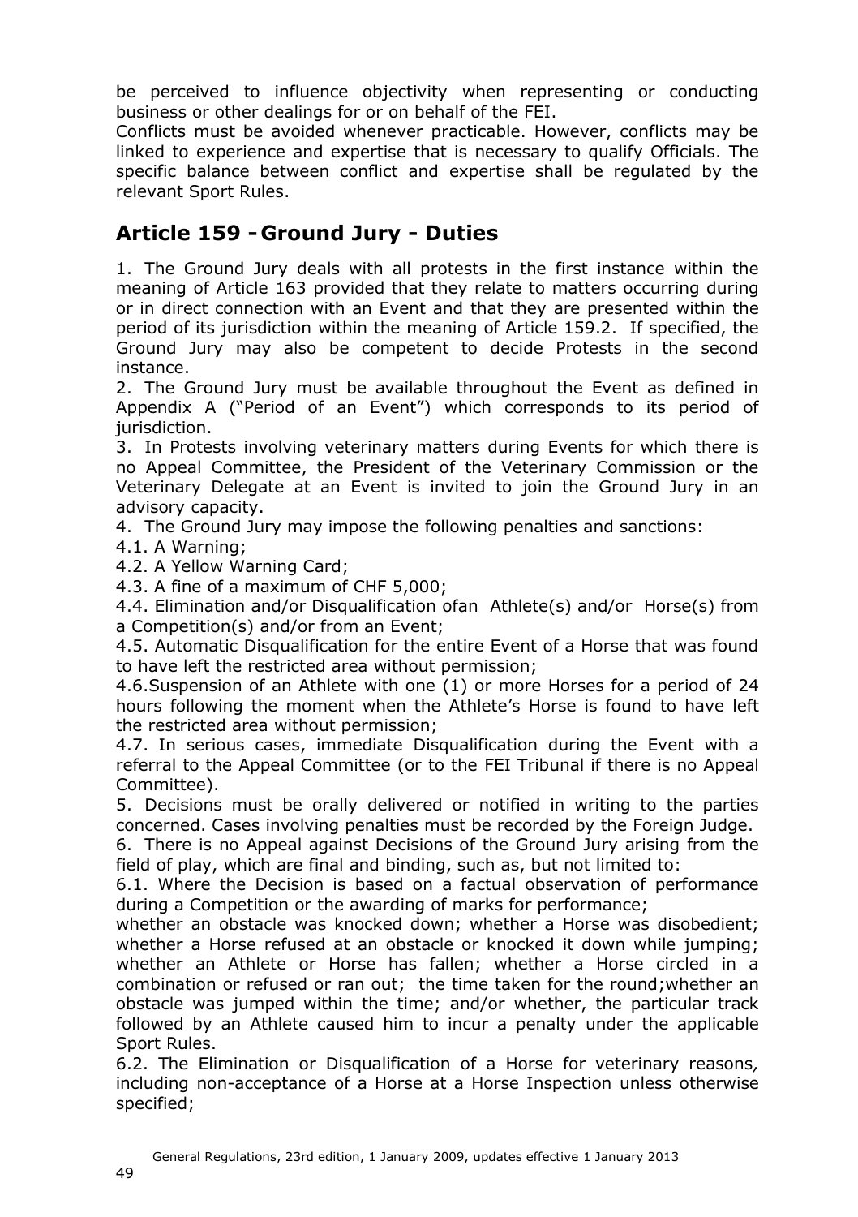be perceived to influence objectivity when representing or conducting business or other dealings for or on behalf of the FEI.

Conflicts must be avoided whenever practicable. However, conflicts may be linked to experience and expertise that is necessary to qualify Officials. The specific balance between conflict and expertise shall be regulated by the relevant Sport Rules.

## Article 159 - Ground Jury - Duties

1. The Ground Jury deals with all protests in the first instance within the meaning of Article 163 provided that they relate to matters occurring during or in direct connection with an Event and that they are presented within the period of its jurisdiction within the meaning of Article 159.2. If specified, the Ground Jury may also be competent to decide Protests in the second instance.

2. The Ground Jury must be available throughout the Event as defined in Appendix A ("Period of an Event") which corresponds to its period of jurisdiction.

3. In Protests involving veterinary matters during Events for which there is no Appeal Committee, the President of the Veterinary Commission or the Veterinary Delegate at an Event is invited to join the Ground Jury in an advisory capacity.

4. The Ground Jury may impose the following penalties and sanctions:

4.1. A Warning;

4.2. A Yellow Warning Card;

4.3. A fine of a maximum of CHF 5,000;

4.4. Elimination and/or Disqualification ofan Athlete(s) and/or Horse(s) from a Competition(s) and/or from an Event;

4.5. Automatic Disqualification for the entire Event of a Horse that was found to have left the restricted area without permission;

4.6.Suspension of an Athlete with one (1) or more Horses for a period of 24 hours following the moment when the Athlete's Horse is found to have left the restricted area without permission;

4.7. In serious cases, immediate Disqualification during the Event with a referral to the Appeal Committee (or to the FEI Tribunal if there is no Appeal Committee).

5. Decisions must be orally delivered or notified in writing to the parties concerned. Cases involving penalties must be recorded by the Foreign Judge.

6. There is no Appeal against Decisions of the Ground Jury arising from the field of play, which are final and binding, such as, but not limited to:

6.1. Where the Decision is based on a factual observation of performance during a Competition or the awarding of marks for performance;

whether an obstacle was knocked down; whether a Horse was disobedient; whether a Horse refused at an obstacle or knocked it down while jumping; whether an Athlete or Horse has fallen; whether a Horse circled in a combination or refused or ran out; the time taken for the round;whether an obstacle was jumped within the time; and/or whether, the particular track followed by an Athlete caused him to incur a penalty under the applicable Sport Rules.

6.2. The Elimination or Disqualification of a Horse for veterinary reasons*,* including non-acceptance of a Horse at a Horse Inspection unless otherwise specified;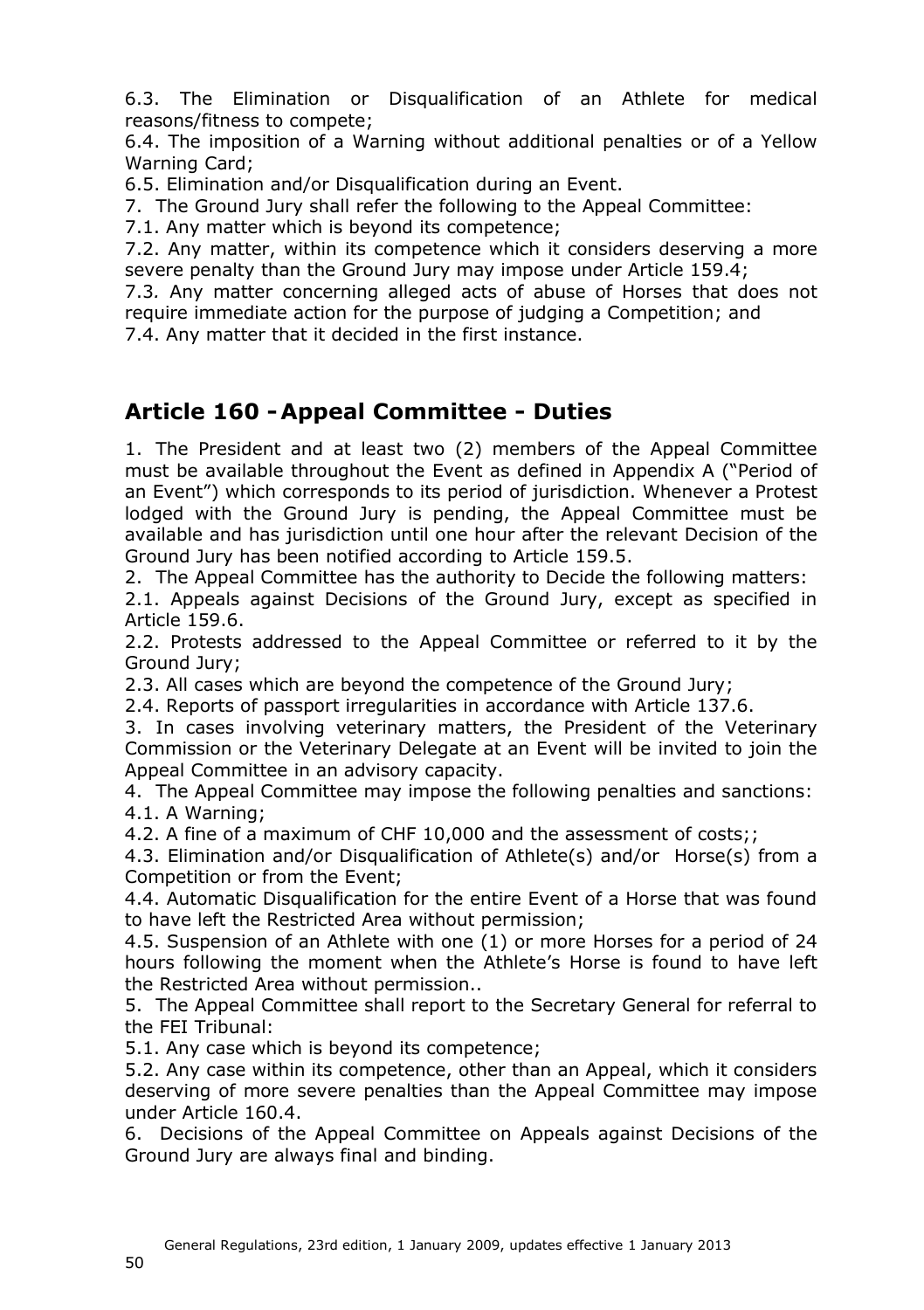6.3. The Elimination or Disqualification of an Athlete for medical reasons/fitness to compete;

6.4. The imposition of a Warning without additional penalties or of a Yellow Warning Card;

6.5. Elimination and/or Disqualification during an Event.

7. The Ground Jury shall refer the following to the Appeal Committee:

7.1. Any matter which is beyond its competence;

7.2. Any matter, within its competence which it considers deserving a more severe penalty than the Ground Jury may impose under Article 159.4;

7.3. Any matter concerning alleged acts of abuse of Horses that does not require immediate action for the purpose of judging a Competition; and

7.4. Any matter that it decided in the first instance.

## Article 160 - Appeal Committee - Duties

1. The President and at least two (2) members of the Appeal Committee must be available throughout the Event as defined in Appendix A ("Period of an Event") which corresponds to its period of jurisdiction. Whenever a Protest lodged with the Ground Jury is pending, the Appeal Committee must be available and has jurisdiction until one hour after the relevant Decision of the Ground Jury has been notified according to Article 159.5.

2. The Appeal Committee has the authority to Decide the following matters:

2.1. Appeals against Decisions of the Ground Jury, except as specified in Article 159.6.

2.2. Protests addressed to the Appeal Committee or referred to it by the Ground Jury;

2.3. All cases which are beyond the competence of the Ground Jury;

2.4. Reports of passport irregularities in accordance with Article 137.6.

3. In cases involving veterinary matters, the President of the Veterinary Commission or the Veterinary Delegate at an Event will be invited to join the Appeal Committee in an advisory capacity.

4. The Appeal Committee may impose the following penalties and sanctions:

4.1. A Warning;

4.2. A fine of a maximum of CHF 10,000 and the assessment of costs;;

4.3. Elimination and/or Disqualification of Athlete(s) and/or Horse(s) from a Competition or from the Event;

4.4. Automatic Disqualification for the entire Event of a Horse that was found to have left the Restricted Area without permission;

4.5. Suspension of an Athlete with one (1) or more Horses for a period of 24 hours following the moment when the Athlete's Horse is found to have left the Restricted Area without permission..

5. The Appeal Committee shall report to the Secretary General for referral to the FEI Tribunal:

5.1. Any case which is beyond its competence;

5.2. Any case within its competence, other than an Appeal, which it considers deserving of more severe penalties than the Appeal Committee may impose under Article 160.4.

6. Decisions of the Appeal Committee on Appeals against Decisions of the Ground Jury are always final and binding.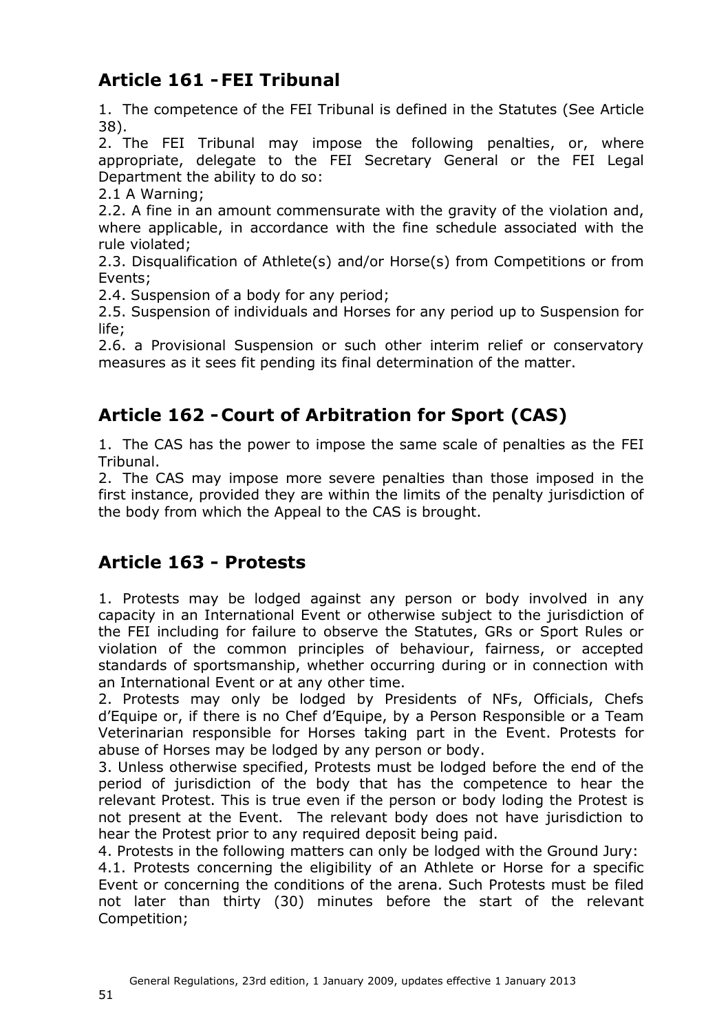## Article 161 - FEI Tribunal

1. The competence of the FEI Tribunal is defined in the Statutes (See Article 38).

2. The FEI Tribunal may impose the following penalties, or, where appropriate, delegate to the FEI Secretary General or the FEI Legal Department the ability to do so:

2.1 A Warning;

2.2. A fine in an amount commensurate with the gravity of the violation and, where applicable, in accordance with the fine schedule associated with the rule violated;

2.3. Disqualification of Athlete(s) and/or Horse(s) from Competitions or from Events;

2.4. Suspension of a body for any period;

2.5. Suspension of individuals and Horses for any period up to Suspension for life;

2.6. a Provisional Suspension or such other interim relief or conservatory measures as it sees fit pending its final determination of the matter.

## Article 162 - Court of Arbitration for Sport (CAS)

1. The CAS has the power to impose the same scale of penalties as the FEI Tribunal.

2. The CAS may impose more severe penalties than those imposed in the first instance, provided they are within the limits of the penalty jurisdiction of the body from which the Appeal to the CAS is brought.

## Article 163 - Protests

1. Protests may be lodged against any person or body involved in any capacity in an International Event or otherwise subject to the jurisdiction of the FEI including for failure to observe the Statutes, GRs or Sport Rules or violation of the common principles of behaviour, fairness, or accepted standards of sportsmanship, whether occurring during or in connection with an International Event or at any other time.

2. Protests may only be lodged by Presidents of NFs, Officials, Chefs d'Equipe or, if there is no Chef d'Equipe, by a Person Responsible or a Team Veterinarian responsible for Horses taking part in the Event. Protests for abuse of Horses may be lodged by any person or body.

3. Unless otherwise specified, Protests must be lodged before the end of the period of jurisdiction of the body that has the competence to hear the relevant Protest. This is true even if the person or body loding the Protest is not present at the Event. The relevant body does not have jurisdiction to hear the Protest prior to any required deposit being paid.

4. Protests in the following matters can only be lodged with the Ground Jury:

4.1. Protests concerning the eligibility of an Athlete or Horse for a specific Event or concerning the conditions of the arena. Such Protests must be filed not later than thirty (30) minutes before the start of the relevant Competition;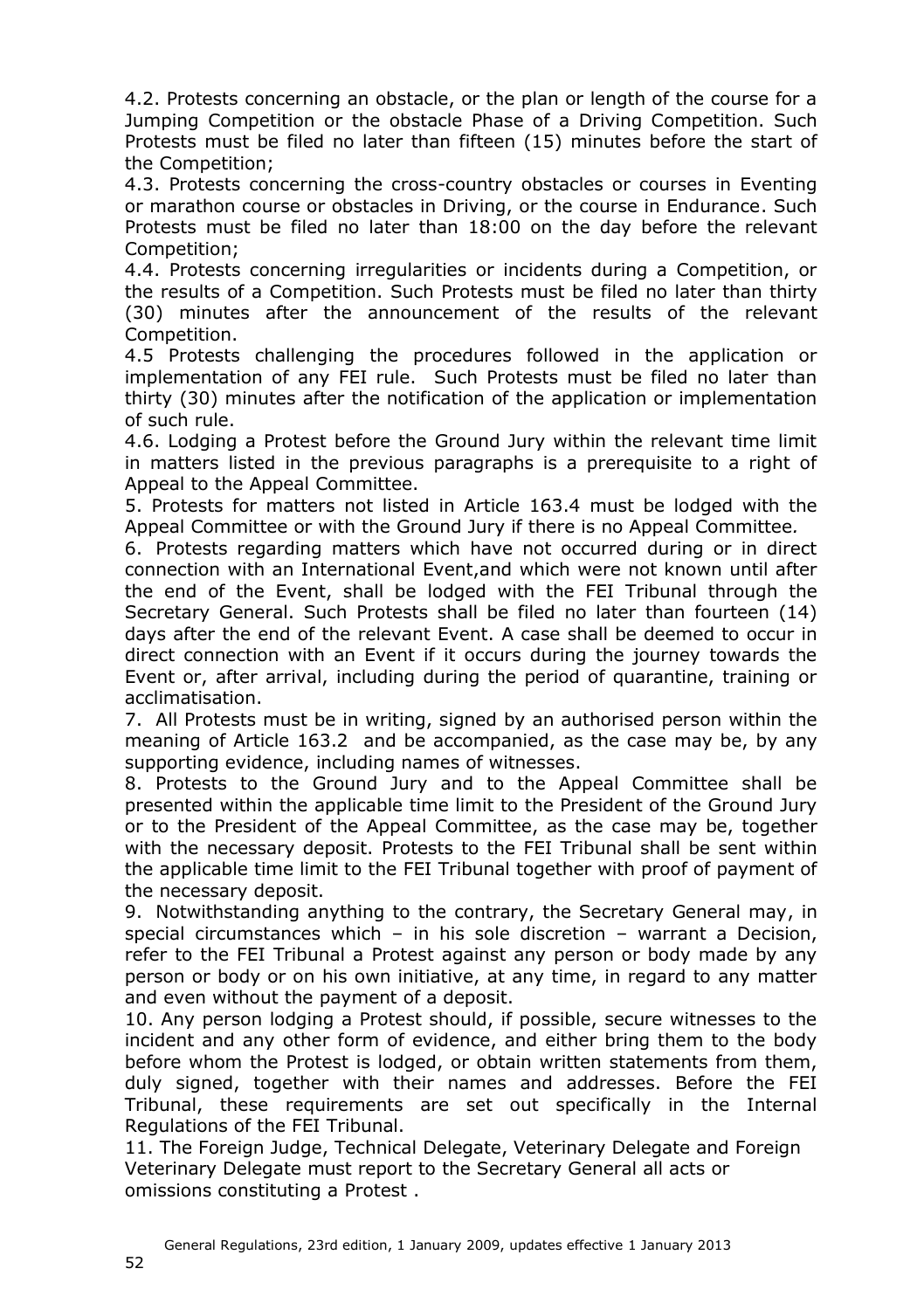4.2. Protests concerning an obstacle, or the plan or length of the course for a Jumping Competition or the obstacle Phase of a Driving Competition. Such Protests must be filed no later than fifteen (15) minutes before the start of the Competition;

4.3. Protests concerning the cross-country obstacles or courses in Eventing or marathon course or obstacles in Driving, or the course in Endurance. Such Protests must be filed no later than 18:00 on the day before the relevant Competition;

4.4. Protests concerning irregularities or incidents during a Competition, or the results of a Competition. Such Protests must be filed no later than thirty (30) minutes after the announcement of the results of the relevant Competition.

4.5 Protests challenging the procedures followed in the application or implementation of any FEI rule. Such Protests must be filed no later than thirty (30) minutes after the notification of the application or implementation of such rule.

4.6. Lodging a Protest before the Ground Jury within the relevant time limit in matters listed in the previous paragraphs is a prerequisite to a right of Appeal to the Appeal Committee.

5. Protests for matters not listed in Article 163.4 must be lodged with the Appeal Committee or with the Ground Jury if there is no Appeal Committee.

6. Protests regarding matters which have not occurred during or in direct connection with an International Event,and which were not known until after the end of the Event, shall be lodged with the FEI Tribunal through the Secretary General. Such Protests shall be filed no later than fourteen (14) days after the end of the relevant Event. A case shall be deemed to occur in direct connection with an Event if it occurs during the journey towards the Event or, after arrival, including during the period of quarantine, training or acclimatisation.

7. All Protests must be in writing, signed by an authorised person within the meaning of Article 163.2 and be accompanied, as the case may be, by any supporting evidence, including names of witnesses.

8. Protests to the Ground Jury and to the Appeal Committee shall be presented within the applicable time limit to the President of the Ground Jury or to the President of the Appeal Committee, as the case may be, together with the necessary deposit. Protests to the FEI Tribunal shall be sent within the applicable time limit to the FEI Tribunal together with proof of payment of the necessary deposit.

9. Notwithstanding anything to the contrary, the Secretary General may, in special circumstances which – in his sole discretion – warrant a Decision, refer to the FEI Tribunal a Protest against any person or body made by any person or body or on his own initiative, at any time, in regard to any matter and even without the payment of a deposit.

10. Any person lodging a Protest should, if possible, secure witnesses to the incident and any other form of evidence, and either bring them to the body before whom the Protest is lodged, or obtain written statements from them, duly signed, together with their names and addresses. Before the FEI Tribunal, these requirements are set out specifically in the Internal Regulations of the FEI Tribunal.

11. The Foreign Judge, Technical Delegate, Veterinary Delegate and Foreign Veterinary Delegate must report to the Secretary General all acts or omissions constituting a Protest .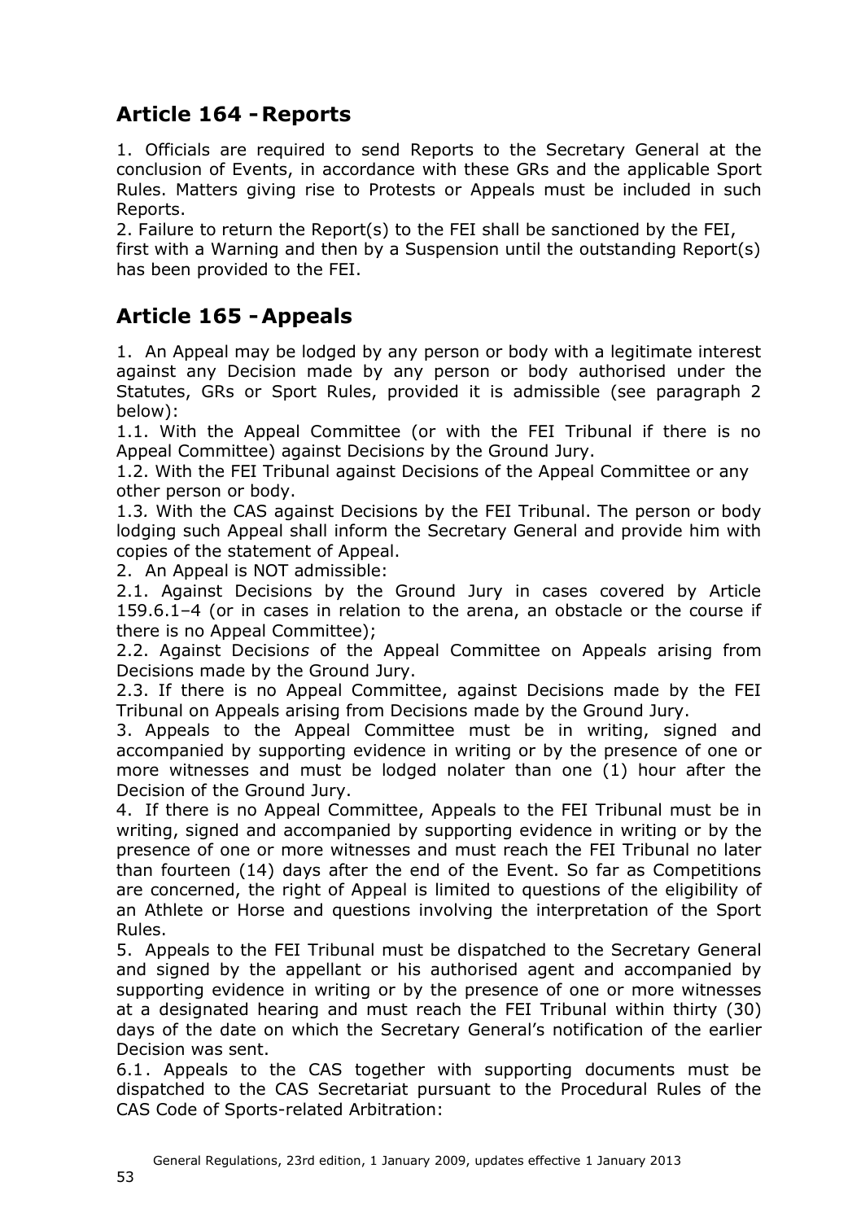## Article 164 - Reports

1. Officials are required to send Reports to the Secretary General at the conclusion of Events, in accordance with these GRs and the applicable Sport Rules. Matters giving rise to Protests or Appeals must be included in such Reports.
2. Failure to return the Report(s) to the FEI shall be sanctioned by the FEI, first with a Warning and then by a Suspension until the outstanding Report(s) has been provided to the FEI.

## Article 165 - Appeals

1. An Appeal may be lodged by any person or body with a legitimate interest against any Decision made by any person or body authorised under the Statutes, GRs or Sport Rules, provided it is admissible (see paragraph 2 below):
1.1. With the Appeal Committee (or with the FEI Tribunal if there is no Appeal Committee) against Decision*s* by the Ground Jury.
1.2. With the FEI Tribunal against Decisions of the Appeal Committee or any other person or body.
1.3*.* With the CAS against Decisions by the FEI Tribunal. The person or body lodging such Appeal shall inform the Secretary General and provide him with copies of the statement of Appeal.
2. An Appeal is NOT admissible:
2.1. Against Decisions by the Ground Jury in cases covered by Article 159.6.1–4 (or in cases in relation to the arena, an obstacle or the course if there is no Appeal Committee);
2.2. Against Decision*s* of the Appeal Committee on Appeal*s* arising from Decisions made by the Ground Jury.
2.3. If there is no Appeal Committee, against Decisions made by the FEI Tribunal on Appeals arising from Decisions made by the Ground Jury.
3. Appeals to the Appeal Committee must be in writing, signed and accompanied by supporting evidence in writing or by the presence of one or more witnesses and must be lodged nolater than one (1) hour after the Decision of the Ground Jury.
4. If there is no Appeal Committee, Appeals to the FEI Tribunal must be in writing, signed and accompanied by supporting evidence in writing or by the presence of one or more witnesses and must reach the FEI Tribunal no later than fourteen (14) days after the end of the Event. So far as Competitions are concerned, the right of Appeal is limited to questions of the eligibility of an Athlete or Horse and questions involving the interpretation of the Sport Rules.
5. Appeals to the FEI Tribunal must be dispatched to the Secretary General and signed by the appellant or his authorised agent and accompanied by supporting evidence in writing or by the presence of one or more witnesses at a designated hearing and must reach the FEI Tribunal within thirty (30) days of the date on which the Secretary General's notification of the earlier Decision was sent.
6.1. Appeals to the CAS together with supporting documents must be dispatched to the CAS Secretariat pursuant to the Procedural Rules of the CAS Code of Sports-related Arbitration: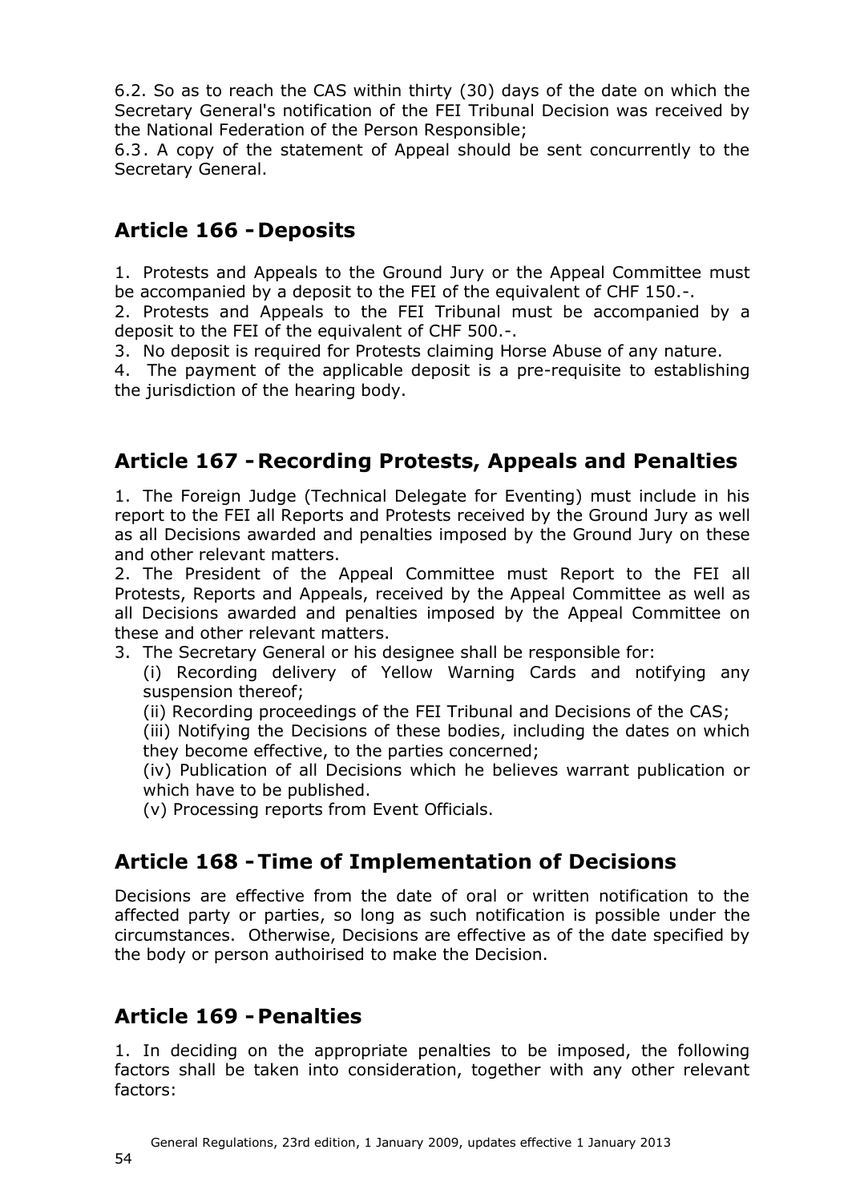6.2. So as to reach the CAS within thirty (30) days of the date on which the Secretary General's notification of the FEI Tribunal Decision was received by the National Federation of the Person Responsible;

6.3. A copy of the statement of Appeal should be sent concurrently to the Secretary General.

## Article 166 - Deposits

1. Protests and Appeals to the Ground Jury or the Appeal Committee must be accompanied by a deposit to the FEI of the equivalent of CHF 150.-.
2. Protests and Appeals to the FEI Tribunal must be accompanied by a deposit to the FEI of the equivalent of CHF 500.-.
3. No deposit is required for Protests claiming Horse Abuse of any nature.
4. The payment of the applicable deposit is a pre-requisite to establishing the jurisdiction of the hearing body.

## Article 167 - Recording Protests, Appeals and Penalties

1. The Foreign Judge (Technical Delegate for Eventing) must include in his report to the FEI all Reports and Protests received by the Ground Jury as well as all Decisions awarded and penalties imposed by the Ground Jury on these and other relevant matters.
2. The President of the Appeal Committee must Report to the FEI all Protests, Reports and Appeals, received by the Appeal Committee as well as all Decisions awarded and penalties imposed by the Appeal Committee on these and other relevant matters.
3. The Secretary General or his designee shall be responsible for:
   (i) Recording delivery of Yellow Warning Cards and notifying any suspension thereof;
   (ii) Recording proceedings of the FEI Tribunal and Decisions of the CAS;
   (iii) Notifying the Decisions of these bodies, including the dates on which they become effective, to the parties concerned;
   (iv) Publication of all Decisions which he believes warrant publication or which have to be published.
   (v) Processing reports from Event Officials.

## Article 168 - Time of Implementation of Decisions

Decisions are effective from the date of oral or written notification to the affected party or parties, so long as such notification is possible under the circumstances. Otherwise, Decisions are effective as of the date specified by the body or person authoirised to make the Decision.

## Article 169 - Penalties

1. In deciding on the appropriate penalties to be imposed, the following factors shall be taken into consideration, together with any other relevant factors: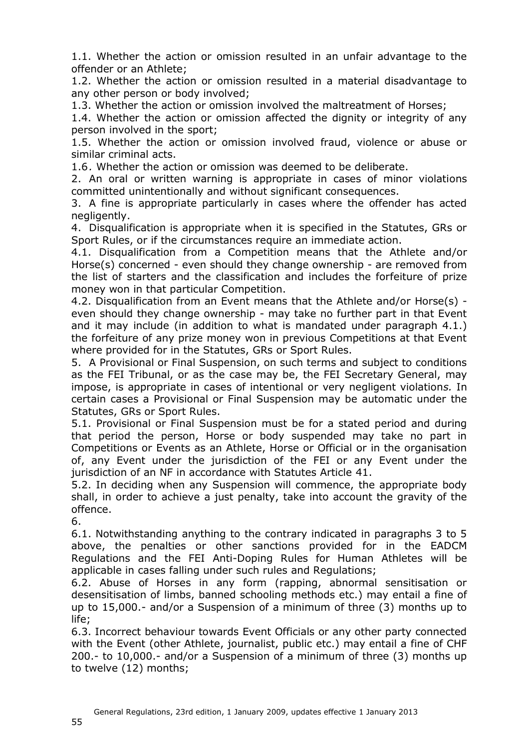1.1. Whether the action or omission resulted in an unfair advantage to the offender or an Athlete;

1.2. Whether the action or omission resulted in a material disadvantage to any other person or body involved;

1.3. Whether the action or omission involved the maltreatment of Horses;

1.4. Whether the action or omission affected the dignity or integrity of any person involved in the sport;

1.5. Whether the action or omission involved fraud, violence or abuse or similar criminal acts.

1.6. Whether the action or omission was deemed to be deliberate.

2. An oral or written warning is appropriate in cases of minor violations committed unintentionally and without significant consequences.

3. A fine is appropriate particularly in cases where the offender has acted negligently.

4. Disqualification is appropriate when it is specified in the Statutes, GRs or Sport Rules, or if the circumstances require an immediate action.

4.1. Disqualification from a Competition means that the Athlete and/or Horse(s) concerned - even should they change ownership - are removed from the list of starters and the classification and includes the forfeiture of prize money won in that particular Competition.

4.2. Disqualification from an Event means that the Athlete and/or Horse(s) - even should they change ownership - may take no further part in that Event and it may include (in addition to what is mandated under paragraph 4.1.) the forfeiture of any prize money won in previous Competitions at that Event where provided for in the Statutes, GRs or Sport Rules.

5. A Provisional or Final Suspension, on such terms and subject to conditions as the FEI Tribunal, or as the case may be, the FEI Secretary General, may impose, is appropriate in cases of intentional or very negligent violation*s.* In certain cases a Provisional or Final Suspension may be automatic under the Statutes, GRs or Sport Rules.

5.1. Provisional or Final Suspension must be for a stated period and during that period the person, Horse or body suspended may take no part in Competitions or Events as an Athlete, Horse or Official or in the organisation of, any Event under the jurisdiction of the FEI or any Event under the jurisdiction of an NF in accordance with Statutes Article 41.

5.2. In deciding when any Suspension will commence, the appropriate body shall, in order to achieve a just penalty, take into account the gravity of the offence.

6.

6.1. Notwithstanding anything to the contrary indicated in paragraphs 3 to 5 above, the penalties or other sanctions provided for in the EADCM Regulations and the FEI Anti-Doping Rules for Human Athletes will be applicable in cases falling under such rules and Regulations;

6.2. Abuse of Horses in any form (rapping, abnormal sensitisation or desensitisation of limbs, banned schooling methods etc.) may entail a fine of up to 15,000.- and/or a Suspension of a minimum of three (3) months up to life;

6.3. Incorrect behaviour towards Event Officials or any other party connected with the Event (other Athlete, journalist, public etc.) may entail a fine of CHF 200.- to 10,000.- and/or a Suspension of a minimum of three (3) months up to twelve (12) months;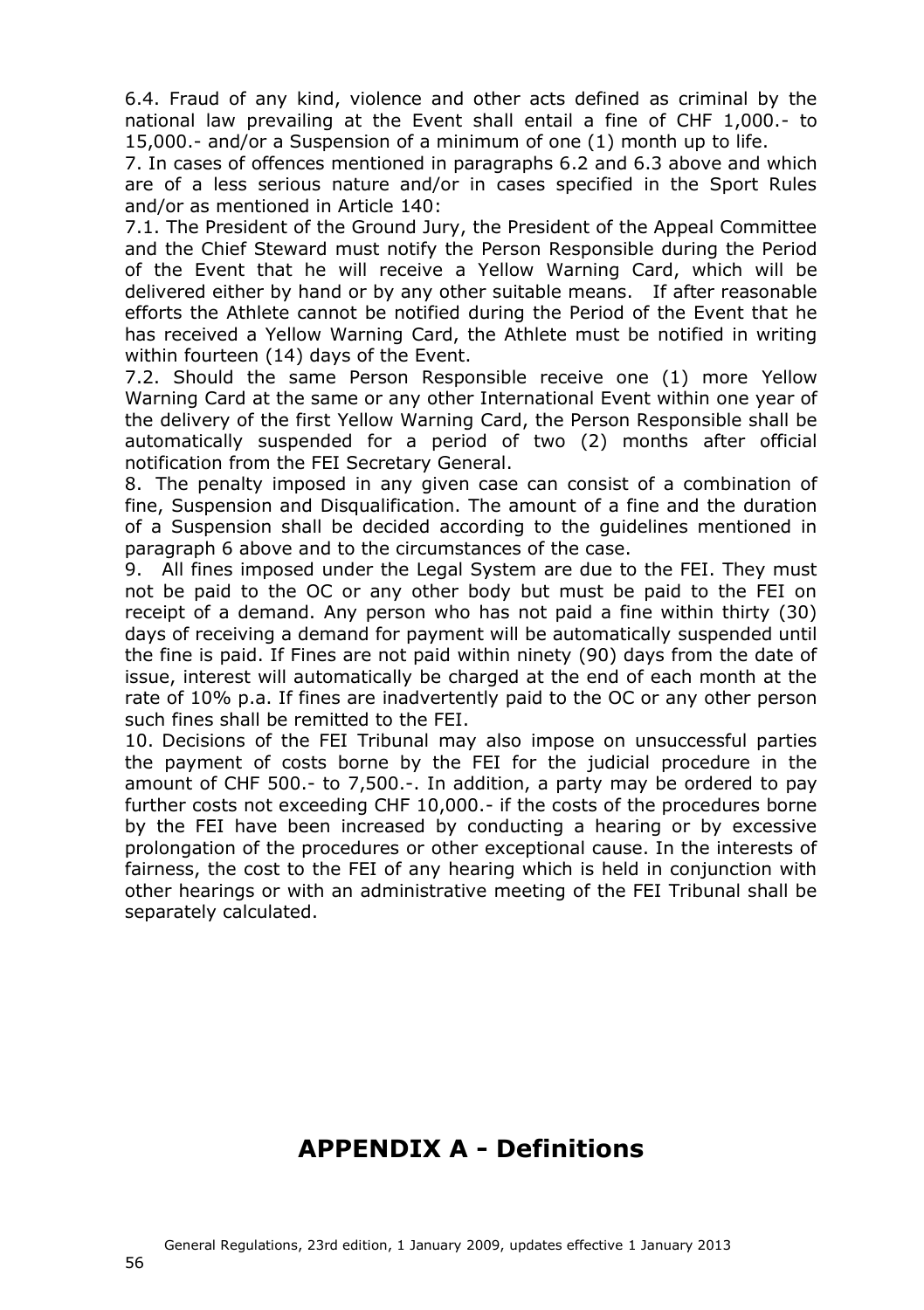6.4. Fraud of any kind, violence and other acts defined as criminal by the national law prevailing at the Event shall entail a fine of CHF 1,000.- to 15,000.- and/or a Suspension of a minimum of one (1) month up to life.

7. In cases of offences mentioned in paragraphs 6.2 and 6.3 above and which are of a less serious nature and/or in cases specified in the Sport Rules and/or as mentioned in Article 140:

7.1. The President of the Ground Jury, the President of the Appeal Committee and the Chief Steward must notify the Person Responsible during the Period of the Event that he will receive a Yellow Warning Card, which will be delivered either by hand or by any other suitable means. If after reasonable efforts the Athlete cannot be notified during the Period of the Event that he has received a Yellow Warning Card, the Athlete must be notified in writing within fourteen (14) days of the Event.

7.2. Should the same Person Responsible receive one (1) more Yellow Warning Card at the same or any other International Event within one year of the delivery of the first Yellow Warning Card, the Person Responsible shall be automatically suspended for a period of two (2) months after official notification from the FEI Secretary General.

8. The penalty imposed in any given case can consist of a combination of fine, Suspension and Disqualification. The amount of a fine and the duration of a Suspension shall be decided according to the guidelines mentioned in paragraph 6 above and to the circumstances of the case.

9. All fines imposed under the Legal System are due to the FEI. They must not be paid to the OC or any other body but must be paid to the FEI on receipt of a demand. Any person who has not paid a fine within thirty (30) days of receiving a demand for payment will be automatically suspended until the fine is paid. If Fines are not paid within ninety (90) days from the date of issue, interest will automatically be charged at the end of each month at the rate of 10% p.a. If fines are inadvertently paid to the OC or any other person such fines shall be remitted to the FEI.

10. Decisions of the FEI Tribunal may also impose on unsuccessful parties the payment of costs borne by the FEI for the judicial procedure in the amount of CHF 500.- to 7,500.-. In addition, a party may be ordered to pay further costs not exceeding CHF 10,000.- if the costs of the procedures borne by the FEI have been increased by conducting a hearing or by excessive prolongation of the procedures or other exceptional cause. In the interests of fairness, the cost to the FEI of any hearing which is held in conjunction with other hearings or with an administrative meeting of the FEI Tribunal shall be separately calculated.

# APPENDIX A - Definitions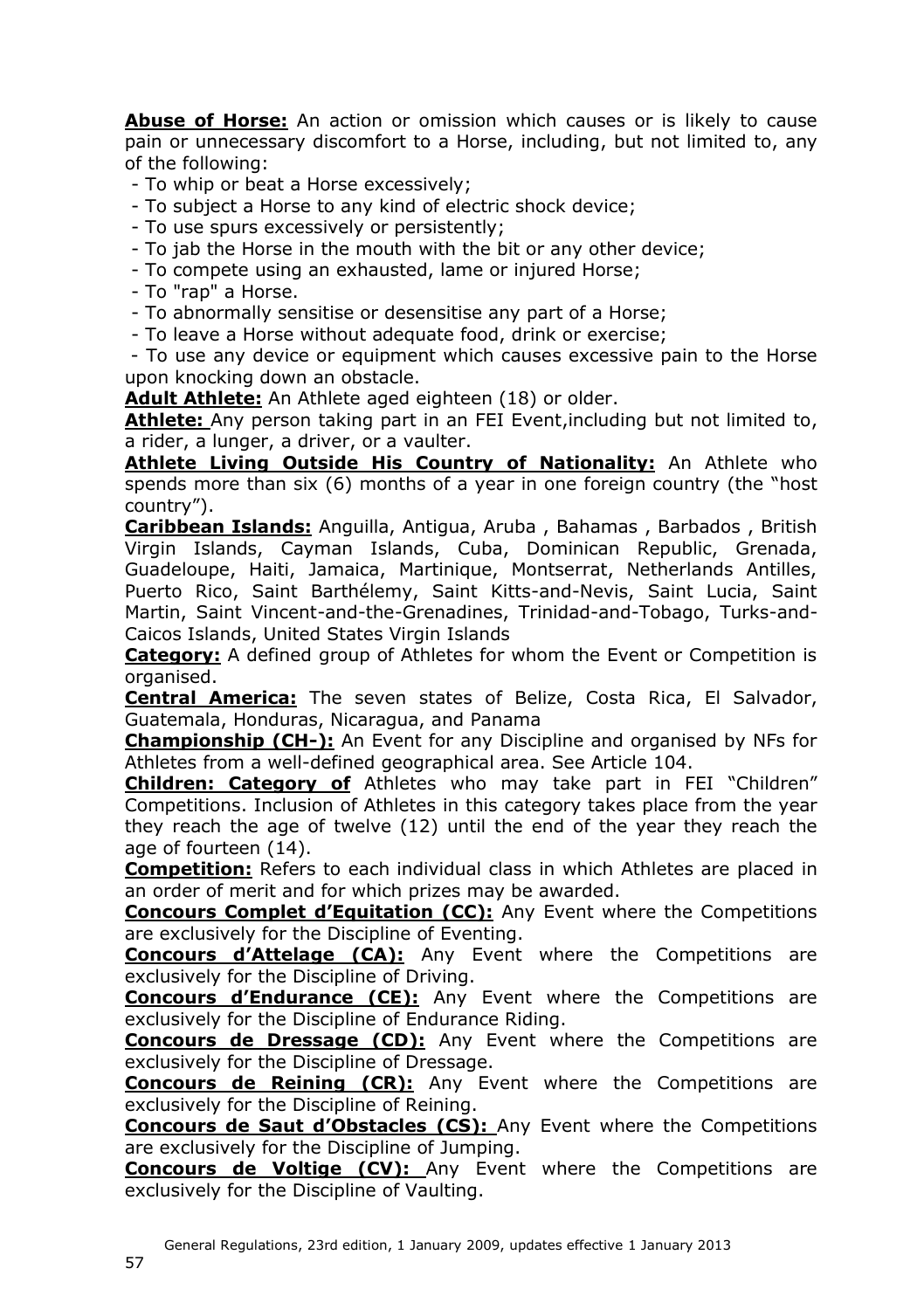**Abuse of Horse:** An action or omission which causes or is likely to cause pain or unnecessary discomfort to a Horse, including, but not limited to, any of the following:

- To whip or beat a Horse excessively;
- To subject a Horse to any kind of electric shock device;
- To use spurs excessively or persistently;
- To jab the Horse in the mouth with the bit or any other device;
- To compete using an exhausted, lame or injured Horse;
- To "rap" a Horse.
- To abnormally sensitise or desensitise any part of a Horse;
- To leave a Horse without adequate food, drink or exercise;
- To use any device or equipment which causes excessive pain to the Horse upon knocking down an obstacle.

**Adult Athlete:** An Athlete aged eighteen (18) or older.

**Athlete:** Any person taking part in an FEI Event,including but not limited to, a rider, a lunger, a driver, or a vaulter.

**Athlete Living Outside His Country of Nationality:** An Athlete who spends more than six (6) months of a year in one foreign country (the "host country").

**Caribbean Islands:** Anguilla, Antigua, Aruba , Bahamas , Barbados , British Virgin Islands, Cayman Islands, Cuba, Dominican Republic, Grenada, Guadeloupe, Haiti, Jamaica, Martinique, Montserrat, Netherlands Antilles, Puerto Rico, Saint Barthélemy, Saint Kitts-and-Nevis, Saint Lucia, Saint Martin, Saint Vincent-and-the-Grenadines, Trinidad-and-Tobago, Turks-and-Caicos Islands, United States Virgin Islands

**Category:** A defined group of Athletes for whom the Event or Competition is organised.

**Central America:** The seven states of Belize, Costa Rica, El Salvador, Guatemala, Honduras, Nicaragua, and Panama

**Championship (CH-):** An Event for any Discipline and organised by NFs for Athletes from a well-defined geographical area. See Article 104.

**Children: Category of** Athletes who may take part in FEI "Children" Competitions. Inclusion of Athletes in this category takes place from the year they reach the age of twelve (12) until the end of the year they reach the age of fourteen (14).

**Competition:** Refers to each individual class in which Athletes are placed in an order of merit and for which prizes may be awarded.

**Concours Complet d'Equitation (CC):** Any Event where the Competitions are exclusively for the Discipline of Eventing.

**Concours d'Attelage (CA):** Any Event where the Competitions are exclusively for the Discipline of Driving.

**Concours d'Endurance (CE):** Any Event where the Competitions are exclusively for the Discipline of Endurance Riding.

**Concours de Dressage (CD):** Any Event where the Competitions are exclusively for the Discipline of Dressage.

**Concours de Reining (CR):** Any Event where the Competitions are exclusively for the Discipline of Reining.

**Concours de Saut d'Obstacles (CS):** Any Event where the Competitions are exclusively for the Discipline of Jumping.

**Concours de Voltige (CV):** Any Event where the Competitions are exclusively for the Discipline of Vaulting.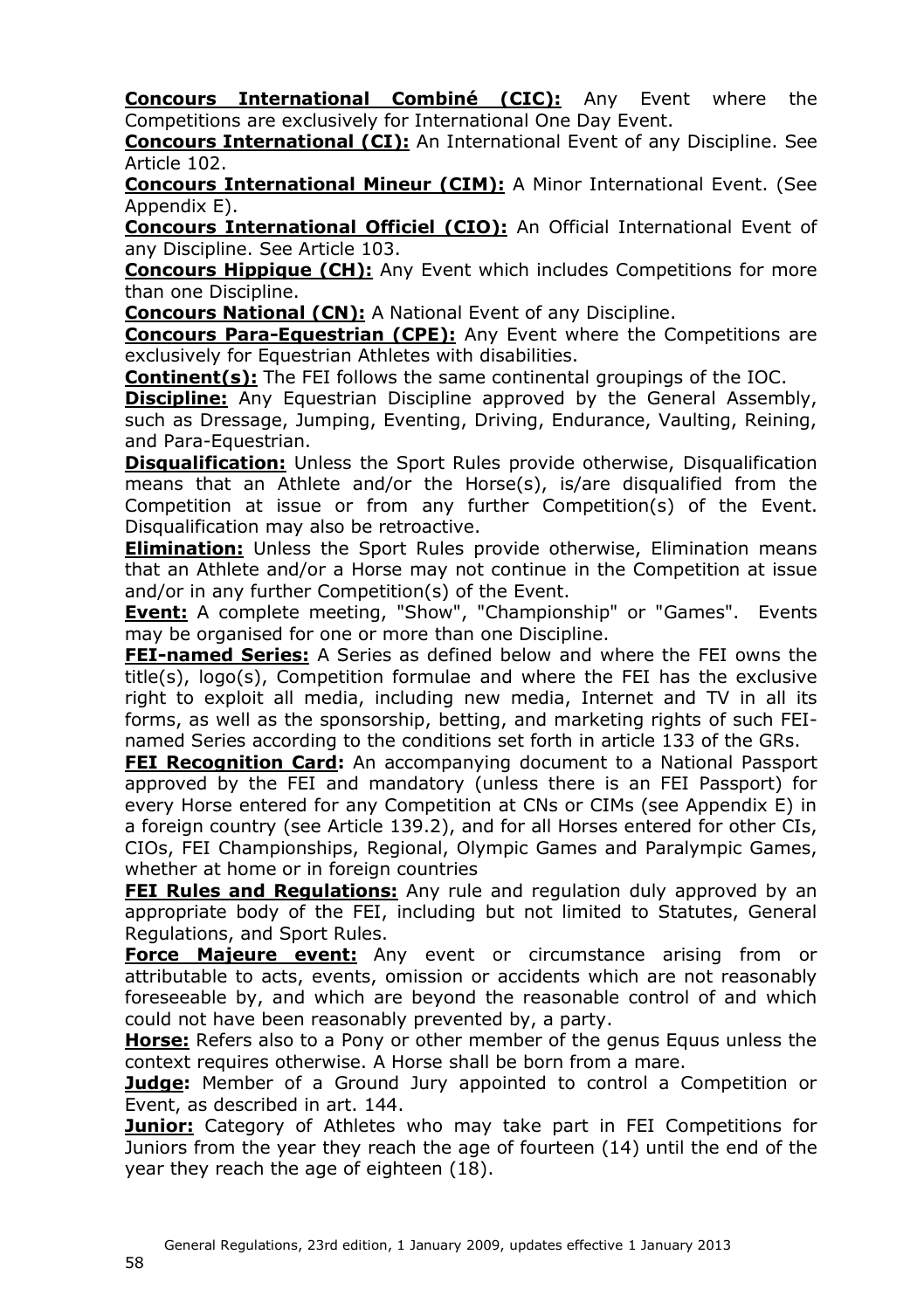**Concours International Combiné (CIC):** Any Event where the Competitions are exclusively for International One Day Event.

**Concours International (CI):** An International Event of any Discipline. See Article 102.

**Concours International Mineur (CIM):** A Minor International Event. (See Appendix E).

**Concours International Officiel (CIO):** An Official International Event of any Discipline. See Article 103.

**Concours Hippique (CH):** Any Event which includes Competitions for more than one Discipline.

**Concours National (CN):** A National Event of any Discipline.

**Concours Para-Equestrian (CPE):** Any Event where the Competitions are exclusively for Equestrian Athletes with disabilities.

**Continent(s):** The FEI follows the same continental groupings of the IOC.

**Discipline:** Any Equestrian Discipline approved by the General Assembly, such as Dressage, Jumping, Eventing, Driving, Endurance, Vaulting, Reining, and Para-Equestrian.

**Disqualification:** Unless the Sport Rules provide otherwise, Disqualification means that an Athlete and/or the Horse(s), is/are disqualified from the Competition at issue or from any further Competition(s) of the Event. Disqualification may also be retroactive.

**Elimination:** Unless the Sport Rules provide otherwise, Elimination means that an Athlete and/or a Horse may not continue in the Competition at issue and/or in any further Competition(s) of the Event.

**Event:** A complete meeting, "Show", "Championship" or "Games". Events may be organised for one or more than one Discipline.

**FEI-named Series:** A Series as defined below and where the FEI owns the title(s), logo(s), Competition formulae and where the FEI has the exclusive right to exploit all media, including new media, Internet and TV in all its forms, as well as the sponsorship, betting, and marketing rights of such FEI-named Series according to the conditions set forth in article 133 of the GRs.

**FEI Recognition Card:** An accompanying document to a National Passport approved by the FEI and mandatory (unless there is an FEI Passport) for every Horse entered for any Competition at CNs or CIMs (see Appendix E) in a foreign country (see Article 139.2), and for all Horses entered for other CIs, CIOs, FEI Championships, Regional, Olympic Games and Paralympic Games, whether at home or in foreign countries

**FEI Rules and Regulations:** Any rule and regulation duly approved by an appropriate body of the FEI, including but not limited to Statutes, General Regulations, and Sport Rules.

**Force Majeure event:** Any event or circumstance arising from or attributable to acts, events, omission or accidents which are not reasonably foreseeable by, and which are beyond the reasonable control of and which could not have been reasonably prevented by, a party.

**Horse:** Refers also to a Pony or other member of the genus Equus unless the context requires otherwise. A Horse shall be born from a mare.

**Judge:** Member of a Ground Jury appointed to control a Competition or Event, as described in art. 144.

**Junior:** Category of Athletes who may take part in FEI Competitions for Juniors from the year they reach the age of fourteen (14) until the end of the year they reach the age of eighteen (18).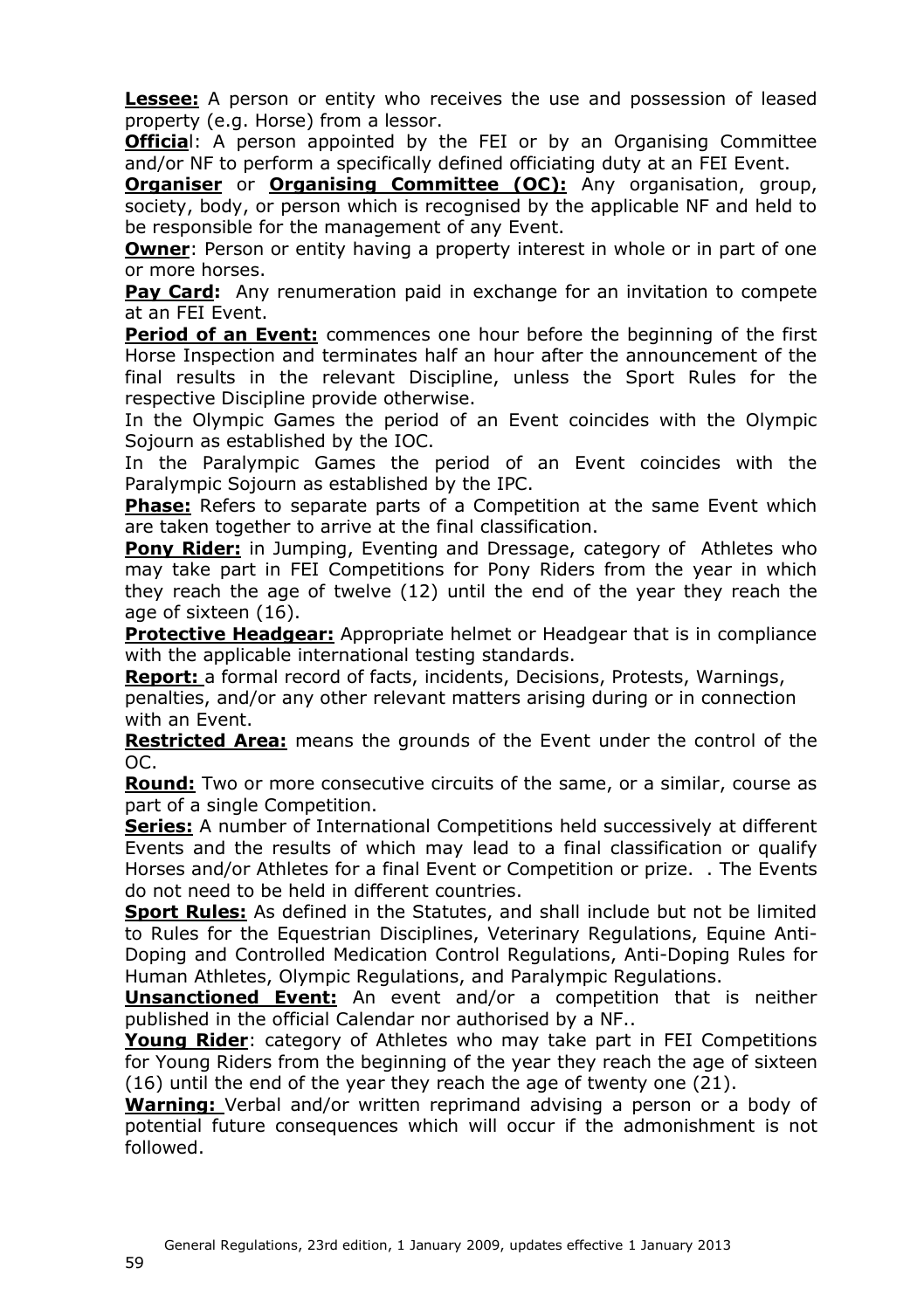**Lessee:** A person or entity who receives the use and possession of leased property (e.g. Horse) from a lessor.

**Officia**l: A person appointed by the FEI or by an Organising Committee and/or NF to perform a specifically defined officiating duty at an FEI Event.

**Organiser** or **Organising Committee (OC):** Any organisation, group, society, body, or person which is recognised by the applicable NF and held to be responsible for the management of any Event.

**Owner**: Person or entity having a property interest in whole or in part of one or more horses.

**Pay Card:** Any renumeration paid in exchange for an invitation to compete at an FEI Event.

**Period of an Event:** commences one hour before the beginning of the first Horse Inspection and terminates half an hour after the announcement of the final results in the relevant Discipline, unless the Sport Rules for the respective Discipline provide otherwise.

In the Olympic Games the period of an Event coincides with the Olympic Sojourn as established by the IOC.

In the Paralympic Games the period of an Event coincides with the Paralympic Sojourn as established by the IPC.

**Phase:** Refers to separate parts of a Competition at the same Event which are taken together to arrive at the final classification.

**Pony Rider:** in Jumping, Eventing and Dressage, category of Athletes who may take part in FEI Competitions for Pony Riders from the year in which they reach the age of twelve (12) until the end of the year they reach the age of sixteen (16).

**Protective Headgear:** Appropriate helmet or Headgear that is in compliance with the applicable international testing standards.

**Report:** a formal record of facts, incidents, Decisions, Protests, Warnings, penalties, and/or any other relevant matters arising during or in connection with an Event.

**Restricted Area:** means the grounds of the Event under the control of the OC.

**Round:** Two or more consecutive circuits of the same, or a similar, course as part of a single Competition.

**Series:** A number of International Competitions held successively at different Events and the results of which may lead to a final classification or qualify Horses and/or Athletes for a final Event or Competition or prize. . The Events do not need to be held in different countries.

**Sport Rules:** As defined in the Statutes, and shall include but not be limited to Rules for the Equestrian Disciplines, Veterinary Regulations, Equine Anti-Doping and Controlled Medication Control Regulations, Anti-Doping Rules for Human Athletes, Olympic Regulations, and Paralympic Regulations.

**Unsanctioned Event:** An event and/or a competition that is neither published in the official Calendar nor authorised by a NF..

**Young Rider**: category of Athletes who may take part in FEI Competitions for Young Riders from the beginning of the year they reach the age of sixteen (16) until the end of the year they reach the age of twenty one (21).

**Warning:** Verbal and/or written reprimand advising a person or a body of potential future consequences which will occur if the admonishment is not followed.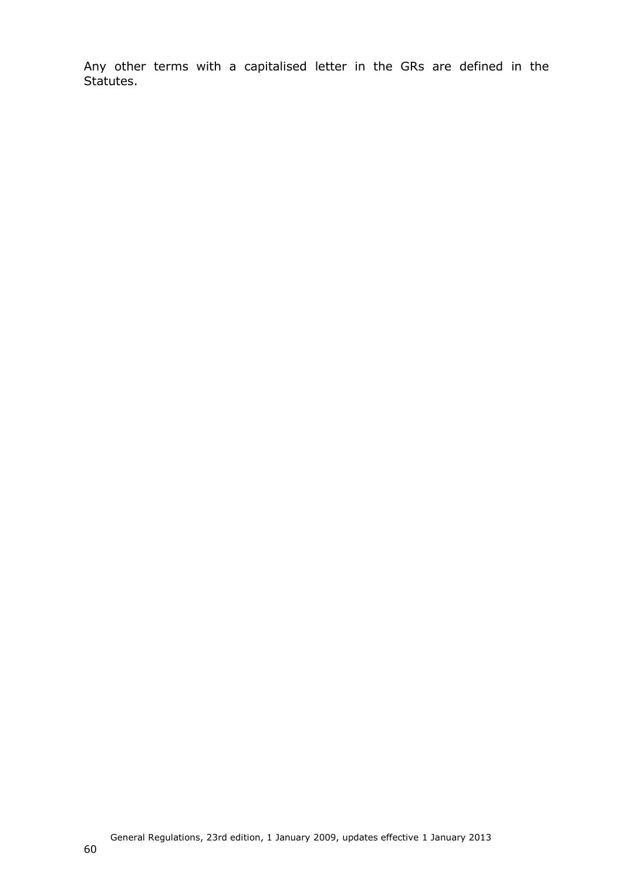Any other terms with a capitalised letter in the GRs are defined in the Statutes.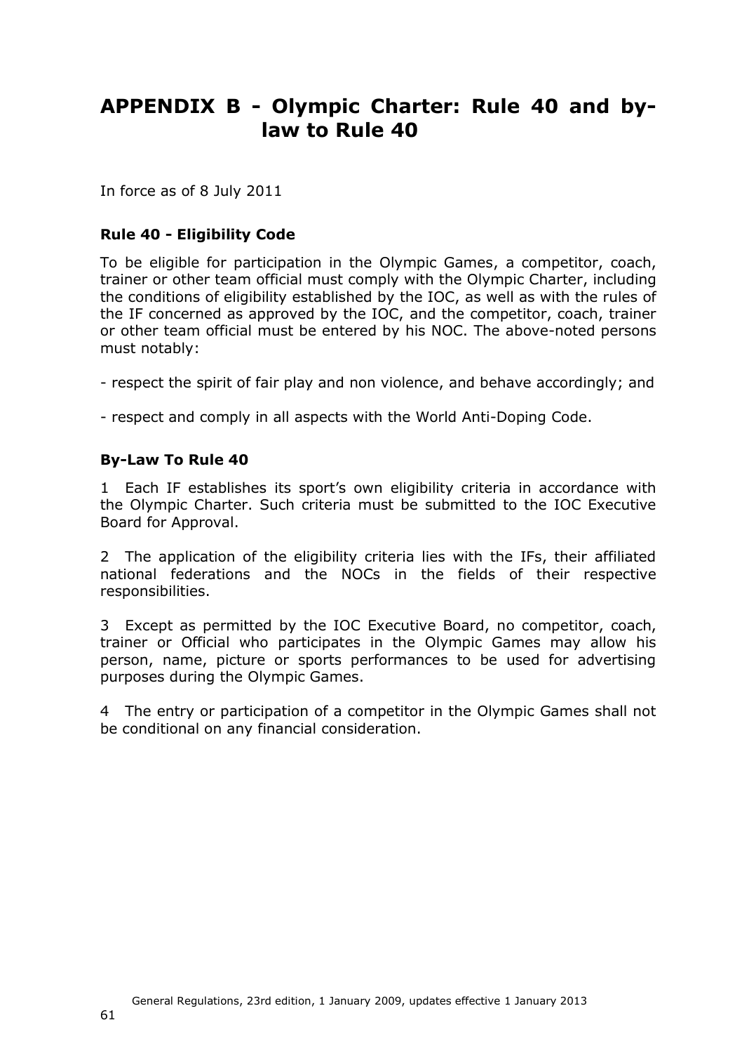# APPENDIX B - Olympic Charter: Rule 40 and by-law to Rule 40

In force as of 8 July 2011

### Rule 40 - Eligibility Code

To be eligible for participation in the Olympic Games, a competitor, coach, trainer or other team official must comply with the Olympic Charter, including the conditions of eligibility established by the IOC, as well as with the rules of the IF concerned as approved by the IOC, and the competitor, coach, trainer or other team official must be entered by his NOC. The above-noted persons must notably:

- respect the spirit of fair play and non violence, and behave accordingly; and

- respect and comply in all aspects with the World Anti-Doping Code.

### By-Law To Rule 40

1 Each IF establishes its sport's own eligibility criteria in accordance with the Olympic Charter. Such criteria must be submitted to the IOC Executive Board for Approval.

2 The application of the eligibility criteria lies with the IFs, their affiliated national federations and the NOCs in the fields of their respective responsibilities.

3 Except as permitted by the IOC Executive Board, no competitor, coach, trainer or Official who participates in the Olympic Games may allow his person, name, picture or sports performances to be used for advertising purposes during the Olympic Games.

4 The entry or participation of a competitor in the Olympic Games shall not be conditional on any financial consideration.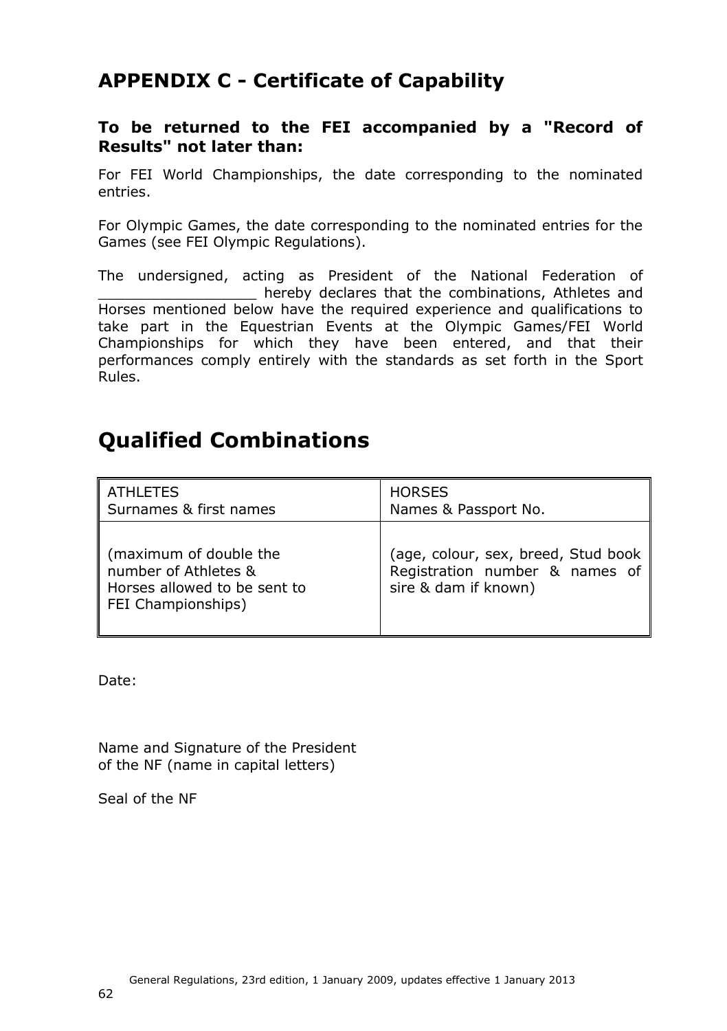## APPENDIX C - Certificate of Capability

### To be returned to the FEI accompanied by a "Record of Results" not later than:

For FEI World Championships, the date corresponding to the nominated entries.

For Olympic Games, the date corresponding to the nominated entries for the Games (see FEI Olympic Regulations).

The undersigned, acting as President of the National Federation of __________________ hereby declares that the combinations, Athletes and Horses mentioned below have the required experience and qualifications to take part in the Equestrian Events at the Olympic Games/FEI World Championships for which they have been entered, and that their performances comply entirely with the standards as set forth in the Sport Rules.

# Qualified Combinations

| ATHLETES<br>Surnames & first names | HORSES<br>Names & Passport No. |
|---|---|
| (maximum of double the number of Athletes & Horses allowed to be sent to FEI Championships) | (age, colour, sex, breed, Stud book Registration number & names of sire & dam if known) |

Date:

Name and Signature of the President of the NF (name in capital letters)

Seal of the NF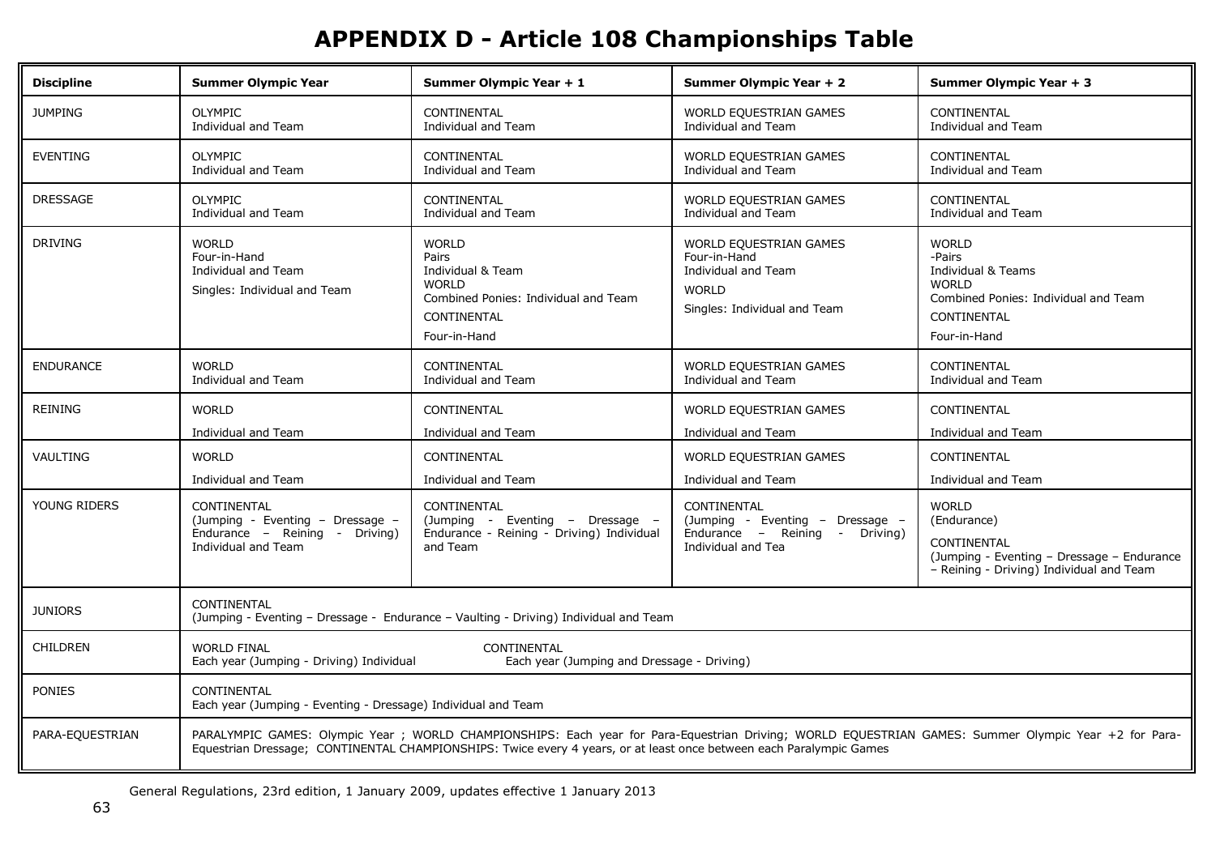# APPENDIX D - Article 108 Championships Table

| Discipline | Summer Olympic Year | Summer Olympic Year + 1 | Summer Olympic Year + 2 | Summer Olympic Year + 3 |
|---|---|---|---|---|
| JUMPING | OLYMPIC<br>Individual and Team | CONTINENTAL<br>Individual and Team | WORLD EQUESTRIAN GAMES<br>Individual and Team | CONTINENTAL<br>Individual and Team |
| EVENTING | OLYMPIC<br>Individual and Team | CONTINENTAL<br>Individual and Team | WORLD EQUESTRIAN GAMES<br>Individual and Team | CONTINENTAL<br>Individual and Team |
| DRESSAGE | OLYMPIC<br>Individual and Team | CONTINENTAL<br>Individual and Team | WORLD EQUESTRIAN GAMES<br>Individual and Team | CONTINENTAL<br>Individual and Team |
| DRIVING | WORLD<br>Four-in-Hand<br>Individual and Team<br>Singles: Individual and Team | WORLD<br>Pairs<br>Individual & Team<br>WORLD<br>Combined Ponies: Individual and Team<br>CONTINENTAL<br>Four-in-Hand | WORLD EQUESTRIAN GAMES<br>Four-in-Hand<br>Individual and Team<br>WORLD<br>Singles: Individual and Team | WORLD<br>-Pairs<br>Individual & Teams<br>WORLD<br>Combined Ponies: Individual and Team<br>CONTINENTAL<br>Four-in-Hand |
| ENDURANCE | WORLD<br>Individual and Team | CONTINENTAL<br>Individual and Team | WORLD EQUESTRIAN GAMES<br>Individual and Team | CONTINENTAL<br>Individual and Team |
| REINING | WORLD<br>Individual and Team | CONTINENTAL<br>Individual and Team | WORLD EQUESTRIAN GAMES<br>Individual and Team | CONTINENTAL<br>Individual and Team |
| VAULTING | WORLD<br>Individual and Team | CONTINENTAL<br>Individual and Team | WORLD EQUESTRIAN GAMES<br>Individual and Team | CONTINENTAL<br>Individual and Team |
| YOUNG RIDERS | CONTINENTAL<br>(Jumping - Eventing – Dressage – Endurance – Reining - Driving) Individual and Team | CONTINENTAL<br>(Jumping - Eventing – Dressage – Endurance - Reining - Driving) Individual and Team | CONTINENTAL<br>(Jumping - Eventing – Dressage – Endurance – Reining - Driving) Individual and Tea | WORLD<br>(Endurance)<br>CONTINENTAL<br>(Jumping - Eventing – Dressage – Endurance – Reining - Driving) Individual and Team |
| JUNIORS | CONTINENTAL<br>(Jumping - Eventing – Dressage - Endurance – Vaulting - Driving) Individual and Team | | | |
| CHILDREN | WORLD FINAL<br>Each year (Jumping - Driving) Individual | CONTINENTAL<br>Each year (Jumping and Dressage - Driving) | | |
| PONIES | CONTINENTAL<br>Each year (Jumping - Eventing - Dressage) Individual and Team | | | |
| PARA-EQUESTRIAN | PARALYMPIC GAMES: Olympic Year ; WORLD CHAMPIONSHIPS: Each year for Para-Equestrian Driving; WORLD EQUESTRIAN GAMES: Summer Olympic Year +2 for Para-Equestrian Dressage; CONTINENTAL CHAMPIONSHIPS: Twice every 4 years, or at least once between each Paralympic Games | | | |

General Regulations, 23rd edition, 1 January 2009, updates effective 1 January 2013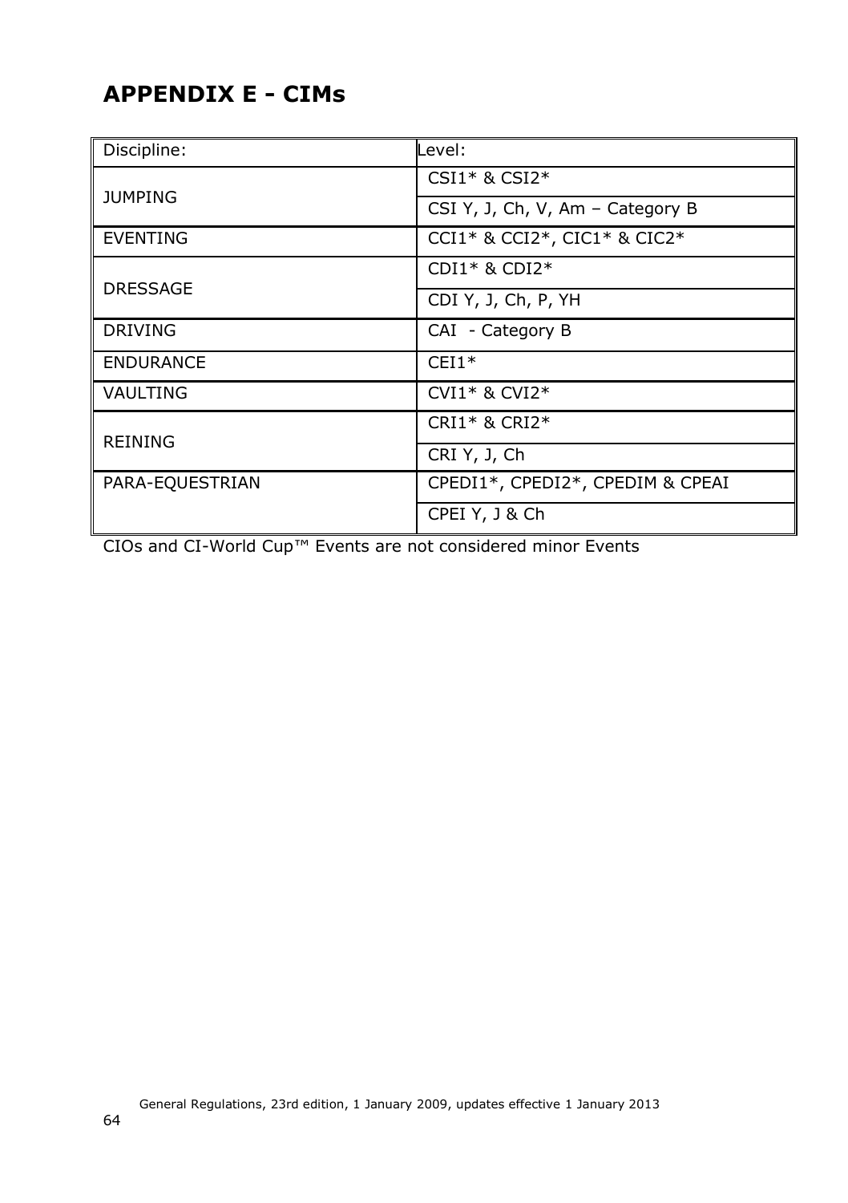## APPENDIX E - CIMs

| Discipline: | Level: |
|---|---|
| JUMPING | CSI1* & CSI2* |
| | CSI Y, J, Ch, V, Am – Category B |
| EVENTING | CCI1* & CCI2*, CIC1* & CIC2* |
| DRESSAGE | CDI1* & CDI2* |
| | CDI Y, J, Ch, P, YH |
| DRIVING | CAI - Category B |
| ENDURANCE | CEI1* |
| VAULTING | CVI1* & CVI2* |
| REINING | CRI1* & CRI2* |
| | CRI Y, J, Ch |
| PARA-EQUESTRIAN | CPEDI1*, CPEDI2*, CPEDIM & CPEAI |
| | CPEI Y, J & Ch |

CIOs and CI-World Cup™ Events are not considered minor Events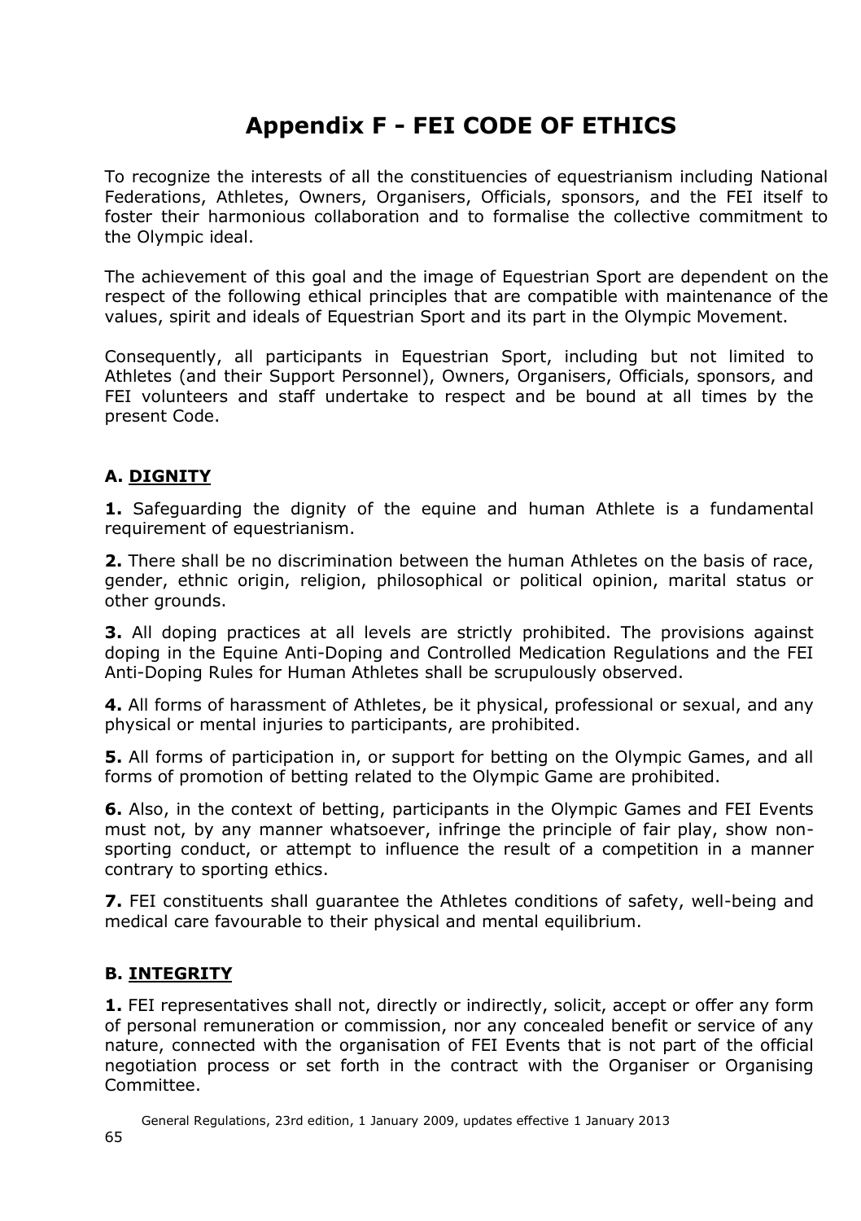# Appendix F - FEI CODE OF ETHICS

To recognize the interests of all the constituencies of equestrianism including National Federations, Athletes, Owners, Organisers, Officials, sponsors, and the FEI itself to foster their harmonious collaboration and to formalise the collective commitment to the Olympic ideal.

The achievement of this goal and the image of Equestrian Sport are dependent on the respect of the following ethical principles that are compatible with maintenance of the values, spirit and ideals of Equestrian Sport and its part in the Olympic Movement.

Consequently, all participants in Equestrian Sport, including but not limited to Athletes (and their Support Personnel), Owners, Organisers, Officials, sponsors, and FEI volunteers and staff undertake to respect and be bound at all times by the present Code.

## A. <u>DIGNITY</u>

**1.** Safeguarding the dignity of the equine and human Athlete is a fundamental requirement of equestrianism.

**2.** There shall be no discrimination between the human Athletes on the basis of race, gender, ethnic origin, religion, philosophical or political opinion, marital status or other grounds.

**3.** All doping practices at all levels are strictly prohibited. The provisions against doping in the Equine Anti-Doping and Controlled Medication Regulations and the FEI Anti-Doping Rules for Human Athletes shall be scrupulously observed.

**4.** All forms of harassment of Athletes, be it physical, professional or sexual, and any physical or mental injuries to participants, are prohibited.

**5.** All forms of participation in, or support for betting on the Olympic Games, and all forms of promotion of betting related to the Olympic Game are prohibited.

**6.** Also, in the context of betting, participants in the Olympic Games and FEI Events must not, by any manner whatsoever, infringe the principle of fair play, show non-sporting conduct, or attempt to influence the result of a competition in a manner contrary to sporting ethics.

**7.** FEI constituents shall guarantee the Athletes conditions of safety, well-being and medical care favourable to their physical and mental equilibrium.

## B. <u>INTEGRITY</u>

**1.** FEI representatives shall not, directly or indirectly, solicit, accept or offer any form of personal remuneration or commission, nor any concealed benefit or service of any nature, connected with the organisation of FEI Events that is not part of the official negotiation process or set forth in the contract with the Organiser or Organising Committee.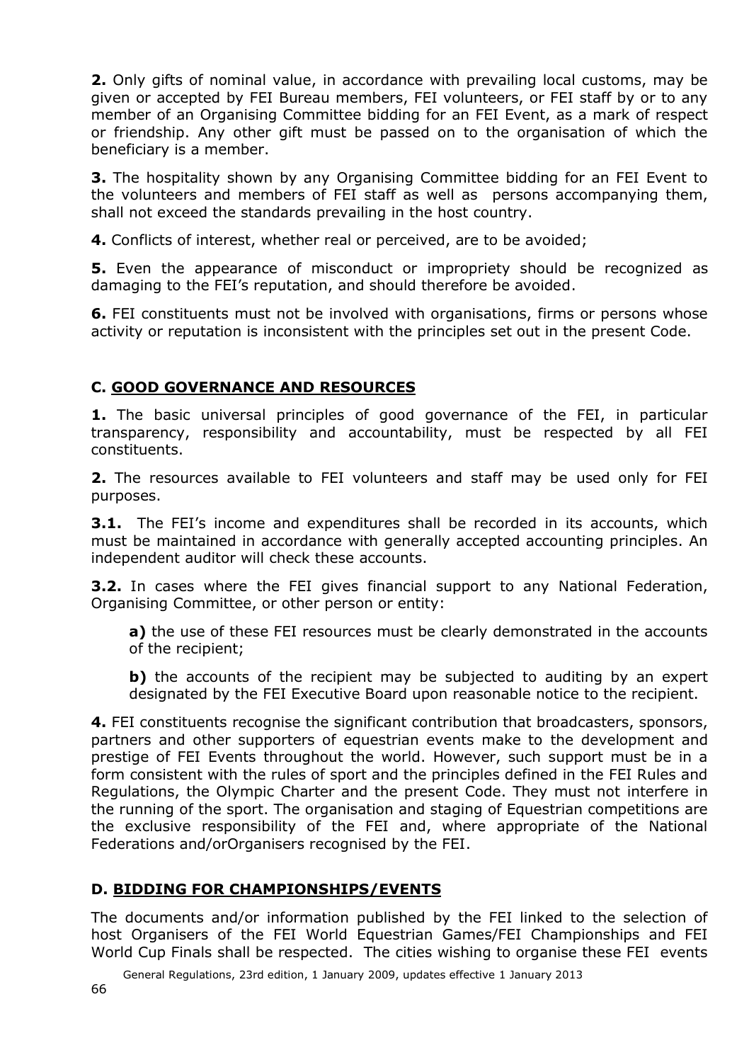**2.** Only gifts of nominal value, in accordance with prevailing local customs, may be given or accepted by FEI Bureau members, FEI volunteers, or FEI staff by or to any member of an Organising Committee bidding for an FEI Event, as a mark of respect or friendship. Any other gift must be passed on to the organisation of which the beneficiary is a member.

**3.** The hospitality shown by any Organising Committee bidding for an FEI Event to the volunteers and members of FEI staff as well as persons accompanying them, shall not exceed the standards prevailing in the host country.

**4.** Conflicts of interest, whether real or perceived, are to be avoided;

**5.** Even the appearance of misconduct or impropriety should be recognized as damaging to the FEI's reputation, and should therefore be avoided.

**6.** FEI constituents must not be involved with organisations, firms or persons whose activity or reputation is inconsistent with the principles set out in the present Code.

## C. <u>GOOD GOVERNANCE AND RESOURCES</u>

**1.** The basic universal principles of good governance of the FEI, in particular transparency, responsibility and accountability, must be respected by all FEI constituents.

**2.** The resources available to FEI volunteers and staff may be used only for FEI purposes.

**3.1.** The FEI's income and expenditures shall be recorded in its accounts, which must be maintained in accordance with generally accepted accounting principles. An independent auditor will check these accounts.

**3.2.** In cases where the FEI gives financial support to any National Federation, Organising Committee, or other person or entity:

> **a)** the use of these FEI resources must be clearly demonstrated in the accounts of the recipient;
>
> **b)** the accounts of the recipient may be subjected to auditing by an expert designated by the FEI Executive Board upon reasonable notice to the recipient.

**4.** FEI constituents recognise the significant contribution that broadcasters, sponsors, partners and other supporters of equestrian events make to the development and prestige of FEI Events throughout the world. However, such support must be in a form consistent with the rules of sport and the principles defined in the FEI Rules and Regulations, the Olympic Charter and the present Code. They must not interfere in the running of the sport. The organisation and staging of Equestrian competitions are the exclusive responsibility of the FEI and, where appropriate of the National Federations and/orOrganisers recognised by the FEI.

## D. <u>BIDDING FOR CHAMPIONSHIPS/EVENTS</u>

The documents and/or information published by the FEI linked to the selection of host Organisers of the FEI World Equestrian Games/FEI Championships and FEI World Cup Finals shall be respected. The cities wishing to organise these FEI events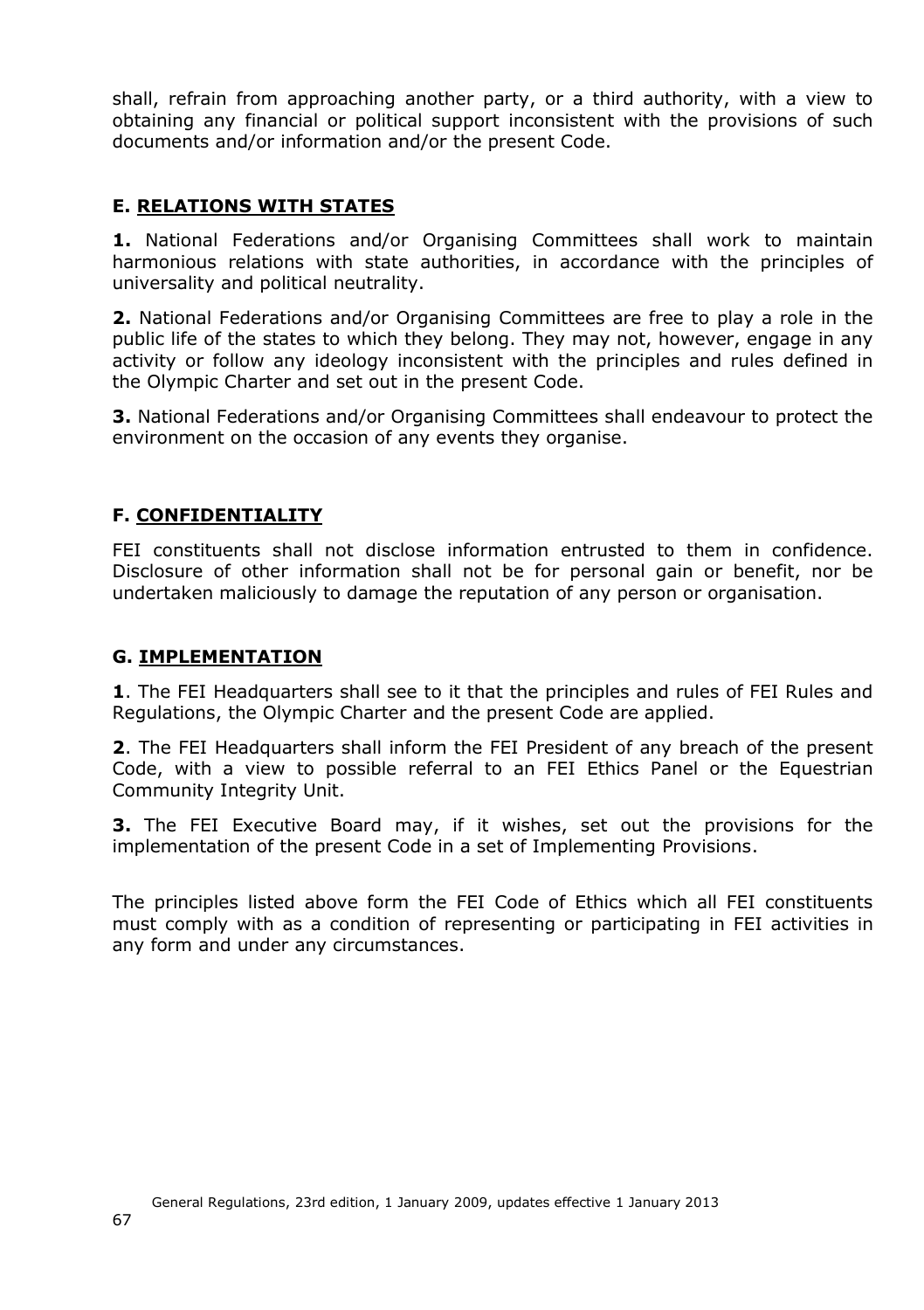shall, refrain from approaching another party, or a third authority, with a view to obtaining any financial or political support inconsistent with the provisions of such documents and/or information and/or the present Code.

## E. RELATIONS WITH STATES

**1.** National Federations and/or Organising Committees shall work to maintain harmonious relations with state authorities, in accordance with the principles of universality and political neutrality.

**2.** National Federations and/or Organising Committees are free to play a role in the public life of the states to which they belong. They may not, however, engage in any activity or follow any ideology inconsistent with the principles and rules defined in the Olympic Charter and set out in the present Code.

**3.** National Federations and/or Organising Committees shall endeavour to protect the environment on the occasion of any events they organise.

## F. CONFIDENTIALITY

FEI constituents shall not disclose information entrusted to them in confidence. Disclosure of other information shall not be for personal gain or benefit, nor be undertaken maliciously to damage the reputation of any person or organisation.

## G. IMPLEMENTATION

**1**. The FEI Headquarters shall see to it that the principles and rules of FEI Rules and Regulations, the Olympic Charter and the present Code are applied.

**2**. The FEI Headquarters shall inform the FEI President of any breach of the present Code, with a view to possible referral to an FEI Ethics Panel or the Equestrian Community Integrity Unit.

**3.** The FEI Executive Board may, if it wishes, set out the provisions for the implementation of the present Code in a set of Implementing Provisions.

The principles listed above form the FEI Code of Ethics which all FEI constituents must comply with as a condition of representing or participating in FEI activities in any form and under any circumstances.